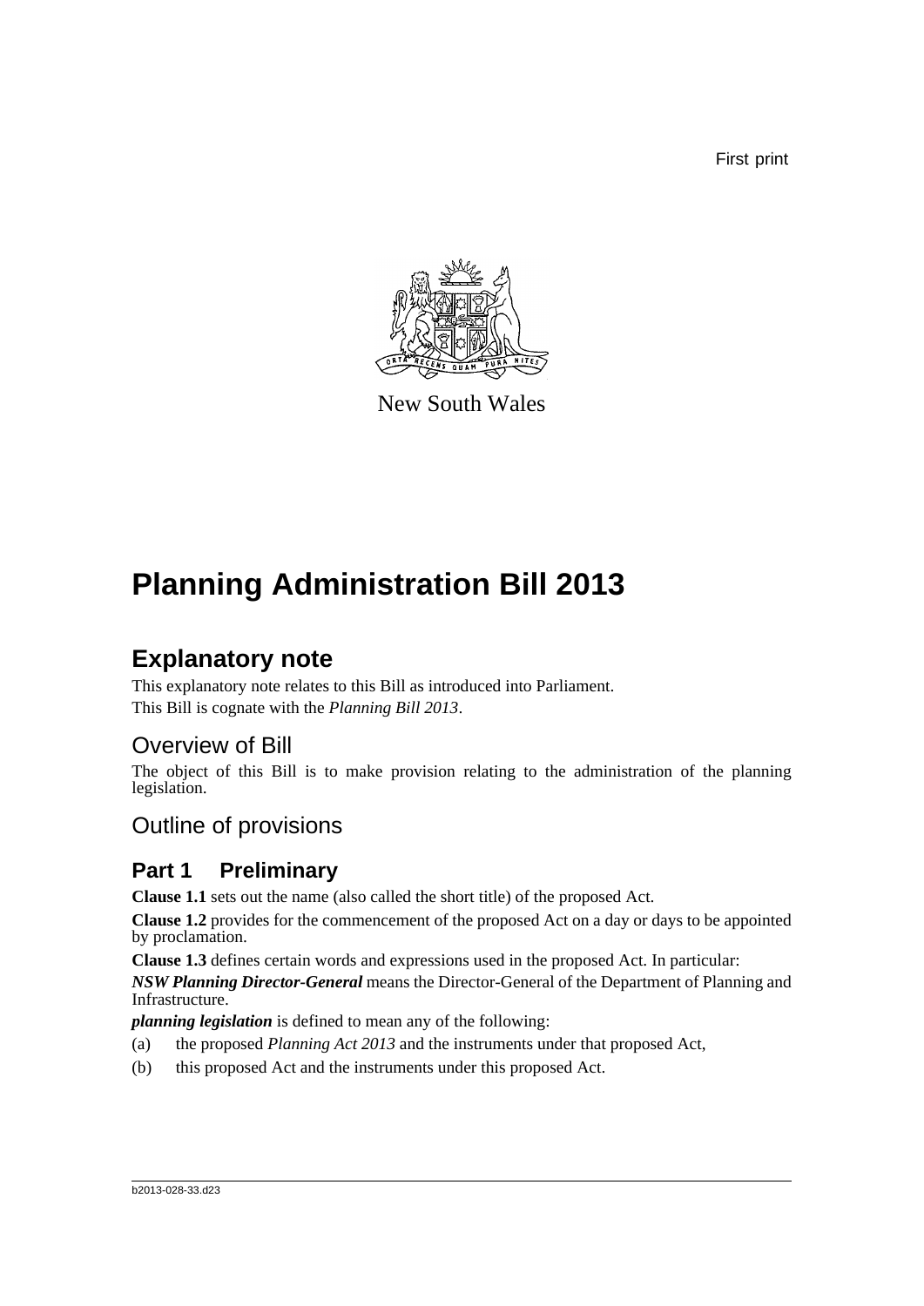First print

New South Wales

# Planning Administration Bill 2013

## Explanatory note

This explanatory note relates to this Bill as introduced into Parliament.

This Bill is cognate with the *Planning Bill 2013*.

### Overview of Bill

The object of this Bill is to make provision relating to the administration of the planning legislation.

### Outline of provisions

## Part 1 Preliminary

**Clause 1.1** sets out the name (also called the short title) of the proposed Act.

**Clause 1.2** provides for the commencement of the proposed Act on a day or days to be appointed by proclamation.

**Clause 1.3** defines certain words and expressions used in the proposed Act. In particular:

***NSW Planning Director-General*** means the Director-General of the Department of Planning and Infrastructure.

***planning legislation*** is defined to mean any of the following:

(a) the proposed *Planning Act 2013* and the instruments under that proposed Act,

(b) this proposed Act and the instruments under this proposed Act.

b2013-028-33.d23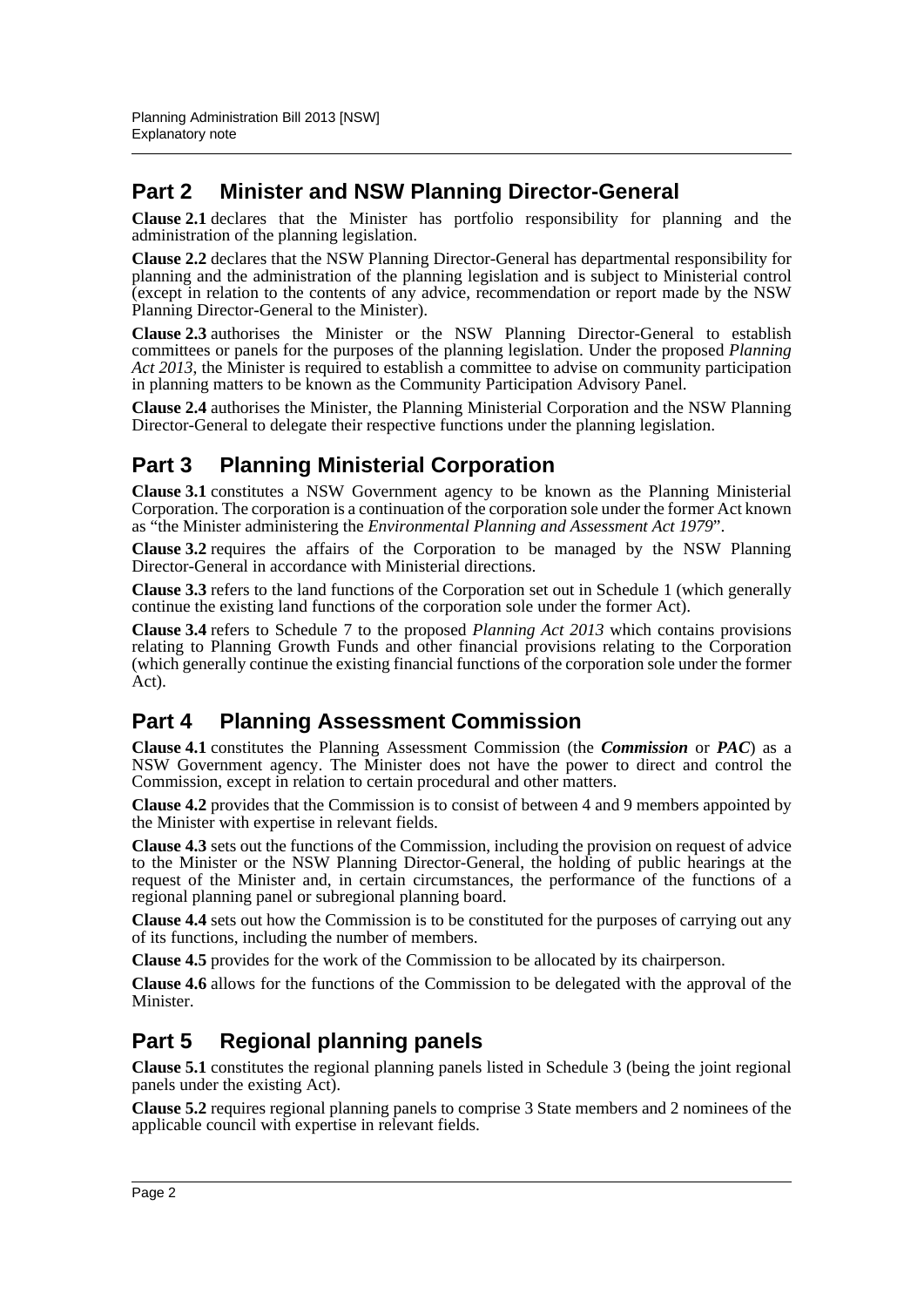## Part 2 Minister and NSW Planning Director-General

**Clause 2.1** declares that the Minister has portfolio responsibility for planning and the administration of the planning legislation.

**Clause 2.2** declares that the NSW Planning Director-General has departmental responsibility for planning and the administration of the planning legislation and is subject to Ministerial control (except in relation to the contents of any advice, recommendation or report made by the NSW Planning Director-General to the Minister).

**Clause 2.3** authorises the Minister or the NSW Planning Director-General to establish committees or panels for the purposes of the planning legislation. Under the proposed *Planning Act 2013*, the Minister is required to establish a committee to advise on community participation in planning matters to be known as the Community Participation Advisory Panel.

**Clause 2.4** authorises the Minister, the Planning Ministerial Corporation and the NSW Planning Director-General to delegate their respective functions under the planning legislation.

## Part 3 Planning Ministerial Corporation

**Clause 3.1** constitutes a NSW Government agency to be known as the Planning Ministerial Corporation. The corporation is a continuation of the corporation sole under the former Act known as "the Minister administering the *Environmental Planning and Assessment Act 1979*".

**Clause 3.2** requires the affairs of the Corporation to be managed by the NSW Planning Director-General in accordance with Ministerial directions.

**Clause 3.3** refers to the land functions of the Corporation set out in Schedule 1 (which generally continue the existing land functions of the corporation sole under the former Act).

**Clause 3.4** refers to Schedule 7 to the proposed *Planning Act 2013* which contains provisions relating to Planning Growth Funds and other financial provisions relating to the Corporation (which generally continue the existing financial functions of the corporation sole under the former Act).

## Part 4 Planning Assessment Commission

**Clause 4.1** constitutes the Planning Assessment Commission (the ***Commission*** or ***PAC***) as a NSW Government agency. The Minister does not have the power to direct and control the Commission, except in relation to certain procedural and other matters.

**Clause 4.2** provides that the Commission is to consist of between 4 and 9 members appointed by the Minister with expertise in relevant fields.

**Clause 4.3** sets out the functions of the Commission, including the provision on request of advice to the Minister or the NSW Planning Director-General, the holding of public hearings at the request of the Minister and, in certain circumstances, the performance of the functions of a regional planning panel or subregional planning board.

**Clause 4.4** sets out how the Commission is to be constituted for the purposes of carrying out any of its functions, including the number of members.

**Clause 4.5** provides for the work of the Commission to be allocated by its chairperson.

**Clause 4.6** allows for the functions of the Commission to be delegated with the approval of the Minister.

## Part 5 Regional planning panels

**Clause 5.1** constitutes the regional planning panels listed in Schedule 3 (being the joint regional panels under the existing Act).

**Clause 5.2** requires regional planning panels to comprise 3 State members and 2 nominees of the applicable council with expertise in relevant fields.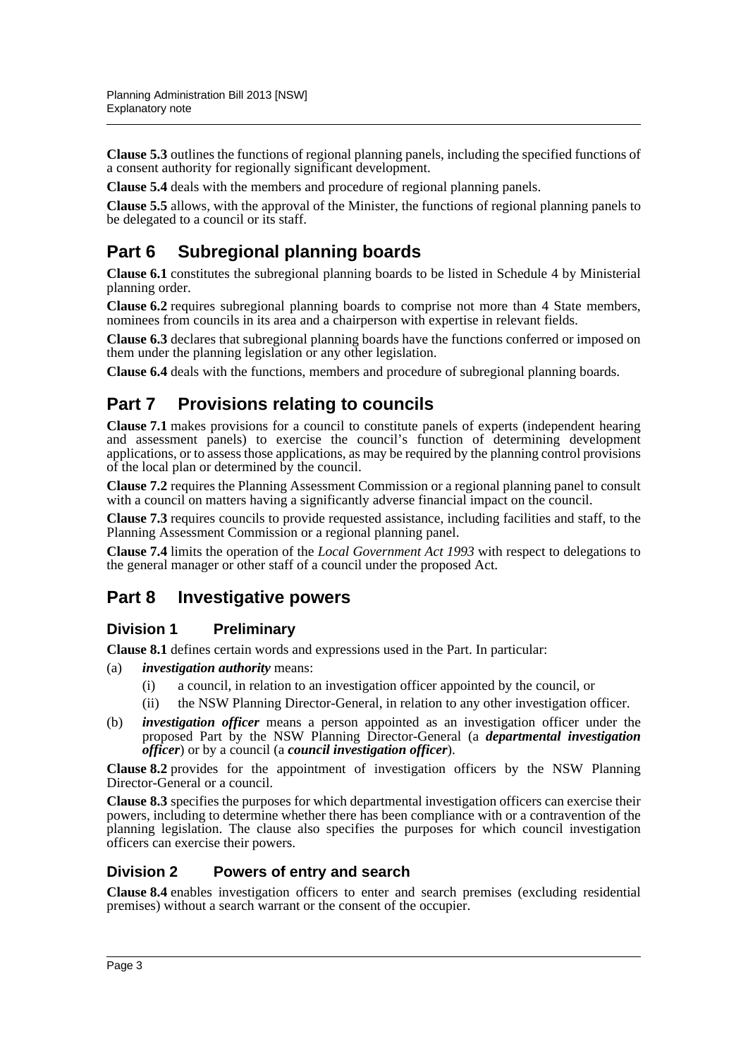**Clause 5.3** outlines the functions of regional planning panels, including the specified functions of a consent authority for regionally significant development.

**Clause 5.4** deals with the members and procedure of regional planning panels.

**Clause 5.5** allows, with the approval of the Minister, the functions of regional planning panels to be delegated to a council or its staff.

## Part 6 Subregional planning boards

**Clause 6.1** constitutes the subregional planning boards to be listed in Schedule 4 by Ministerial planning order.

**Clause 6.2** requires subregional planning boards to comprise not more than 4 State members, nominees from councils in its area and a chairperson with expertise in relevant fields.

**Clause 6.3** declares that subregional planning boards have the functions conferred or imposed on them under the planning legislation or any other legislation.

**Clause 6.4** deals with the functions, members and procedure of subregional planning boards.

## Part 7 Provisions relating to councils

**Clause 7.1** makes provisions for a council to constitute panels of experts (independent hearing and assessment panels) to exercise the council's function of determining development applications, or to assess those applications, as may be required by the planning control provisions of the local plan or determined by the council.

**Clause 7.2** requires the Planning Assessment Commission or a regional planning panel to consult with a council on matters having a significantly adverse financial impact on the council.

**Clause 7.3** requires councils to provide requested assistance, including facilities and staff, to the Planning Assessment Commission or a regional planning panel.

**Clause 7.4** limits the operation of the *Local Government Act 1993* with respect to delegations to the general manager or other staff of a council under the proposed Act.

## Part 8 Investigative powers

### Division 1 Preliminary

**Clause 8.1** defines certain words and expressions used in the Part. In particular:

(a) ***investigation authority*** means:

   (i) a council, in relation to an investigation officer appointed by the council, or

   (ii) the NSW Planning Director-General, in relation to any other investigation officer.

(b) ***investigation officer*** means a person appointed as an investigation officer under the proposed Part by the NSW Planning Director-General (a ***departmental investigation officer***) or by a council (a ***council investigation officer***).

**Clause 8.2** provides for the appointment of investigation officers by the NSW Planning Director-General or a council.

**Clause 8.3** specifies the purposes for which departmental investigation officers can exercise their powers, including to determine whether there has been compliance with or a contravention of the planning legislation. The clause also specifies the purposes for which council investigation officers can exercise their powers.

### Division 2 Powers of entry and search

**Clause 8.4** enables investigation officers to enter and search premises (excluding residential premises) without a search warrant or the consent of the occupier.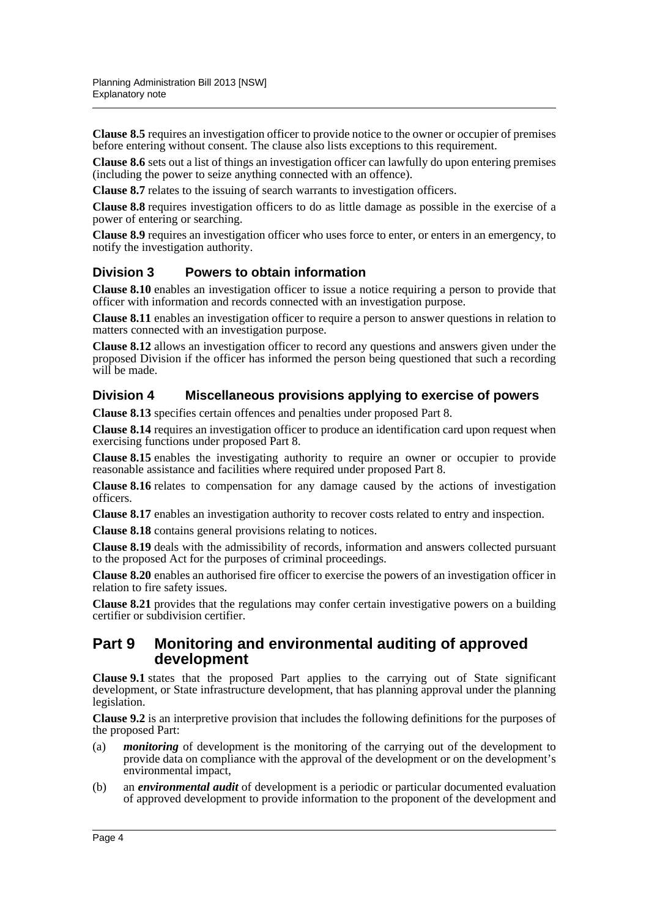**Clause 8.5** requires an investigation officer to provide notice to the owner or occupier of premises before entering without consent. The clause also lists exceptions to this requirement.

**Clause 8.6** sets out a list of things an investigation officer can lawfully do upon entering premises (including the power to seize anything connected with an offence).

**Clause 8.7** relates to the issuing of search warrants to investigation officers.

**Clause 8.8** requires investigation officers to do as little damage as possible in the exercise of a power of entering or searching.

**Clause 8.9** requires an investigation officer who uses force to enter, or enters in an emergency, to notify the investigation authority.

### Division 3 Powers to obtain information

**Clause 8.10** enables an investigation officer to issue a notice requiring a person to provide that officer with information and records connected with an investigation purpose.

**Clause 8.11** enables an investigation officer to require a person to answer questions in relation to matters connected with an investigation purpose.

**Clause 8.12** allows an investigation officer to record any questions and answers given under the proposed Division if the officer has informed the person being questioned that such a recording will be made.

### Division 4 Miscellaneous provisions applying to exercise of powers

**Clause 8.13** specifies certain offences and penalties under proposed Part 8.

**Clause 8.14** requires an investigation officer to produce an identification card upon request when exercising functions under proposed Part 8.

**Clause 8.15** enables the investigating authority to require an owner or occupier to provide reasonable assistance and facilities where required under proposed Part 8.

**Clause 8.16** relates to compensation for any damage caused by the actions of investigation officers.

**Clause 8.17** enables an investigation authority to recover costs related to entry and inspection.

**Clause 8.18** contains general provisions relating to notices.

**Clause 8.19** deals with the admissibility of records, information and answers collected pursuant to the proposed Act for the purposes of criminal proceedings.

**Clause 8.20** enables an authorised fire officer to exercise the powers of an investigation officer in relation to fire safety issues.

**Clause 8.21** provides that the regulations may confer certain investigative powers on a building certifier or subdivision certifier.

## Part 9 Monitoring and environmental auditing of approved development

**Clause 9.1** states that the proposed Part applies to the carrying out of State significant development, or State infrastructure development, that has planning approval under the planning legislation.

**Clause 9.2** is an interpretive provision that includes the following definitions for the purposes of the proposed Part:

(a) ***monitoring*** of development is the monitoring of the carrying out of the development to provide data on compliance with the approval of the development or on the development's environmental impact,

(b) an ***environmental audit*** of development is a periodic or particular documented evaluation of approved development to provide information to the proponent of the development and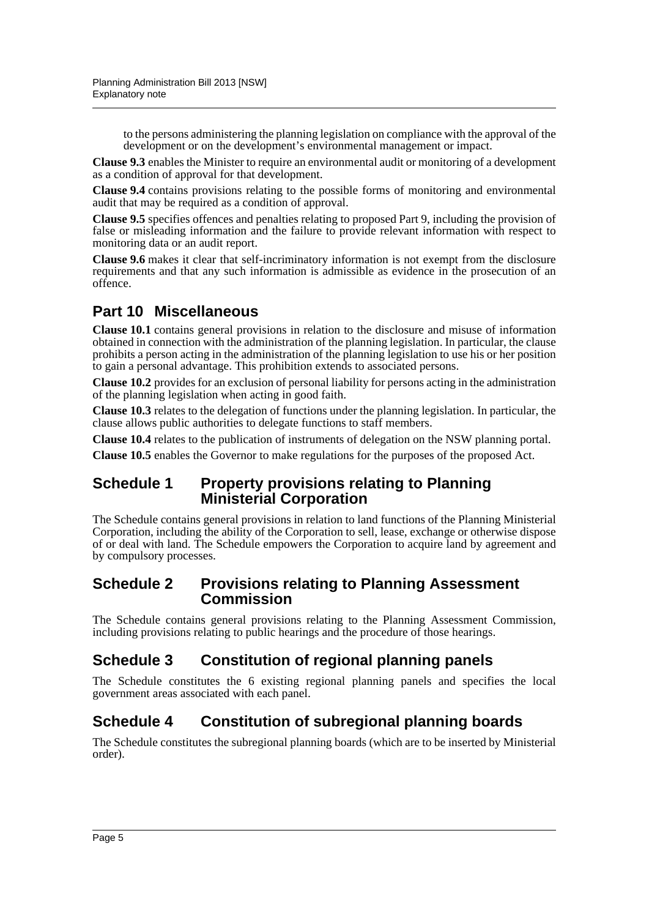to the persons administering the planning legislation on compliance with the approval of the development or on the development's environmental management or impact.

**Clause 9.3** enables the Minister to require an environmental audit or monitoring of a development as a condition of approval for that development.

**Clause 9.4** contains provisions relating to the possible forms of monitoring and environmental audit that may be required as a condition of approval.

**Clause 9.5** specifies offences and penalties relating to proposed Part 9, including the provision of false or misleading information and the failure to provide relevant information with respect to monitoring data or an audit report.

**Clause 9.6** makes it clear that self-incriminatory information is not exempt from the disclosure requirements and that any such information is admissible as evidence in the prosecution of an offence.

## Part 10 Miscellaneous

**Clause 10.1** contains general provisions in relation to the disclosure and misuse of information obtained in connection with the administration of the planning legislation. In particular, the clause prohibits a person acting in the administration of the planning legislation to use his or her position to gain a personal advantage. This prohibition extends to associated persons.

**Clause 10.2** provides for an exclusion of personal liability for persons acting in the administration of the planning legislation when acting in good faith.

**Clause 10.3** relates to the delegation of functions under the planning legislation. In particular, the clause allows public authorities to delegate functions to staff members.

**Clause 10.4** relates to the publication of instruments of delegation on the NSW planning portal.

**Clause 10.5** enables the Governor to make regulations for the purposes of the proposed Act.

## Schedule 1 Property provisions relating to Planning Ministerial Corporation

The Schedule contains general provisions in relation to land functions of the Planning Ministerial Corporation, including the ability of the Corporation to sell, lease, exchange or otherwise dispose of or deal with land. The Schedule empowers the Corporation to acquire land by agreement and by compulsory processes.

## Schedule 2 Provisions relating to Planning Assessment Commission

The Schedule contains general provisions relating to the Planning Assessment Commission, including provisions relating to public hearings and the procedure of those hearings.

## Schedule 3 Constitution of regional planning panels

The Schedule constitutes the 6 existing regional planning panels and specifies the local government areas associated with each panel.

## Schedule 4 Constitution of subregional planning boards

The Schedule constitutes the subregional planning boards (which are to be inserted by Ministerial order).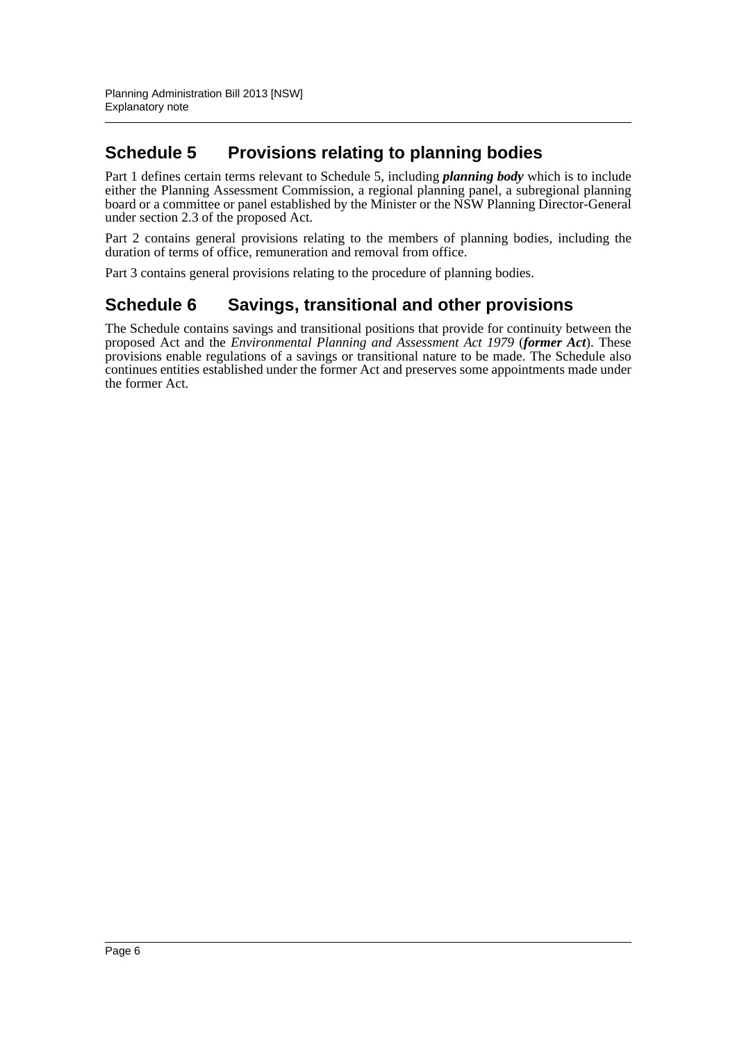## Schedule 5 Provisions relating to planning bodies

Part 1 defines certain terms relevant to Schedule 5, including ***planning body*** which is to include either the Planning Assessment Commission, a regional planning panel, a subregional planning board or a committee or panel established by the Minister or the NSW Planning Director-General under section 2.3 of the proposed Act.

Part 2 contains general provisions relating to the members of planning bodies, including the duration of terms of office, remuneration and removal from office.

Part 3 contains general provisions relating to the procedure of planning bodies.

## Schedule 6 Savings, transitional and other provisions

The Schedule contains savings and transitional positions that provide for continuity between the proposed Act and the *Environmental Planning and Assessment Act 1979* (***former Act***). These provisions enable regulations of a savings or transitional nature to be made. The Schedule also continues entities established under the former Act and preserves some appointments made under the former Act.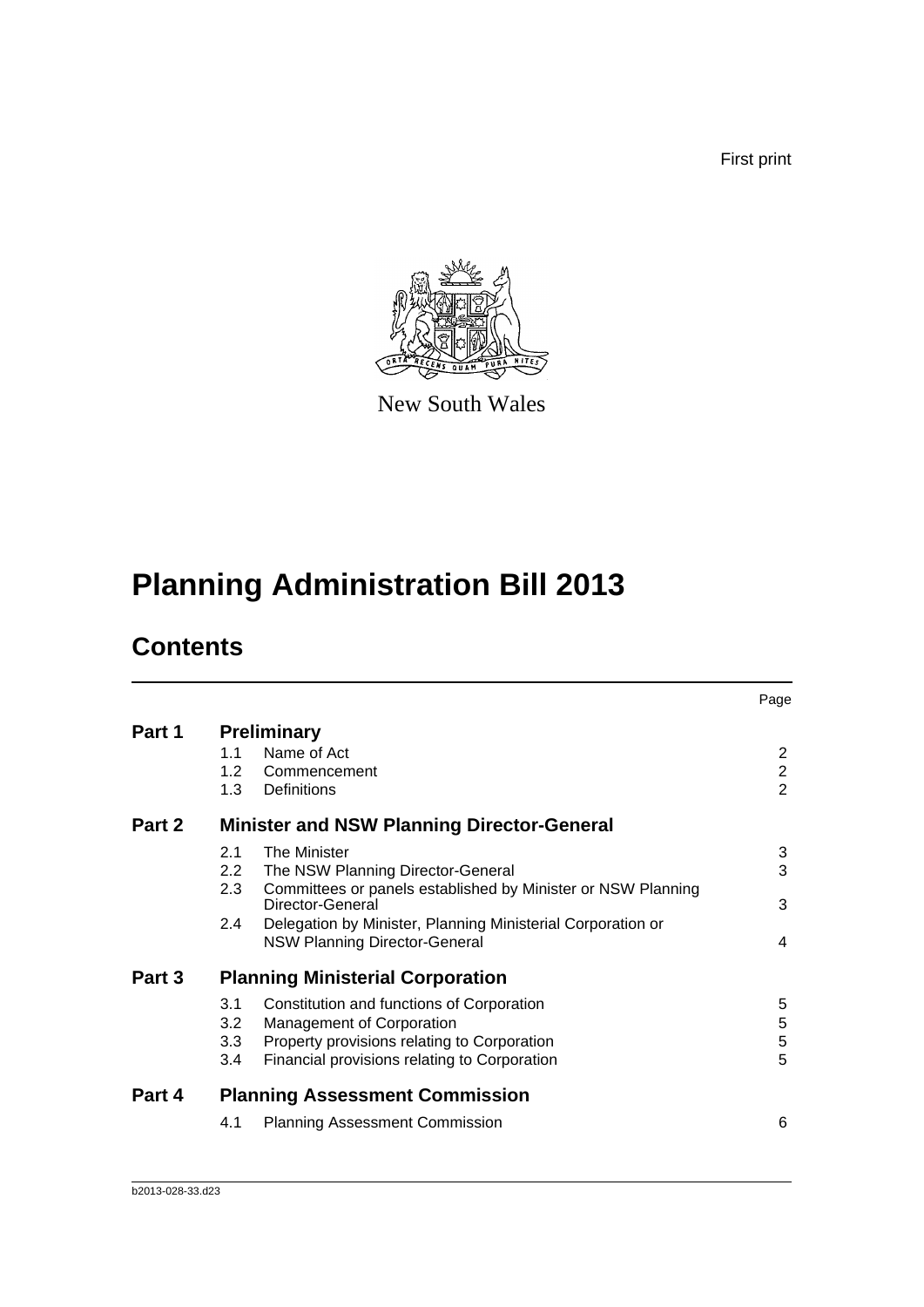First print

New South Wales

# Planning Administration Bill 2013

## Contents

| | | | Page |
|---|---|---|---|
| **Part 1** | **Preliminary** | | |
| | 1.1 | Name of Act | 2 |
| | 1.2 | Commencement | 2 |
| | 1.3 | Definitions | 2 |
| **Part 2** | **Minister and NSW Planning Director-General** | | |
| | 2.1 | The Minister | 3 |
| | 2.2 | The NSW Planning Director-General | 3 |
| | 2.3 | Committees or panels established by Minister or NSW Planning Director-General | 3 |
| | 2.4 | Delegation by Minister, Planning Ministerial Corporation or NSW Planning Director-General | 4 |
| **Part 3** | **Planning Ministerial Corporation** | | |
| | 3.1 | Constitution and functions of Corporation | 5 |
| | 3.2 | Management of Corporation | 5 |
| | 3.3 | Property provisions relating to Corporation | 5 |
| | 3.4 | Financial provisions relating to Corporation | 5 |
| **Part 4** | **Planning Assessment Commission** | | |
| | 4.1 | Planning Assessment Commission | 6 |

b2013-028-33.d23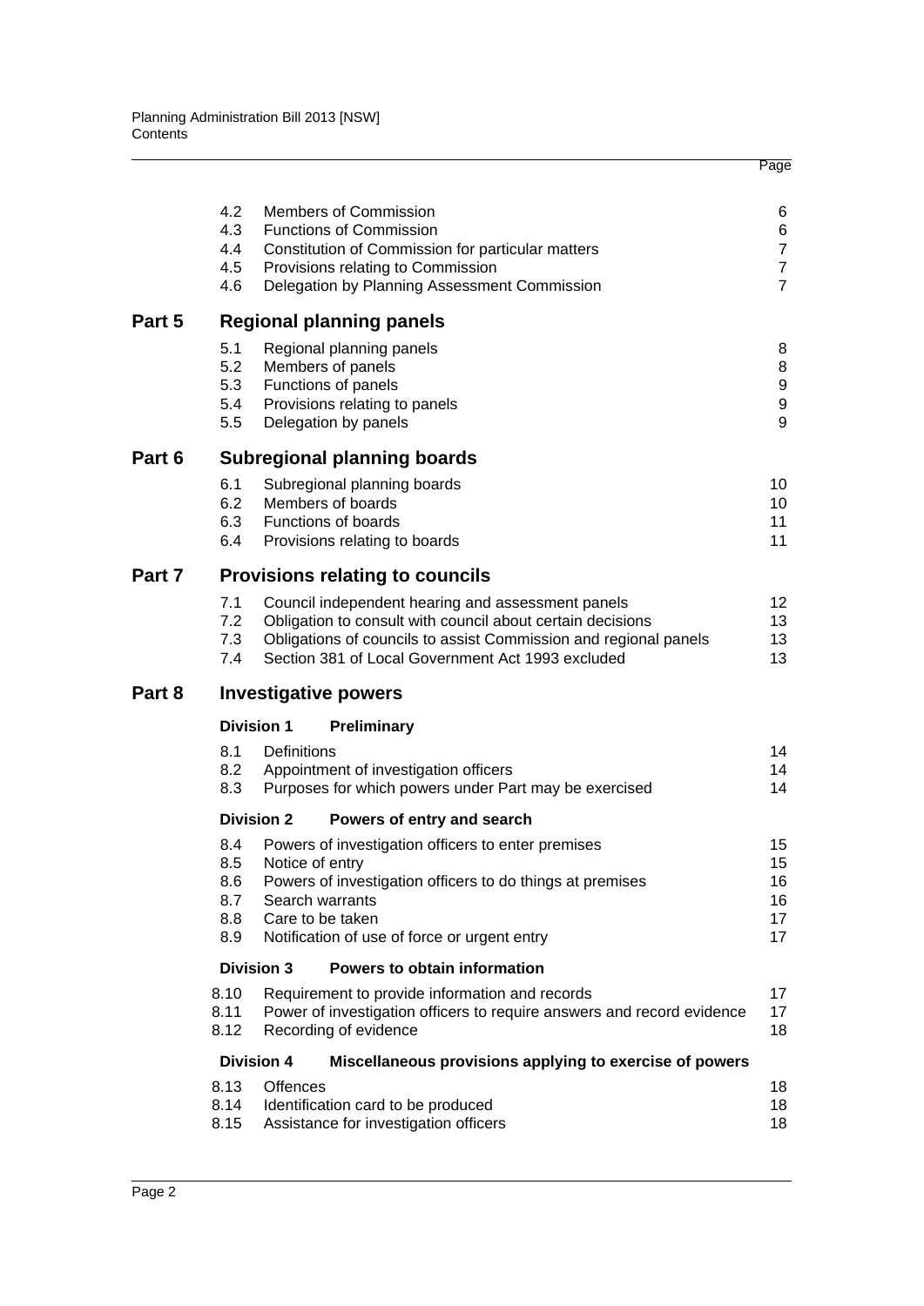| | | | Page |
|---|---|---|---|
| | 4.2 | Members of Commission | 6 |
| | 4.3 | Functions of Commission | 6 |
| | 4.4 | Constitution of Commission for particular matters | 7 |
| | 4.5 | Provisions relating to Commission | 7 |
| | 4.6 | Delegation by Planning Assessment Commission | 7 |
| **Part 5** | | **Regional planning panels** | |
| | 5.1 | Regional planning panels | 8 |
| | 5.2 | Members of panels | 8 |
| | 5.3 | Functions of panels | 9 |
| | 5.4 | Provisions relating to panels | 9 |
| | 5.5 | Delegation by panels | 9 |
| **Part 6** | | **Subregional planning boards** | |
| | 6.1 | Subregional planning boards | 10 |
| | 6.2 | Members of boards | 10 |
| | 6.3 | Functions of boards | 11 |
| | 6.4 | Provisions relating to boards | 11 |
| **Part 7** | | **Provisions relating to councils** | |
| | 7.1 | Council independent hearing and assessment panels | 12 |
| | 7.2 | Obligation to consult with council about certain decisions | 13 |
| | 7.3 | Obligations of councils to assist Commission and regional panels | 13 |
| | 7.4 | Section 381 of Local Government Act 1993 excluded | 13 |
| **Part 8** | | **Investigative powers** | |
| | **Division 1** | **Preliminary** | |
| | 8.1 | Definitions | 14 |
| | 8.2 | Appointment of investigation officers | 14 |
| | 8.3 | Purposes for which powers under Part may be exercised | 14 |
| | **Division 2** | **Powers of entry and search** | |
| | 8.4 | Powers of investigation officers to enter premises | 15 |
| | 8.5 | Notice of entry | 15 |
| | 8.6 | Powers of investigation officers to do things at premises | 16 |
| | 8.7 | Search warrants | 16 |
| | 8.8 | Care to be taken | 17 |
| | 8.9 | Notification of use of force or urgent entry | 17 |
| | **Division 3** | **Powers to obtain information** | |
| | 8.10 | Requirement to provide information and records | 17 |
| | 8.11 | Power of investigation officers to require answers and record evidence | 17 |
| | 8.12 | Recording of evidence | 18 |
| | **Division 4** | **Miscellaneous provisions applying to exercise of powers** | |
| | 8.13 | Offences | 18 |
| | 8.14 | Identification card to be produced | 18 |
| | 8.15 | Assistance for investigation officers | 18 |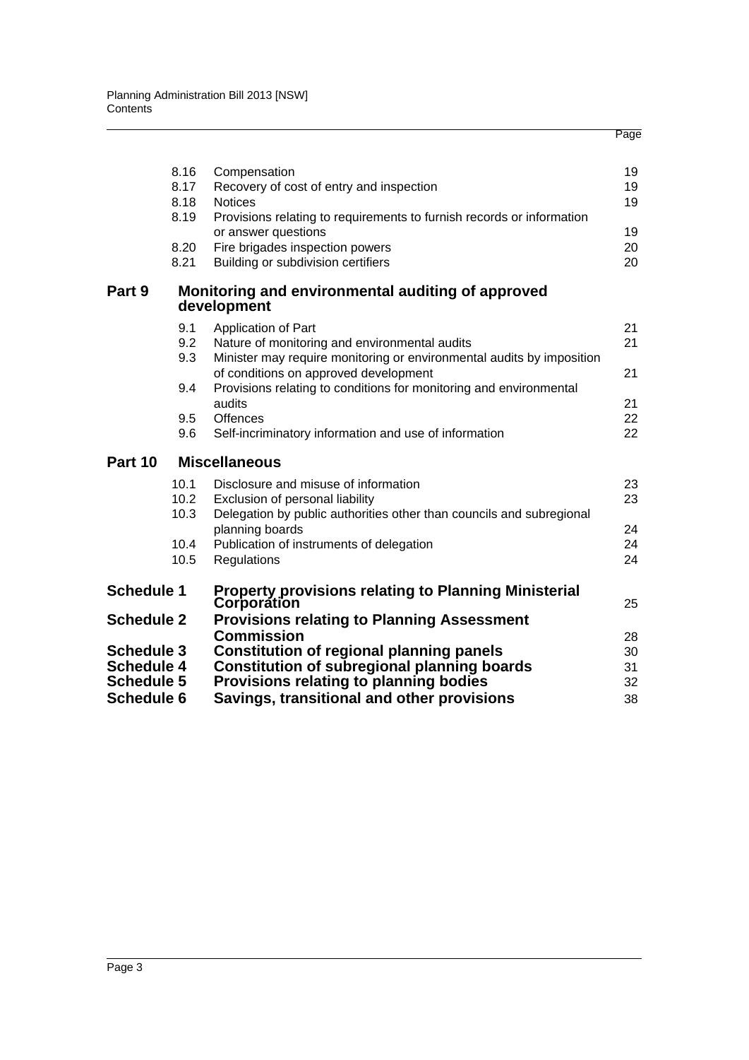| | | | Page |
|---|---|---|---|
| | 8.16 | Compensation | 19 |
| | 8.17 | Recovery of cost of entry and inspection | 19 |
| | 8.18 | Notices | 19 |
| | 8.19 | Provisions relating to requirements to furnish records or information or answer questions | 19 |
| | 8.20 | Fire brigades inspection powers | 20 |
| | 8.21 | Building or subdivision certifiers | 20 |
| **Part 9** | **Monitoring and environmental auditing of approved development** | | |
| | 9.1 | Application of Part | 21 |
| | 9.2 | Nature of monitoring and environmental audits | 21 |
| | 9.3 | Minister may require monitoring or environmental audits by imposition of conditions on approved development | 21 |
| | 9.4 | Provisions relating to conditions for monitoring and environmental audits | 21 |
| | 9.5 | Offences | 22 |
| | 9.6 | Self-incriminatory information and use of information | 22 |
| **Part 10** | **Miscellaneous** | | |
| | 10.1 | Disclosure and misuse of information | 23 |
| | 10.2 | Exclusion of personal liability | 23 |
| | 10.3 | Delegation by public authorities other than councils and subregional planning boards | 24 |
| | 10.4 | Publication of instruments of delegation | 24 |
| | 10.5 | Regulations | 24 |
| **Schedule 1** | **Property provisions relating to Planning Ministerial Corporation** | | 25 |
| **Schedule 2** | **Provisions relating to Planning Assessment Commission** | | 28 |
| **Schedule 3** | **Constitution of regional planning panels** | | 30 |
| **Schedule 4** | **Constitution of subregional planning boards** | | 31 |
| **Schedule 5** | **Provisions relating to planning bodies** | | 32 |
| **Schedule 6** | **Savings, transitional and other provisions** | | 38 |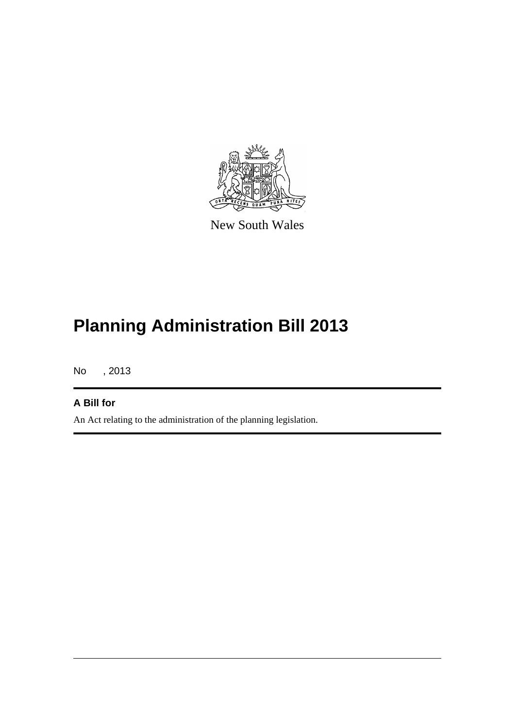New South Wales

# Planning Administration Bill 2013

No , 2013

**A Bill for**

An Act relating to the administration of the planning legislation.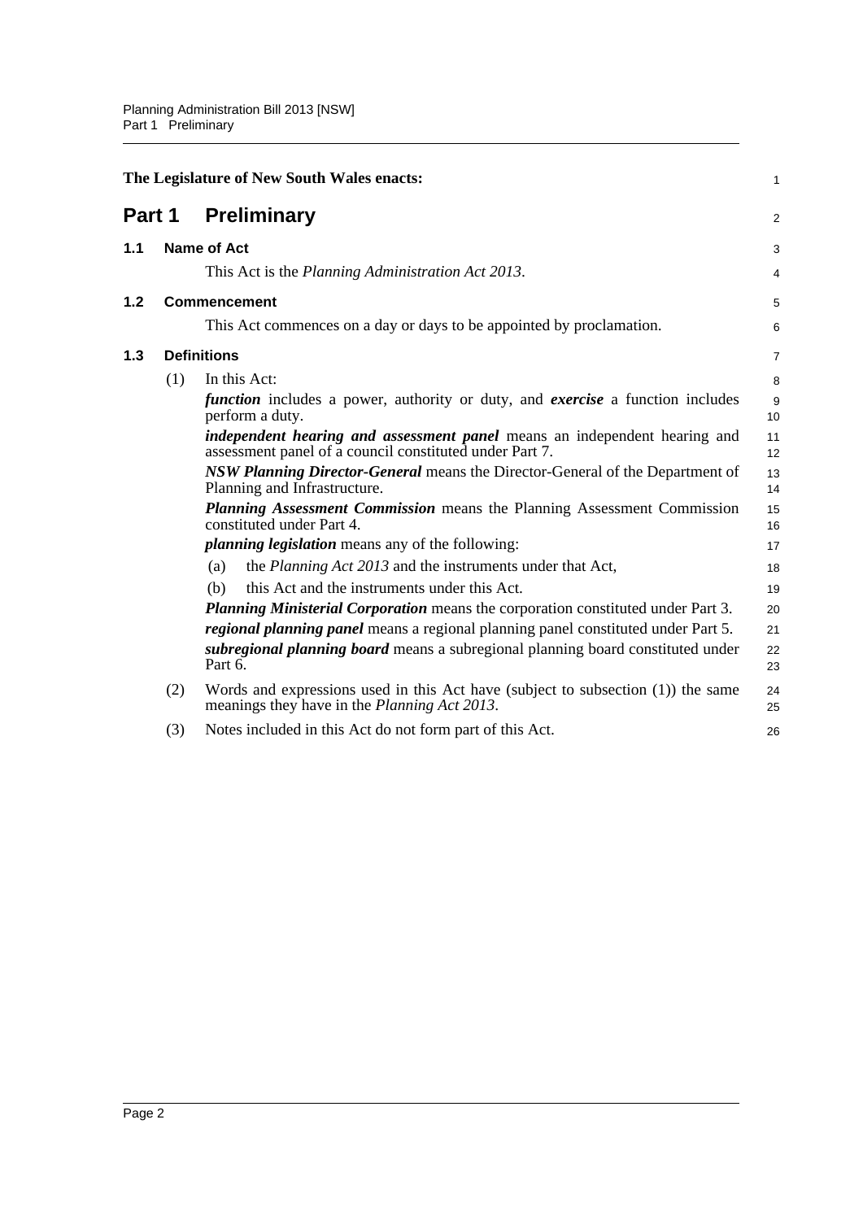The Legislature of New South Wales enacts:

# Part 1 Preliminary

## 1.1 Name of Act

This Act is the *Planning Administration Act 2013*.

## 1.2 Commencement

This Act commences on a day or days to be appointed by proclamation.

## 1.3 Definitions

(1) In this Act:

***function*** includes a power, authority or duty, and ***exercise*** a function includes perform a duty.

***independent hearing and assessment panel*** means an independent hearing and assessment panel of a council constituted under Part 7.

***NSW Planning Director-General*** means the Director-General of the Department of Planning and Infrastructure.

***Planning Assessment Commission*** means the Planning Assessment Commission constituted under Part 4.

***planning legislation*** means any of the following:

(a) the *Planning Act 2013* and the instruments under that Act,

(b) this Act and the instruments under this Act.

***Planning Ministerial Corporation*** means the corporation constituted under Part 3.

***regional planning panel*** means a regional planning panel constituted under Part 5.

***subregional planning board*** means a subregional planning board constituted under Part 6.

(2) Words and expressions used in this Act have (subject to subsection (1)) the same meanings they have in the *Planning Act 2013*.

(3) Notes included in this Act do not form part of this Act.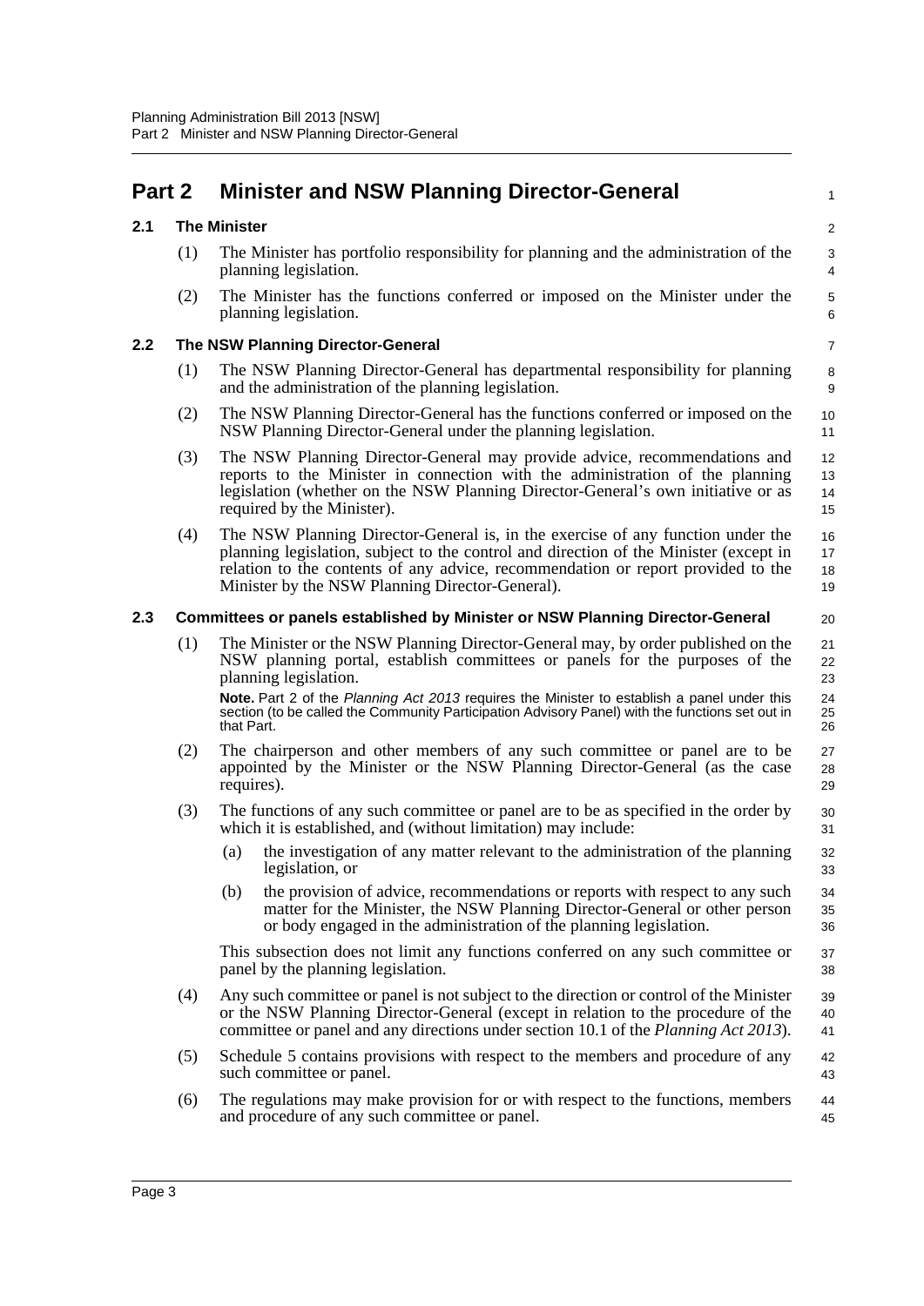# Part 2 Minister and NSW Planning Director-General

## 2.1 The Minister

(1) The Minister has portfolio responsibility for planning and the administration of the planning legislation.

(2) The Minister has the functions conferred or imposed on the Minister under the planning legislation.

## 2.2 The NSW Planning Director-General

(1) The NSW Planning Director-General has departmental responsibility for planning and the administration of the planning legislation.

(2) The NSW Planning Director-General has the functions conferred or imposed on the NSW Planning Director-General under the planning legislation.

(3) The NSW Planning Director-General may provide advice, recommendations and reports to the Minister in connection with the administration of the planning legislation (whether on the NSW Planning Director-General's own initiative or as required by the Minister).

(4) The NSW Planning Director-General is, in the exercise of any function under the planning legislation, subject to the control and direction of the Minister (except in relation to the contents of any advice, recommendation or report provided to the Minister by the NSW Planning Director-General).

## 2.3 Committees or panels established by Minister or NSW Planning Director-General

(1) The Minister or the NSW Planning Director-General may, by order published on the NSW planning portal, establish committees or panels for the purposes of the planning legislation.

**Note.** Part 2 of the *Planning Act 2013* requires the Minister to establish a panel under this section (to be called the Community Participation Advisory Panel) with the functions set out in that Part.

(2) The chairperson and other members of any such committee or panel are to be appointed by the Minister or the NSW Planning Director-General (as the case requires).

(3) The functions of any such committee or panel are to be as specified in the order by which it is established, and (without limitation) may include:

(a) the investigation of any matter relevant to the administration of the planning legislation, or

(b) the provision of advice, recommendations or reports with respect to any such matter for the Minister, the NSW Planning Director-General or other person or body engaged in the administration of the planning legislation.

This subsection does not limit any functions conferred on any such committee or panel by the planning legislation.

(4) Any such committee or panel is not subject to the direction or control of the Minister or the NSW Planning Director-General (except in relation to the procedure of the committee or panel and any directions under section 10.1 of the *Planning Act 2013*).

(5) Schedule 5 contains provisions with respect to the members and procedure of any such committee or panel.

(6) The regulations may make provision for or with respect to the functions, members and procedure of any such committee or panel.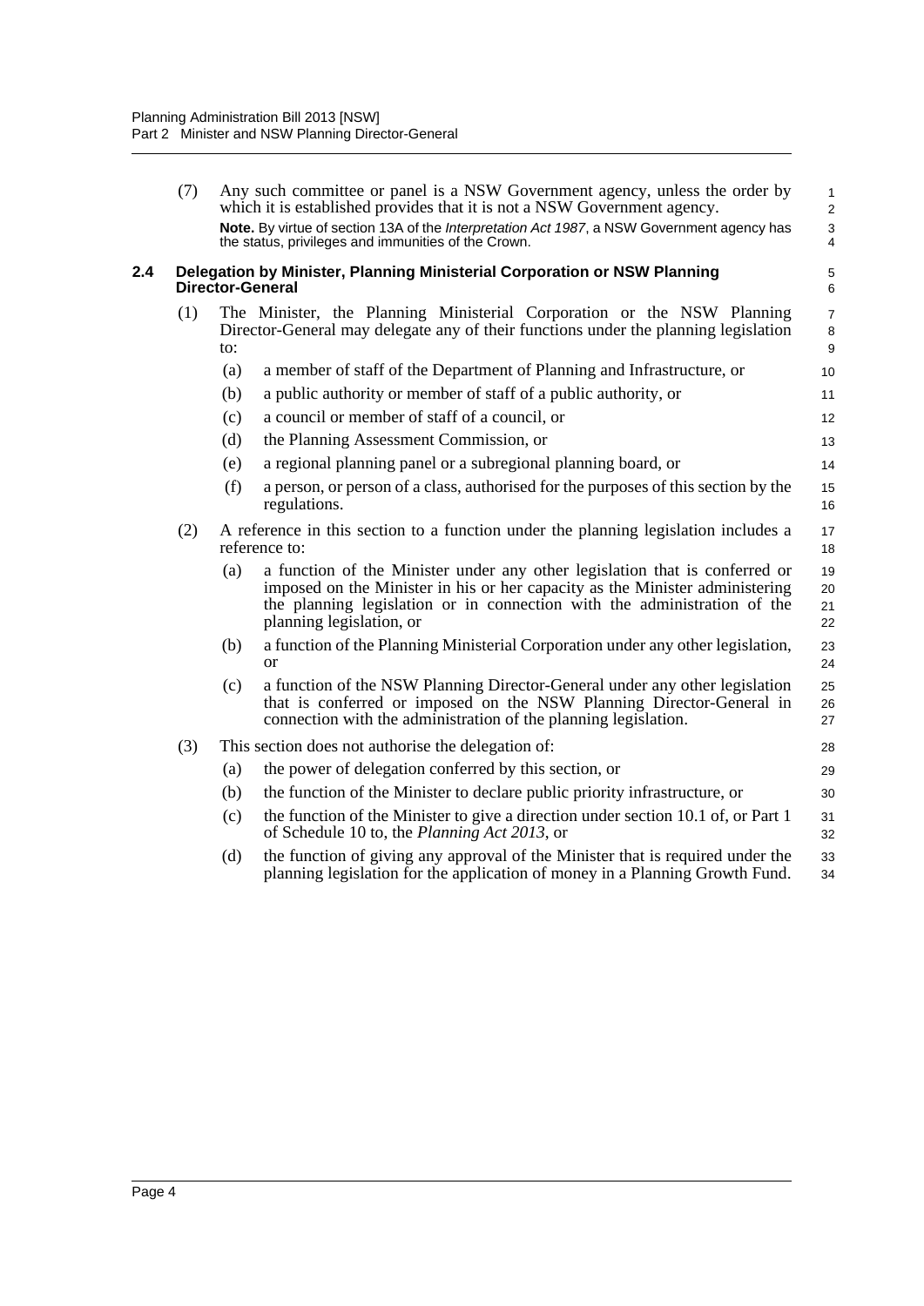(7) Any such committee or panel is a NSW Government agency, unless the order by which it is established provides that it is not a NSW Government agency.

**Note.** By virtue of section 13A of the *Interpretation Act 1987*, a NSW Government agency has the status, privileges and immunities of the Crown.

### 2.4 Delegation by Minister, Planning Ministerial Corporation or NSW Planning Director-General

(1) The Minister, the Planning Ministerial Corporation or the NSW Planning Director-General may delegate any of their functions under the planning legislation to:

(a) a member of staff of the Department of Planning and Infrastructure, or

(b) a public authority or member of staff of a public authority, or

(c) a council or member of staff of a council, or

(d) the Planning Assessment Commission, or

(e) a regional planning panel or a subregional planning board, or

(f) a person, or person of a class, authorised for the purposes of this section by the regulations.

(2) A reference in this section to a function under the planning legislation includes a reference to:

(a) a function of the Minister under any other legislation that is conferred or imposed on the Minister in his or her capacity as the Minister administering the planning legislation or in connection with the administration of the planning legislation, or

(b) a function of the Planning Ministerial Corporation under any other legislation, or

(c) a function of the NSW Planning Director-General under any other legislation that is conferred or imposed on the NSW Planning Director-General in connection with the administration of the planning legislation.

(3) This section does not authorise the delegation of:

(a) the power of delegation conferred by this section, or

(b) the function of the Minister to declare public priority infrastructure, or

(c) the function of the Minister to give a direction under section 10.1 of, or Part 1 of Schedule 10 to, the *Planning Act 2013*, or

(d) the function of giving any approval of the Minister that is required under the planning legislation for the application of money in a Planning Growth Fund.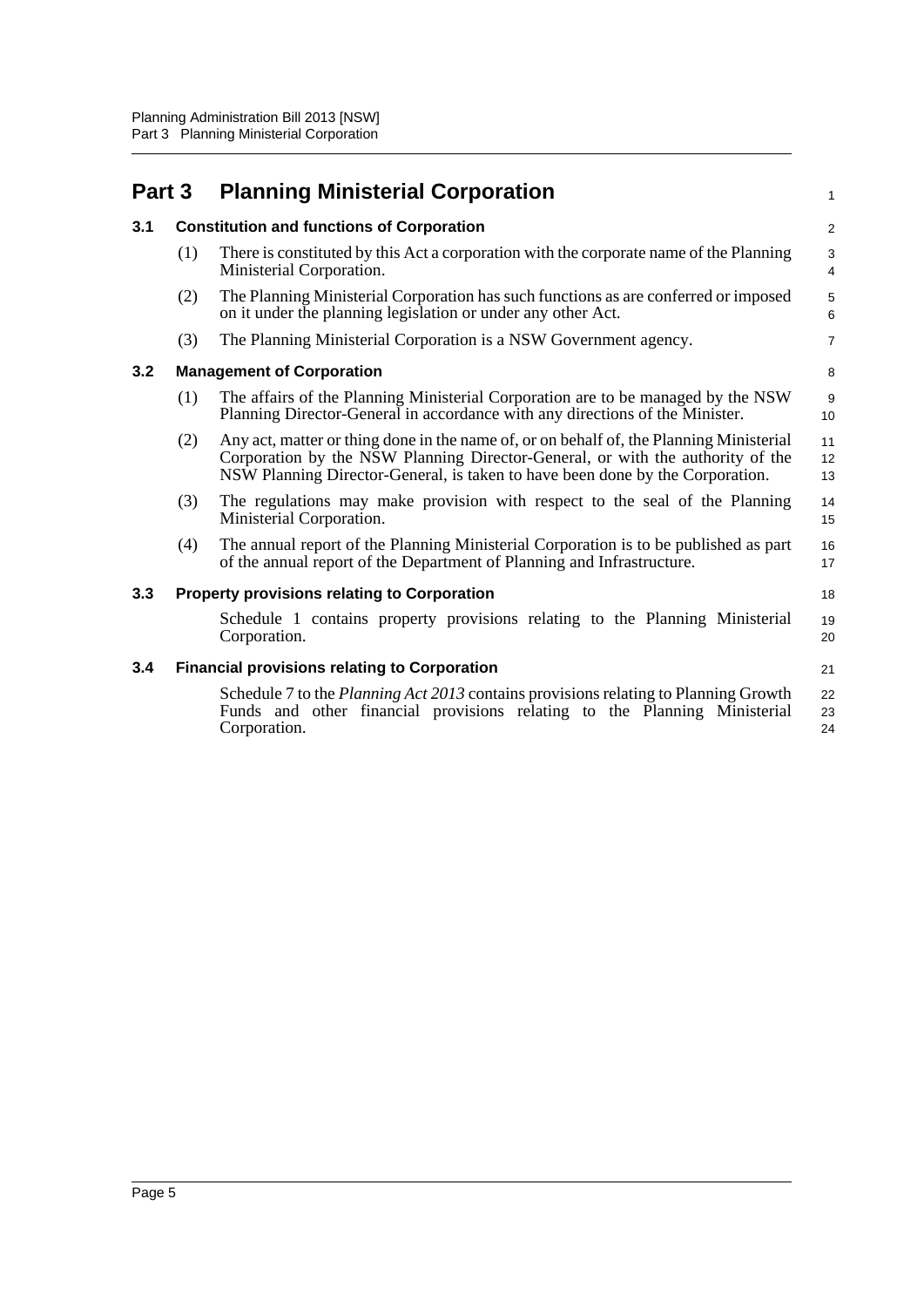# Part 3 Planning Ministerial Corporation

## 3.1 Constitution and functions of Corporation

(1) There is constituted by this Act a corporation with the corporate name of the Planning Ministerial Corporation.

(2) The Planning Ministerial Corporation has such functions as are conferred or imposed on it under the planning legislation or under any other Act.

(3) The Planning Ministerial Corporation is a NSW Government agency.

## 3.2 Management of Corporation

(1) The affairs of the Planning Ministerial Corporation are to be managed by the NSW Planning Director-General in accordance with any directions of the Minister.

(2) Any act, matter or thing done in the name of, or on behalf of, the Planning Ministerial Corporation by the NSW Planning Director-General, or with the authority of the NSW Planning Director-General, is taken to have been done by the Corporation.

(3) The regulations may make provision with respect to the seal of the Planning Ministerial Corporation.

(4) The annual report of the Planning Ministerial Corporation is to be published as part of the annual report of the Department of Planning and Infrastructure.

## 3.3 Property provisions relating to Corporation

Schedule 1 contains property provisions relating to the Planning Ministerial Corporation.

## 3.4 Financial provisions relating to Corporation

Schedule 7 to the *Planning Act 2013* contains provisions relating to Planning Growth Funds and other financial provisions relating to the Planning Ministerial Corporation.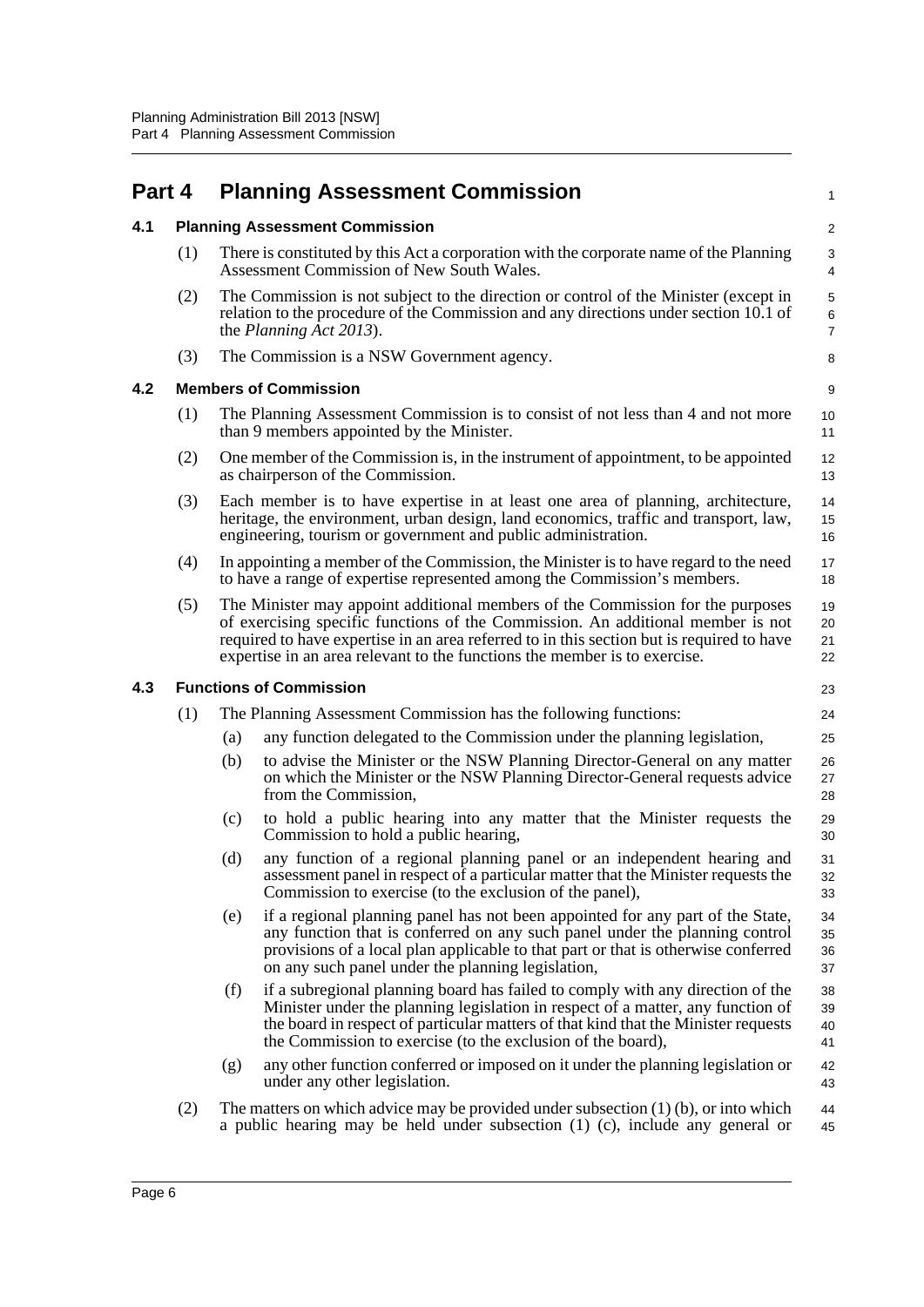# Part 4 Planning Assessment Commission

## 4.1 Planning Assessment Commission

(1) There is constituted by this Act a corporation with the corporate name of the Planning Assessment Commission of New South Wales.

(2) The Commission is not subject to the direction or control of the Minister (except in relation to the procedure of the Commission and any directions under section 10.1 of the *Planning Act 2013*).

(3) The Commission is a NSW Government agency.

## 4.2 Members of Commission

(1) The Planning Assessment Commission is to consist of not less than 4 and not more than 9 members appointed by the Minister.

(2) One member of the Commission is, in the instrument of appointment, to be appointed as chairperson of the Commission.

(3) Each member is to have expertise in at least one area of planning, architecture, heritage, the environment, urban design, land economics, traffic and transport, law, engineering, tourism or government and public administration.

(4) In appointing a member of the Commission, the Minister is to have regard to the need to have a range of expertise represented among the Commission's members.

(5) The Minister may appoint additional members of the Commission for the purposes of exercising specific functions of the Commission. An additional member is not required to have expertise in an area referred to in this section but is required to have expertise in an area relevant to the functions the member is to exercise.

## 4.3 Functions of Commission

(1) The Planning Assessment Commission has the following functions:

- (a) any function delegated to the Commission under the planning legislation,
- (b) to advise the Minister or the NSW Planning Director-General on any matter on which the Minister or the NSW Planning Director-General requests advice from the Commission,
- (c) to hold a public hearing into any matter that the Minister requests the Commission to hold a public hearing,
- (d) any function of a regional planning panel or an independent hearing and assessment panel in respect of a particular matter that the Minister requests the Commission to exercise (to the exclusion of the panel),
- (e) if a regional planning panel has not been appointed for any part of the State, any function that is conferred on any such panel under the planning control provisions of a local plan applicable to that part or that is otherwise conferred on any such panel under the planning legislation,
- (f) if a subregional planning board has failed to comply with any direction of the Minister under the planning legislation in respect of a matter, any function of the board in respect of particular matters of that kind that the Minister requests the Commission to exercise (to the exclusion of the board),
- (g) any other function conferred or imposed on it under the planning legislation or under any other legislation.

(2) The matters on which advice may be provided under subsection (1) (b), or into which a public hearing may be held under subsection (1) (c), include any general or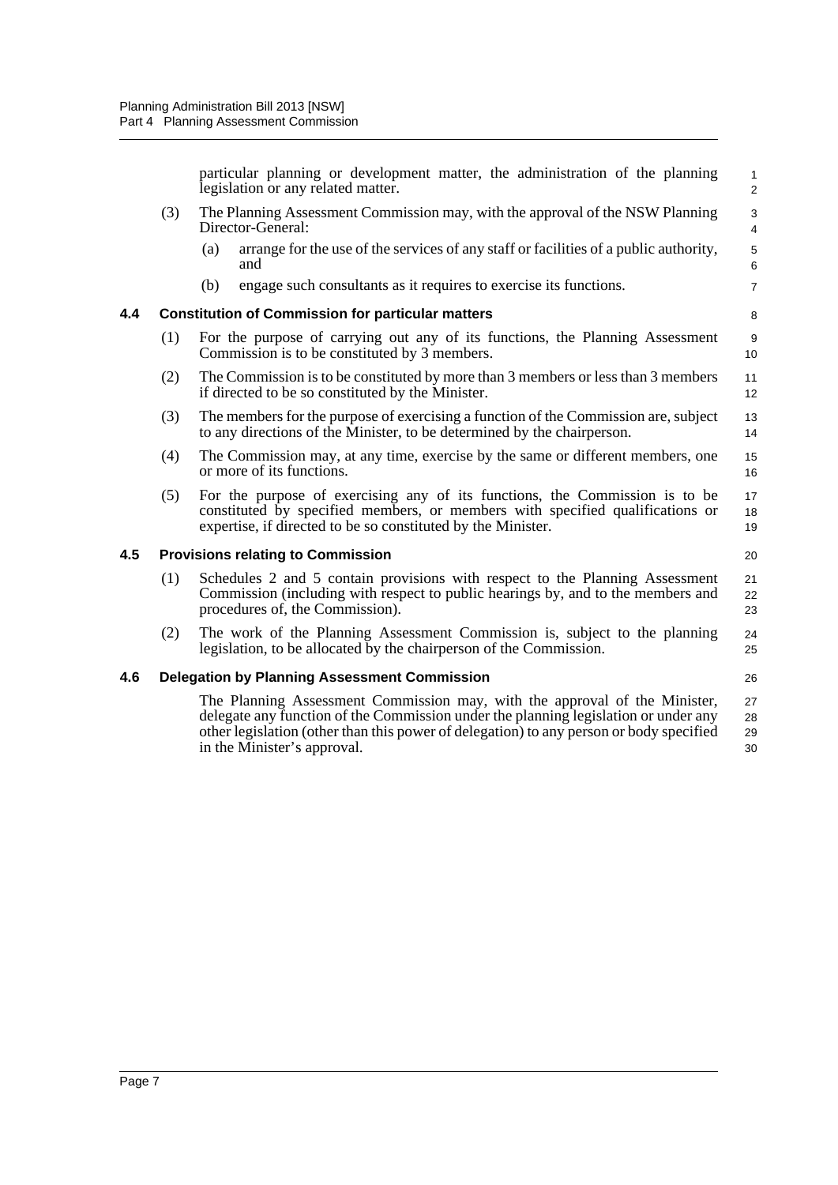particular planning or development matter, the administration of the planning legislation or any related matter.

(3) The Planning Assessment Commission may, with the approval of the NSW Planning Director-General:

(a) arrange for the use of the services of any staff or facilities of a public authority, and

(b) engage such consultants as it requires to exercise its functions.

### 4.4 Constitution of Commission for particular matters

(1) For the purpose of carrying out any of its functions, the Planning Assessment Commission is to be constituted by 3 members.

(2) The Commission is to be constituted by more than 3 members or less than 3 members if directed to be so constituted by the Minister.

(3) The members for the purpose of exercising a function of the Commission are, subject to any directions of the Minister, to be determined by the chairperson.

(4) The Commission may, at any time, exercise by the same or different members, one or more of its functions.

(5) For the purpose of exercising any of its functions, the Commission is to be constituted by specified members, or members with specified qualifications or expertise, if directed to be so constituted by the Minister.

### 4.5 Provisions relating to Commission

(1) Schedules 2 and 5 contain provisions with respect to the Planning Assessment Commission (including with respect to public hearings by, and to the members and procedures of, the Commission).

(2) The work of the Planning Assessment Commission is, subject to the planning legislation, to be allocated by the chairperson of the Commission.

### 4.6 Delegation by Planning Assessment Commission

The Planning Assessment Commission may, with the approval of the Minister, delegate any function of the Commission under the planning legislation or under any other legislation (other than this power of delegation) to any person or body specified in the Minister's approval.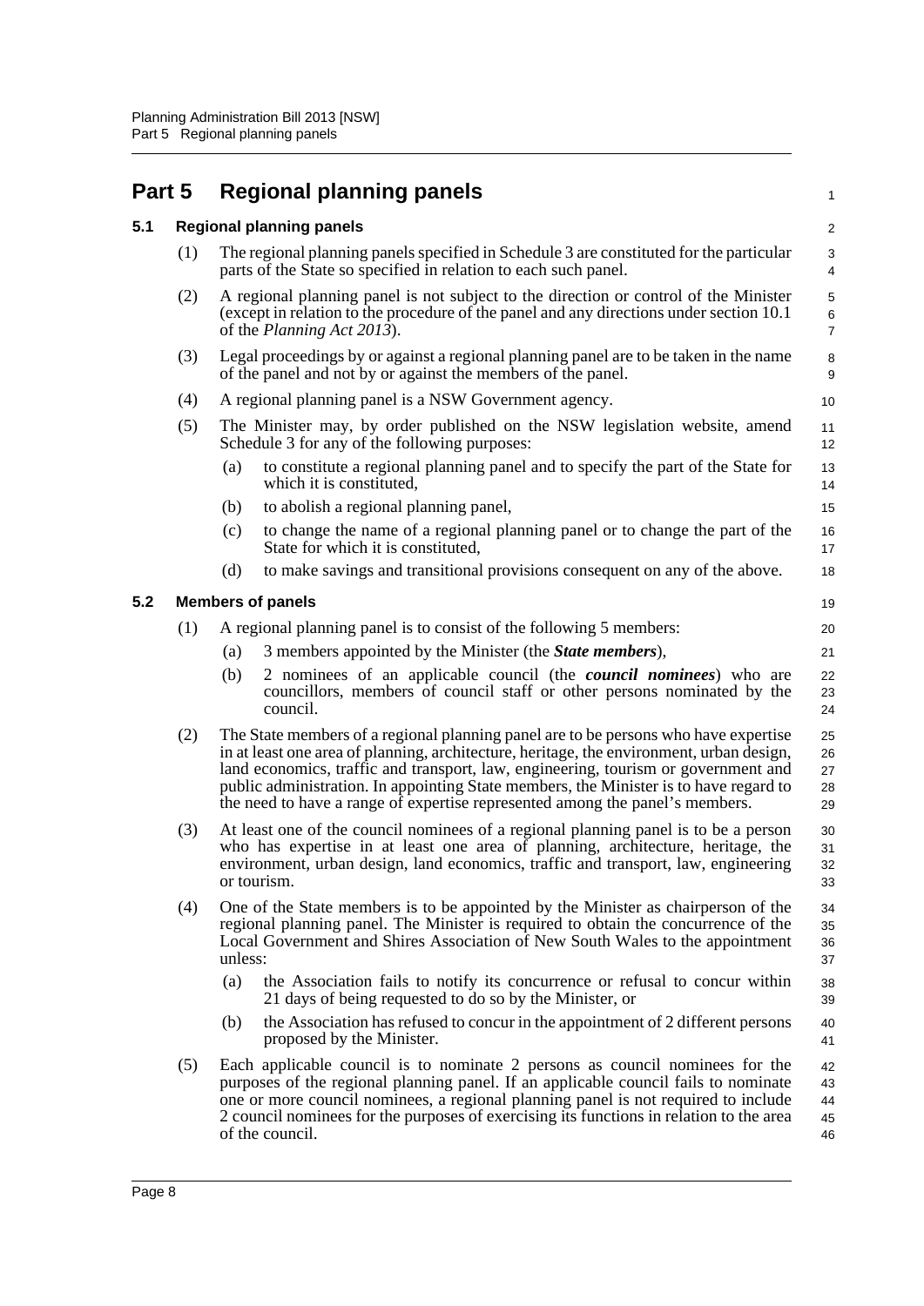# Part 5 Regional planning panels

## 5.1 Regional planning panels

(1) The regional planning panels specified in Schedule 3 are constituted for the particular parts of the State so specified in relation to each such panel.

(2) A regional planning panel is not subject to the direction or control of the Minister (except in relation to the procedure of the panel and any directions under section 10.1 of the *Planning Act 2013*).

(3) Legal proceedings by or against a regional planning panel are to be taken in the name of the panel and not by or against the members of the panel.

(4) A regional planning panel is a NSW Government agency.

(5) The Minister may, by order published on the NSW legislation website, amend Schedule 3 for any of the following purposes:

- (a) to constitute a regional planning panel and to specify the part of the State for which it is constituted,
- (b) to abolish a regional planning panel,
- (c) to change the name of a regional planning panel or to change the part of the State for which it is constituted,
- (d) to make savings and transitional provisions consequent on any of the above.

## 5.2 Members of panels

(1) A regional planning panel is to consist of the following 5 members:

- (a) 3 members appointed by the Minister (the ***State members***),
- (b) 2 nominees of an applicable council (the ***council nominees***) who are councillors, members of council staff or other persons nominated by the council.

(2) The State members of a regional planning panel are to be persons who have expertise in at least one area of planning, architecture, heritage, the environment, urban design, land economics, traffic and transport, law, engineering, tourism or government and public administration. In appointing State members, the Minister is to have regard to the need to have a range of expertise represented among the panel's members.

(3) At least one of the council nominees of a regional planning panel is to be a person who has expertise in at least one area of planning, architecture, heritage, the environment, urban design, land economics, traffic and transport, law, engineering or tourism.

(4) One of the State members is to be appointed by the Minister as chairperson of the regional planning panel. The Minister is required to obtain the concurrence of the Local Government and Shires Association of New South Wales to the appointment unless:

- (a) the Association fails to notify its concurrence or refusal to concur within 21 days of being requested to do so by the Minister, or
- (b) the Association has refused to concur in the appointment of 2 different persons proposed by the Minister.

(5) Each applicable council is to nominate 2 persons as council nominees for the purposes of the regional planning panel. If an applicable council fails to nominate one or more council nominees, a regional planning panel is not required to include 2 council nominees for the purposes of exercising its functions in relation to the area of the council.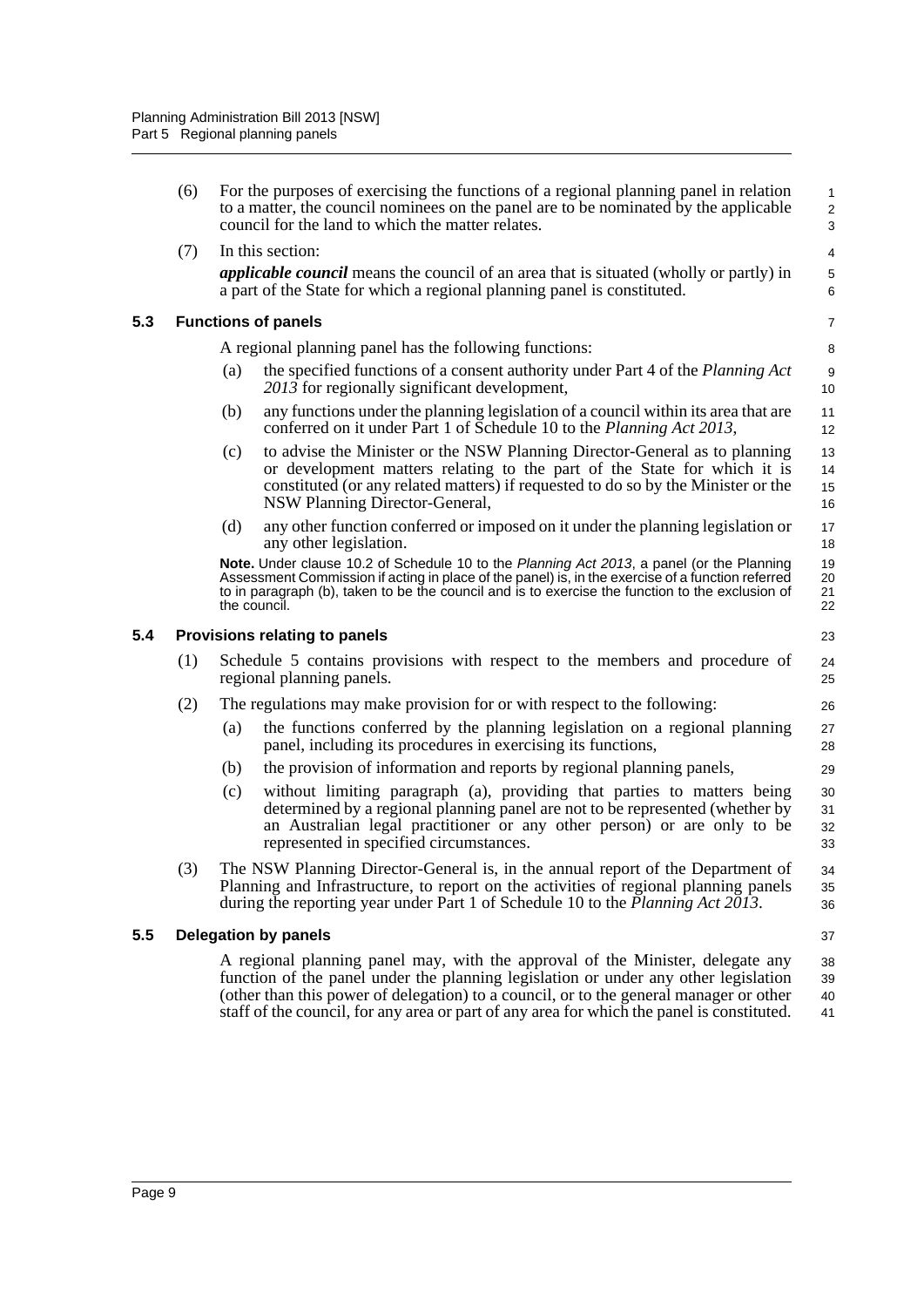(6) For the purposes of exercising the functions of a regional planning panel in relation to a matter, the council nominees on the panel are to be nominated by the applicable council for the land to which the matter relates.

(7) In this section:

***applicable council*** means the council of an area that is situated (wholly or partly) in a part of the State for which a regional planning panel is constituted.

### 5.3 Functions of panels

A regional planning panel has the following functions:

(a) the specified functions of a consent authority under Part 4 of the *Planning Act 2013* for regionally significant development,

(b) any functions under the planning legislation of a council within its area that are conferred on it under Part 1 of Schedule 10 to the *Planning Act 2013*,

(c) to advise the Minister or the NSW Planning Director-General as to planning or development matters relating to the part of the State for which it is constituted (or any related matters) if requested to do so by the Minister or the NSW Planning Director-General,

(d) any other function conferred or imposed on it under the planning legislation or any other legislation.

**Note.** Under clause 10.2 of Schedule 10 to the *Planning Act 2013*, a panel (or the Planning Assessment Commission if acting in place of the panel) is, in the exercise of a function referred to in paragraph (b), taken to be the council and is to exercise the function to the exclusion of the council.

### 5.4 Provisions relating to panels

(1) Schedule 5 contains provisions with respect to the members and procedure of regional planning panels.

(2) The regulations may make provision for or with respect to the following:

(a) the functions conferred by the planning legislation on a regional planning panel, including its procedures in exercising its functions,

(b) the provision of information and reports by regional planning panels,

(c) without limiting paragraph (a), providing that parties to matters being determined by a regional planning panel are not to be represented (whether by an Australian legal practitioner or any other person) or are only to be represented in specified circumstances.

(3) The NSW Planning Director-General is, in the annual report of the Department of Planning and Infrastructure, to report on the activities of regional planning panels during the reporting year under Part 1 of Schedule 10 to the *Planning Act 2013*.

### 5.5 Delegation by panels

A regional planning panel may, with the approval of the Minister, delegate any function of the panel under the planning legislation or under any other legislation (other than this power of delegation) to a council, or to the general manager or other staff of the council, for any area or part of any area for which the panel is constituted.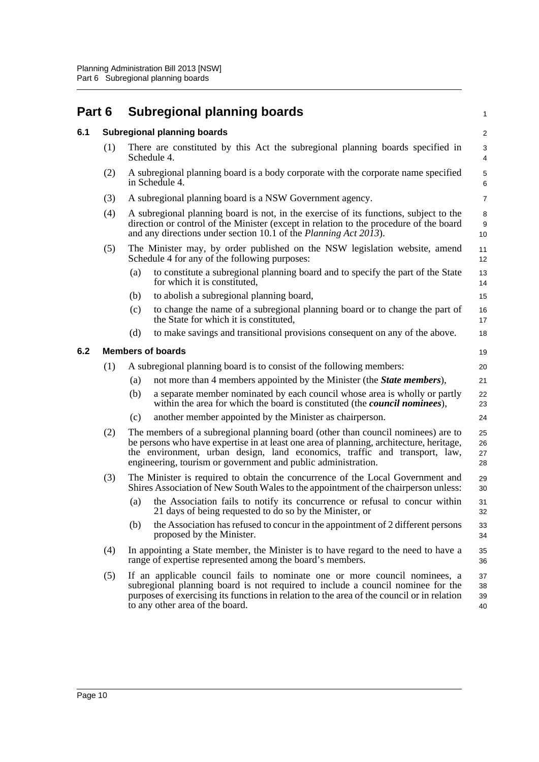# Part 6 Subregional planning boards

## 6.1 Subregional planning boards

(1) There are constituted by this Act the subregional planning boards specified in Schedule 4.

(2) A subregional planning board is a body corporate with the corporate name specified in Schedule 4.

(3) A subregional planning board is a NSW Government agency.

(4) A subregional planning board is not, in the exercise of its functions, subject to the direction or control of the Minister (except in relation to the procedure of the board and any directions under section 10.1 of the *Planning Act 2013*).

(5) The Minister may, by order published on the NSW legislation website, amend Schedule 4 for any of the following purposes:

- (a) to constitute a subregional planning board and to specify the part of the State for which it is constituted,
- (b) to abolish a subregional planning board,
- (c) to change the name of a subregional planning board or to change the part of the State for which it is constituted,
- (d) to make savings and transitional provisions consequent on any of the above.

## 6.2 Members of boards

(1) A subregional planning board is to consist of the following members:

- (a) not more than 4 members appointed by the Minister (the ***State members***),
- (b) a separate member nominated by each council whose area is wholly or partly within the area for which the board is constituted (the ***council nominees***),
- (c) another member appointed by the Minister as chairperson.

(2) The members of a subregional planning board (other than council nominees) are to be persons who have expertise in at least one area of planning, architecture, heritage, the environment, urban design, land economics, traffic and transport, law, engineering, tourism or government and public administration.

(3) The Minister is required to obtain the concurrence of the Local Government and Shires Association of New South Wales to the appointment of the chairperson unless:

- (a) the Association fails to notify its concurrence or refusal to concur within 21 days of being requested to do so by the Minister, or
- (b) the Association has refused to concur in the appointment of 2 different persons proposed by the Minister.

(4) In appointing a State member, the Minister is to have regard to the need to have a range of expertise represented among the board's members.

(5) If an applicable council fails to nominate one or more council nominees, a subregional planning board is not required to include a council nominee for the purposes of exercising its functions in relation to the area of the council or in relation to any other area of the board.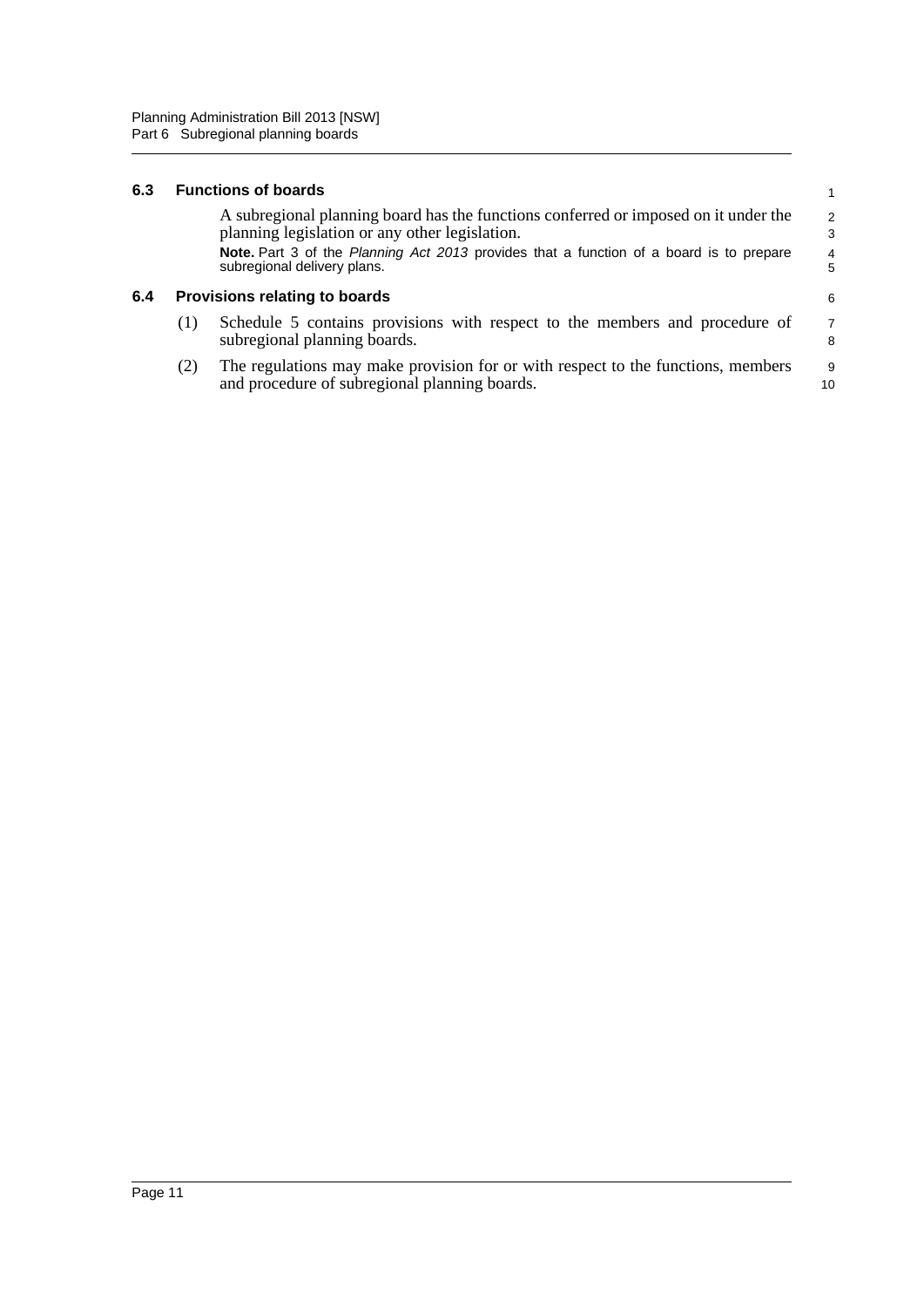### 6.3 Functions of boards

A subregional planning board has the functions conferred or imposed on it under the planning legislation or any other legislation.

**Note.** Part 3 of the *Planning Act 2013* provides that a function of a board is to prepare subregional delivery plans.

### 6.4 Provisions relating to boards

(1) Schedule 5 contains provisions with respect to the members and procedure of subregional planning boards.

(2) The regulations may make provision for or with respect to the functions, members and procedure of subregional planning boards.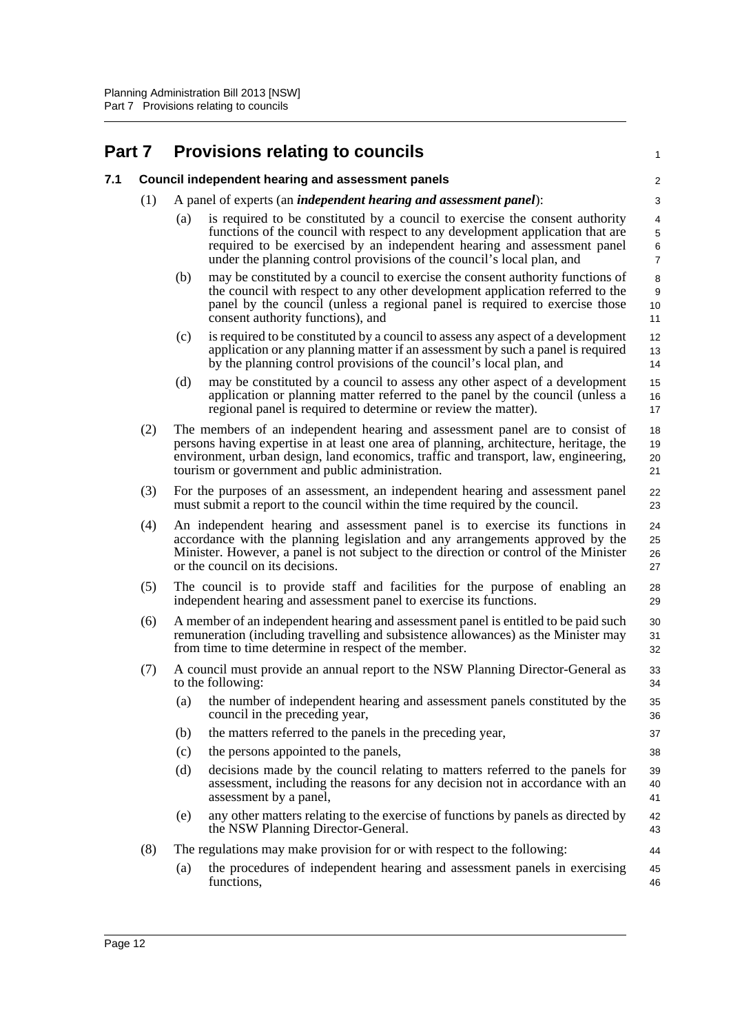# Part 7 Provisions relating to councils

## 7.1 Council independent hearing and assessment panels

(1) A panel of experts (an ***independent hearing and assessment panel***):

(a) is required to be constituted by a council to exercise the consent authority functions of the council with respect to any development application that are required to be exercised by an independent hearing and assessment panel under the planning control provisions of the council's local plan, and

(b) may be constituted by a council to exercise the consent authority functions of the council with respect to any other development application referred to the panel by the council (unless a regional panel is required to exercise those consent authority functions), and

(c) is required to be constituted by a council to assess any aspect of a development application or any planning matter if an assessment by such a panel is required by the planning control provisions of the council's local plan, and

(d) may be constituted by a council to assess any other aspect of a development application or planning matter referred to the panel by the council (unless a regional panel is required to determine or review the matter).

(2) The members of an independent hearing and assessment panel are to consist of persons having expertise in at least one area of planning, architecture, heritage, the environment, urban design, land economics, traffic and transport, law, engineering, tourism or government and public administration.

(3) For the purposes of an assessment, an independent hearing and assessment panel must submit a report to the council within the time required by the council.

(4) An independent hearing and assessment panel is to exercise its functions in accordance with the planning legislation and any arrangements approved by the Minister. However, a panel is not subject to the direction or control of the Minister or the council on its decisions.

(5) The council is to provide staff and facilities for the purpose of enabling an independent hearing and assessment panel to exercise its functions.

(6) A member of an independent hearing and assessment panel is entitled to be paid such remuneration (including travelling and subsistence allowances) as the Minister may from time to time determine in respect of the member.

(7) A council must provide an annual report to the NSW Planning Director-General as to the following:

(a) the number of independent hearing and assessment panels constituted by the council in the preceding year,

(b) the matters referred to the panels in the preceding year,

(c) the persons appointed to the panels,

(d) decisions made by the council relating to matters referred to the panels for assessment, including the reasons for any decision not in accordance with an assessment by a panel,

(e) any other matters relating to the exercise of functions by panels as directed by the NSW Planning Director-General.

(8) The regulations may make provision for or with respect to the following:

(a) the procedures of independent hearing and assessment panels in exercising functions,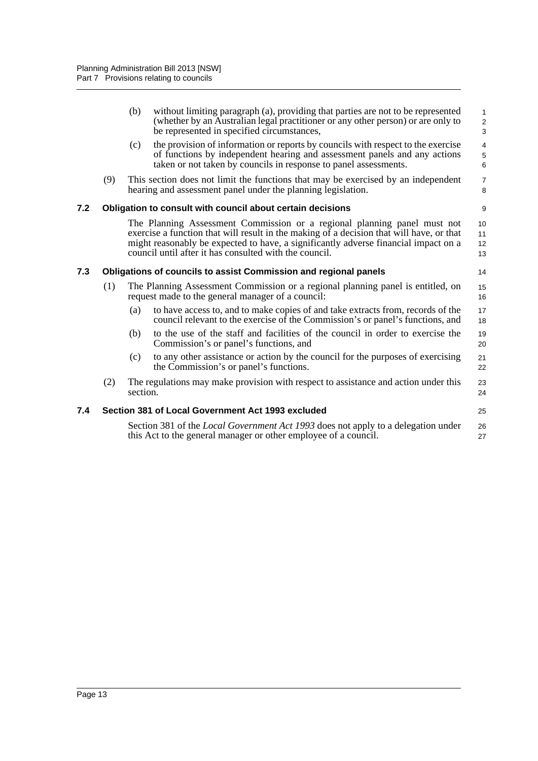(b) without limiting paragraph (a), providing that parties are not to be represented (whether by an Australian legal practitioner or any other person) or are only to be represented in specified circumstances,

(c) the provision of information or reports by councils with respect to the exercise of functions by independent hearing and assessment panels and any actions taken or not taken by councils in response to panel assessments.

(9) This section does not limit the functions that may be exercised by an independent hearing and assessment panel under the planning legislation.

### 7.2 Obligation to consult with council about certain decisions

The Planning Assessment Commission or a regional planning panel must not exercise a function that will result in the making of a decision that will have, or that might reasonably be expected to have, a significantly adverse financial impact on a council until after it has consulted with the council.

### 7.3 Obligations of councils to assist Commission and regional panels

(1) The Planning Assessment Commission or a regional planning panel is entitled, on request made to the general manager of a council:

(a) to have access to, and to make copies of and take extracts from, records of the council relevant to the exercise of the Commission's or panel's functions, and

(b) to the use of the staff and facilities of the council in order to exercise the Commission's or panel's functions, and

(c) to any other assistance or action by the council for the purposes of exercising the Commission's or panel's functions.

(2) The regulations may make provision with respect to assistance and action under this section.

### 7.4 Section 381 of Local Government Act 1993 excluded

Section 381 of the *Local Government Act 1993* does not apply to a delegation under this Act to the general manager or other employee of a council.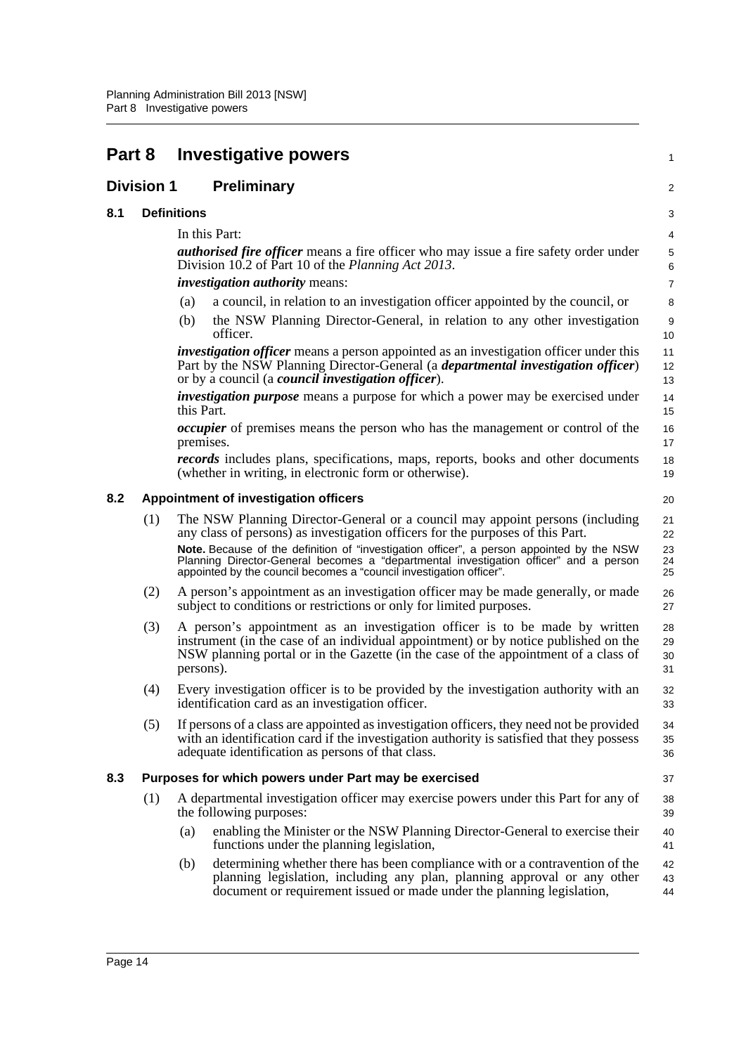# Part 8 Investigative powers

## Division 1 Preliminary

### 8.1 Definitions

In this Part:

***authorised fire officer*** means a fire officer who may issue a fire safety order under Division 10.2 of Part 10 of the *Planning Act 2013*.

***investigation authority*** means:

(a) a council, in relation to an investigation officer appointed by the council, or

(b) the NSW Planning Director-General, in relation to any other investigation officer.

***investigation officer*** means a person appointed as an investigation officer under this Part by the NSW Planning Director-General (a ***departmental investigation officer***) or by a council (a ***council investigation officer***).

***investigation purpose*** means a purpose for which a power may be exercised under this Part.

***occupier*** of premises means the person who has the management or control of the premises.

***records*** includes plans, specifications, maps, reports, books and other documents (whether in writing, in electronic form or otherwise).

### 8.2 Appointment of investigation officers

(1) The NSW Planning Director-General or a council may appoint persons (including any class of persons) as investigation officers for the purposes of this Part.

**Note.** Because of the definition of "investigation officer", a person appointed by the NSW Planning Director-General becomes a "departmental investigation officer" and a person appointed by the council becomes a "council investigation officer".

(2) A person's appointment as an investigation officer may be made generally, or made subject to conditions or restrictions or only for limited purposes.

(3) A person's appointment as an investigation officer is to be made by written instrument (in the case of an individual appointment) or by notice published on the NSW planning portal or in the Gazette (in the case of the appointment of a class of persons).

(4) Every investigation officer is to be provided by the investigation authority with an identification card as an investigation officer.

(5) If persons of a class are appointed as investigation officers, they need not be provided with an identification card if the investigation authority is satisfied that they possess adequate identification as persons of that class.

### 8.3 Purposes for which powers under Part may be exercised

(1) A departmental investigation officer may exercise powers under this Part for any of the following purposes:

(a) enabling the Minister or the NSW Planning Director-General to exercise their functions under the planning legislation,

(b) determining whether there has been compliance with or a contravention of the planning legislation, including any plan, planning approval or any other document or requirement issued or made under the planning legislation,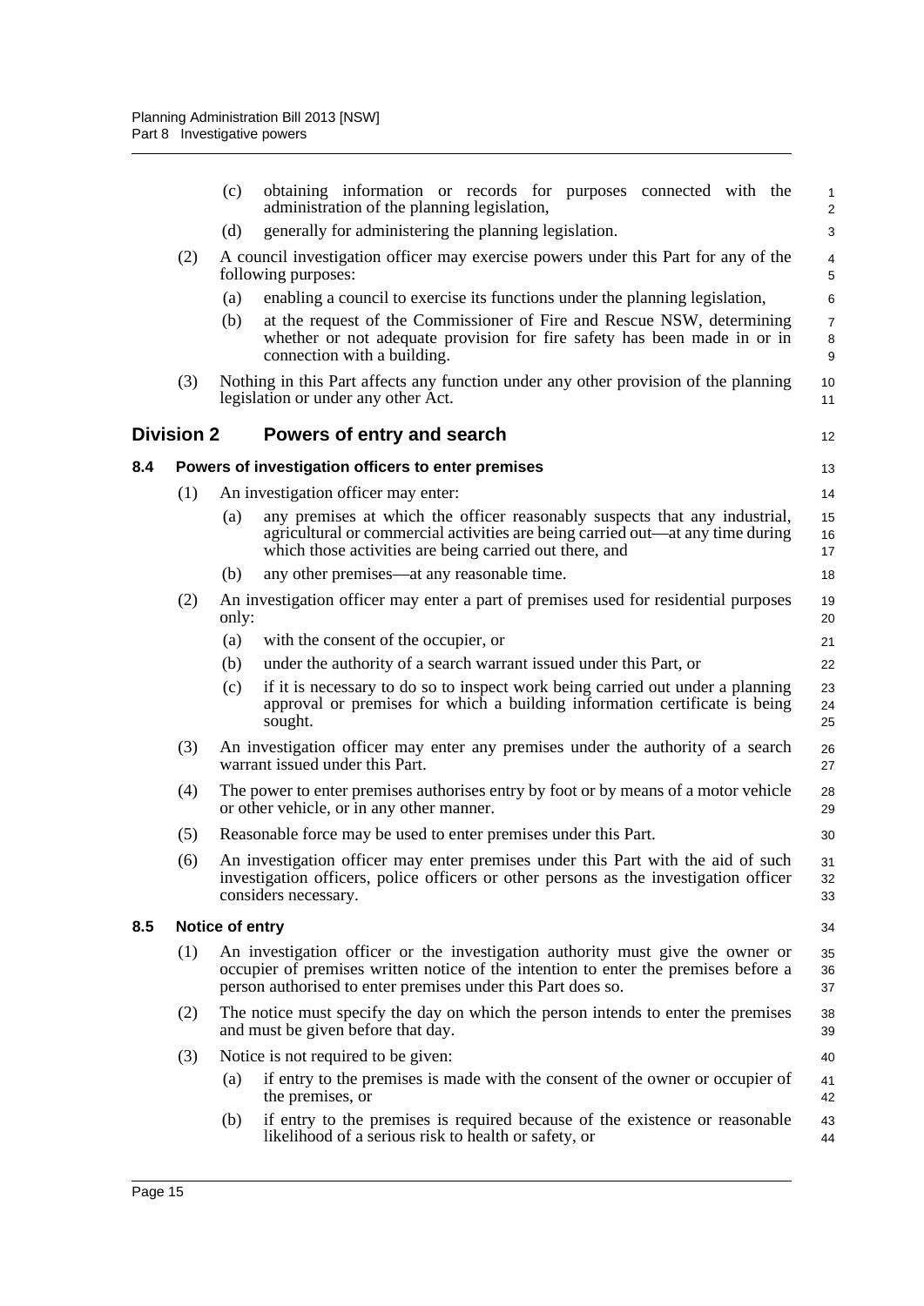(c) obtaining information or records for purposes connected with the administration of the planning legislation,

(d) generally for administering the planning legislation.

(2) A council investigation officer may exercise powers under this Part for any of the following purposes:

(a) enabling a council to exercise its functions under the planning legislation,

(b) at the request of the Commissioner of Fire and Rescue NSW, determining whether or not adequate provision for fire safety has been made in or in connection with a building.

(3) Nothing in this Part affects any function under any other provision of the planning legislation or under any other Act.

## Division 2 Powers of entry and search

### 8.4 Powers of investigation officers to enter premises

(1) An investigation officer may enter:

(a) any premises at which the officer reasonably suspects that any industrial, agricultural or commercial activities are being carried out—at any time during which those activities are being carried out there, and

(b) any other premises—at any reasonable time.

(2) An investigation officer may enter a part of premises used for residential purposes only:

(a) with the consent of the occupier, or

(b) under the authority of a search warrant issued under this Part, or

(c) if it is necessary to do so to inspect work being carried out under a planning approval or premises for which a building information certificate is being sought.

(3) An investigation officer may enter any premises under the authority of a search warrant issued under this Part.

(4) The power to enter premises authorises entry by foot or by means of a motor vehicle or other vehicle, or in any other manner.

(5) Reasonable force may be used to enter premises under this Part.

(6) An investigation officer may enter premises under this Part with the aid of such investigation officers, police officers or other persons as the investigation officer considers necessary.

### 8.5 Notice of entry

(1) An investigation officer or the investigation authority must give the owner or occupier of premises written notice of the intention to enter the premises before a person authorised to enter premises under this Part does so.

(2) The notice must specify the day on which the person intends to enter the premises and must be given before that day.

(3) Notice is not required to be given:

(a) if entry to the premises is made with the consent of the owner or occupier of the premises, or

(b) if entry to the premises is required because of the existence or reasonable likelihood of a serious risk to health or safety, or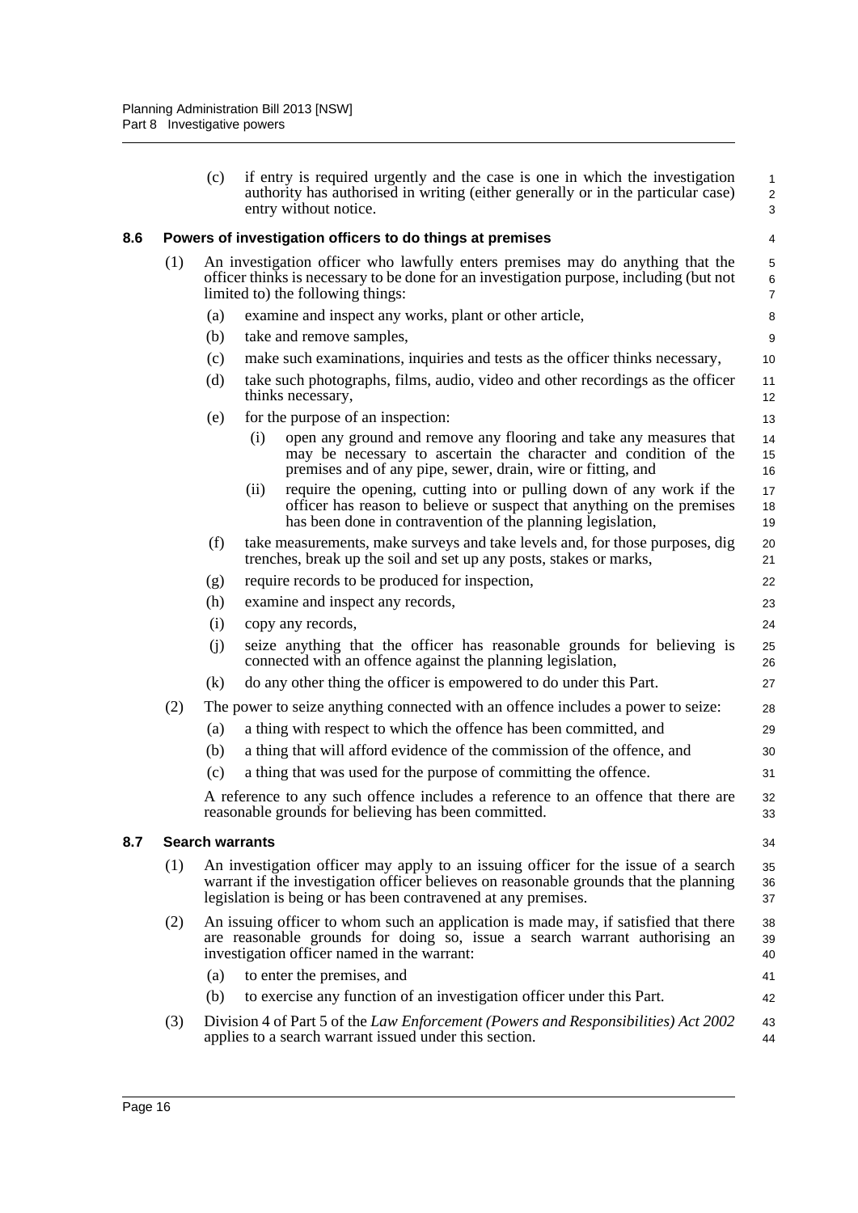(c) if entry is required urgently and the case is one in which the investigation authority has authorised in writing (either generally or in the particular case) entry without notice.

### 8.6 Powers of investigation officers to do things at premises

(1) An investigation officer who lawfully enters premises may do anything that the officer thinks is necessary to be done for an investigation purpose, including (but not limited to) the following things:

(a) examine and inspect any works, plant or other article,

(b) take and remove samples,

(c) make such examinations, inquiries and tests as the officer thinks necessary,

(d) take such photographs, films, audio, video and other recordings as the officer thinks necessary,

(e) for the purpose of an inspection:

(i) open any ground and remove any flooring and take any measures that may be necessary to ascertain the character and condition of the premises and of any pipe, sewer, drain, wire or fitting, and

(ii) require the opening, cutting into or pulling down of any work if the officer has reason to believe or suspect that anything on the premises has been done in contravention of the planning legislation,

(f) take measurements, make surveys and take levels and, for those purposes, dig trenches, break up the soil and set up any posts, stakes or marks,

(g) require records to be produced for inspection,

(h) examine and inspect any records,

(i) copy any records,

(j) seize anything that the officer has reasonable grounds for believing is connected with an offence against the planning legislation,

(k) do any other thing the officer is empowered to do under this Part.

(2) The power to seize anything connected with an offence includes a power to seize:

(a) a thing with respect to which the offence has been committed, and

(b) a thing that will afford evidence of the commission of the offence, and

(c) a thing that was used for the purpose of committing the offence.

A reference to any such offence includes a reference to an offence that there are reasonable grounds for believing has been committed.

### 8.7 Search warrants

(1) An investigation officer may apply to an issuing officer for the issue of a search warrant if the investigation officer believes on reasonable grounds that the planning legislation is being or has been contravened at any premises.

(2) An issuing officer to whom such an application is made may, if satisfied that there are reasonable grounds for doing so, issue a search warrant authorising an investigation officer named in the warrant:

(a) to enter the premises, and

(b) to exercise any function of an investigation officer under this Part.

(3) Division 4 of Part 5 of the *Law Enforcement (Powers and Responsibilities) Act 2002* applies to a search warrant issued under this section.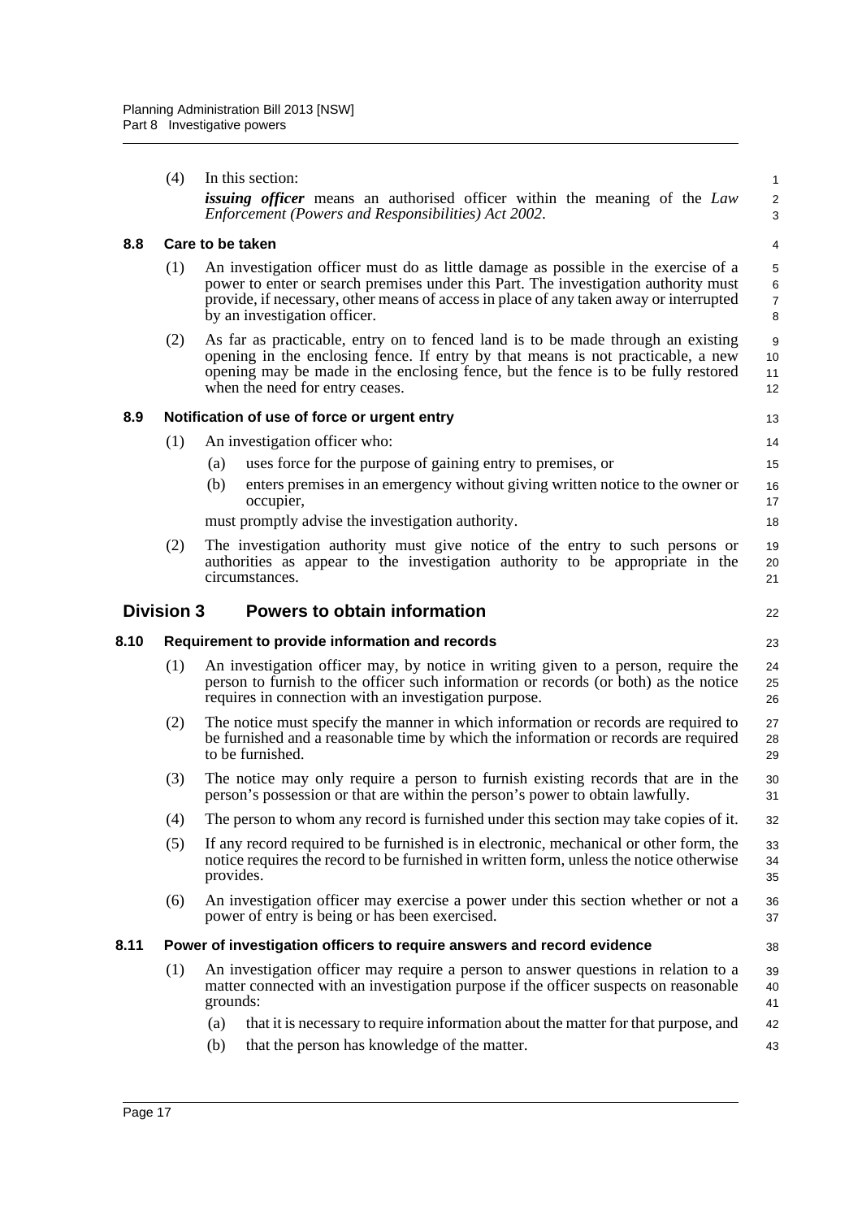(4) In this section:

***issuing officer*** means an authorised officer within the meaning of the *Law Enforcement (Powers and Responsibilities) Act 2002*.

### 8.8 Care to be taken

(1) An investigation officer must do as little damage as possible in the exercise of a power to enter or search premises under this Part. The investigation authority must provide, if necessary, other means of access in place of any taken away or interrupted by an investigation officer.

(2) As far as practicable, entry on to fenced land is to be made through an existing opening in the enclosing fence. If entry by that means is not practicable, a new opening may be made in the enclosing fence, but the fence is to be fully restored when the need for entry ceases.

### 8.9 Notification of use of force or urgent entry

(1) An investigation officer who:

- (a) uses force for the purpose of gaining entry to premises, or
- (b) enters premises in an emergency without giving written notice to the owner or occupier,

must promptly advise the investigation authority.

(2) The investigation authority must give notice of the entry to such persons or authorities as appear to the investigation authority to be appropriate in the circumstances.

## Division 3 Powers to obtain information

### 8.10 Requirement to provide information and records

(1) An investigation officer may, by notice in writing given to a person, require the person to furnish to the officer such information or records (or both) as the notice requires in connection with an investigation purpose.

(2) The notice must specify the manner in which information or records are required to be furnished and a reasonable time by which the information or records are required to be furnished.

(3) The notice may only require a person to furnish existing records that are in the person's possession or that are within the person's power to obtain lawfully.

(4) The person to whom any record is furnished under this section may take copies of it.

(5) If any record required to be furnished is in electronic, mechanical or other form, the notice requires the record to be furnished in written form, unless the notice otherwise provides.

(6) An investigation officer may exercise a power under this section whether or not a power of entry is being or has been exercised.

### 8.11 Power of investigation officers to require answers and record evidence

(1) An investigation officer may require a person to answer questions in relation to a matter connected with an investigation purpose if the officer suspects on reasonable grounds:

- (a) that it is necessary to require information about the matter for that purpose, and
- (b) that the person has knowledge of the matter.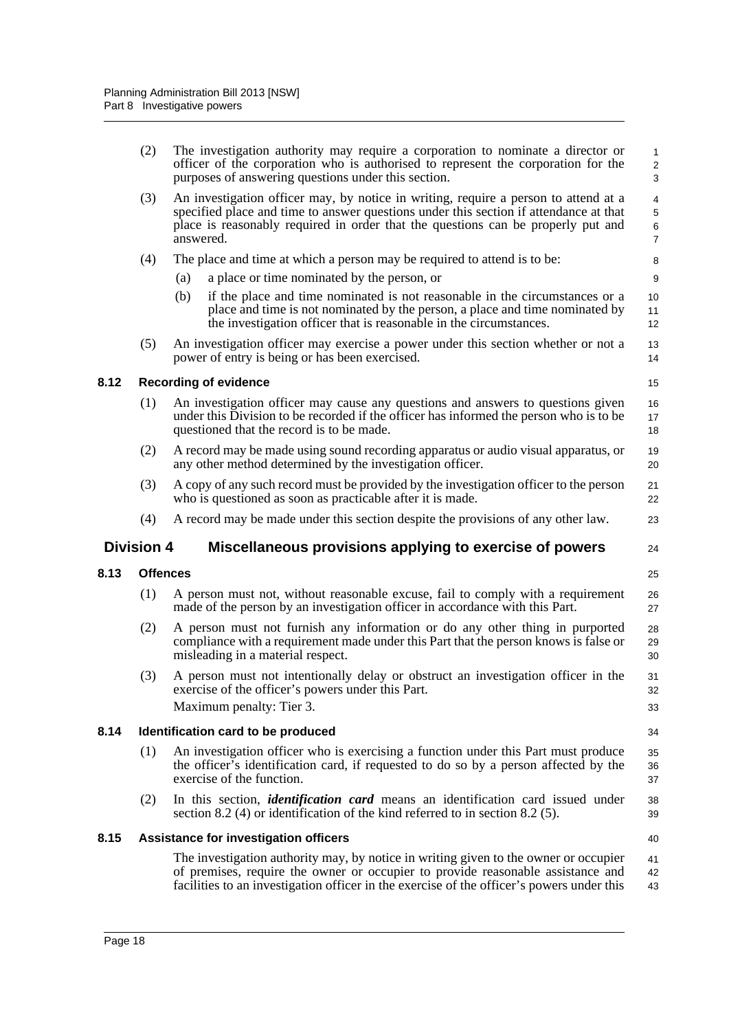(2) The investigation authority may require a corporation to nominate a director or officer of the corporation who is authorised to represent the corporation for the purposes of answering questions under this section.

(3) An investigation officer may, by notice in writing, require a person to attend at a specified place and time to answer questions under this section if attendance at that place is reasonably required in order that the questions can be properly put and answered.

(4) The place and time at which a person may be required to attend is to be:

(a) a place or time nominated by the person, or

(b) if the place and time nominated is not reasonable in the circumstances or a place and time is not nominated by the person, a place and time nominated by the investigation officer that is reasonable in the circumstances.

(5) An investigation officer may exercise a power under this section whether or not a power of entry is being or has been exercised.

### 8.12 Recording of evidence

(1) An investigation officer may cause any questions and answers to questions given under this Division to be recorded if the officer has informed the person who is to be questioned that the record is to be made.

(2) A record may be made using sound recording apparatus or audio visual apparatus, or any other method determined by the investigation officer.

(3) A copy of any such record must be provided by the investigation officer to the person who is questioned as soon as practicable after it is made.

(4) A record may be made under this section despite the provisions of any other law.

## Division 4 Miscellaneous provisions applying to exercise of powers

### 8.13 Offences

(1) A person must not, without reasonable excuse, fail to comply with a requirement made of the person by an investigation officer in accordance with this Part.

(2) A person must not furnish any information or do any other thing in purported compliance with a requirement made under this Part that the person knows is false or misleading in a material respect.

(3) A person must not intentionally delay or obstruct an investigation officer in the exercise of the officer's powers under this Part.

Maximum penalty: Tier 3.

### 8.14 Identification card to be produced

(1) An investigation officer who is exercising a function under this Part must produce the officer's identification card, if requested to do so by a person affected by the exercise of the function.

(2) In this section, ***identification card*** means an identification card issued under section 8.2 (4) or identification of the kind referred to in section 8.2 (5).

### 8.15 Assistance for investigation officers

The investigation authority may, by notice in writing given to the owner or occupier of premises, require the owner or occupier to provide reasonable assistance and facilities to an investigation officer in the exercise of the officer's powers under this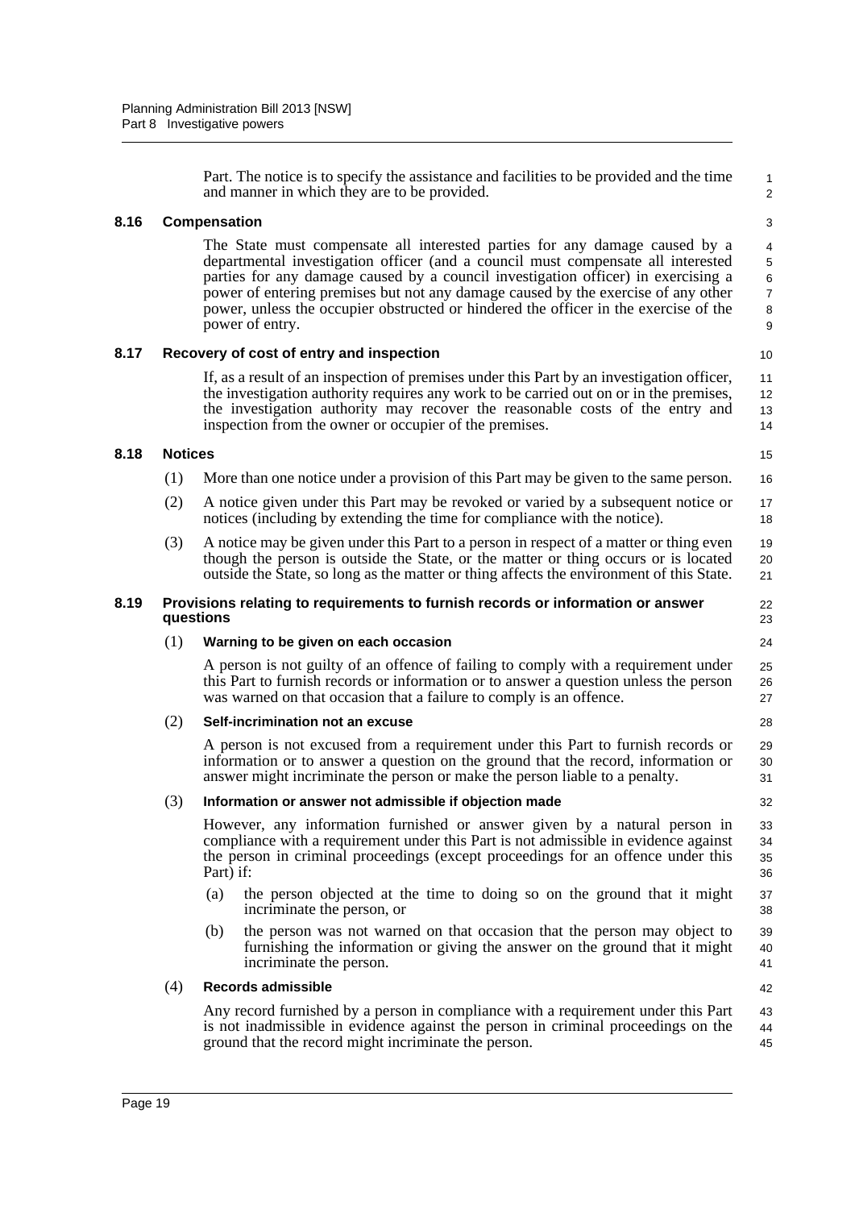Part. The notice is to specify the assistance and facilities to be provided and the time and manner in which they are to be provided.

### 8.16 Compensation

The State must compensate all interested parties for any damage caused by a departmental investigation officer (and a council must compensate all interested parties for any damage caused by a council investigation officer) in exercising a power of entering premises but not any damage caused by the exercise of any other power, unless the occupier obstructed or hindered the officer in the exercise of the power of entry.

### 8.17 Recovery of cost of entry and inspection

If, as a result of an inspection of premises under this Part by an investigation officer, the investigation authority requires any work to be carried out on or in the premises, the investigation authority may recover the reasonable costs of the entry and inspection from the owner or occupier of the premises.

### 8.18 Notices

(1) More than one notice under a provision of this Part may be given to the same person.

(2) A notice given under this Part may be revoked or varied by a subsequent notice or notices (including by extending the time for compliance with the notice).

(3) A notice may be given under this Part to a person in respect of a matter or thing even though the person is outside the State, or the matter or thing occurs or is located outside the State, so long as the matter or thing affects the environment of this State.

### 8.19 Provisions relating to requirements to furnish records or information or answer questions

(1) **Warning to be given on each occasion**

A person is not guilty of an offence of failing to comply with a requirement under this Part to furnish records or information or to answer a question unless the person was warned on that occasion that a failure to comply is an offence.

(2) **Self-incrimination not an excuse**

A person is not excused from a requirement under this Part to furnish records or information or to answer a question on the ground that the record, information or answer might incriminate the person or make the person liable to a penalty.

(3) **Information or answer not admissible if objection made**

However, any information furnished or answer given by a natural person in compliance with a requirement under this Part is not admissible in evidence against the person in criminal proceedings (except proceedings for an offence under this Part) if:

(a) the person objected at the time to doing so on the ground that it might incriminate the person, or

(b) the person was not warned on that occasion that the person may object to furnishing the information or giving the answer on the ground that it might incriminate the person.

(4) **Records admissible**

Any record furnished by a person in compliance with a requirement under this Part is not inadmissible in evidence against the person in criminal proceedings on the ground that the record might incriminate the person.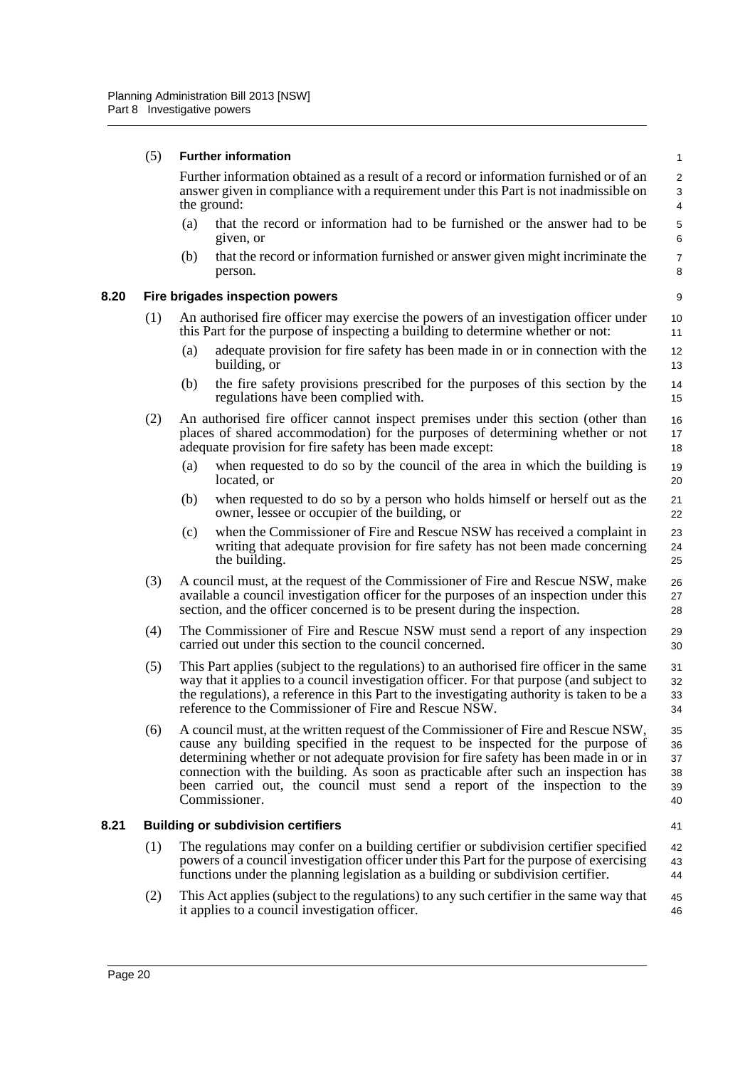(5) **Further information**

Further information obtained as a result of a record or information furnished or of an answer given in compliance with a requirement under this Part is not inadmissible on the ground:

(a) that the record or information had to be furnished or the answer had to be given, or

(b) that the record or information furnished or answer given might incriminate the person.

### 8.20 Fire brigades inspection powers

(1) An authorised fire officer may exercise the powers of an investigation officer under this Part for the purpose of inspecting a building to determine whether or not:

(a) adequate provision for fire safety has been made in or in connection with the building, or

(b) the fire safety provisions prescribed for the purposes of this section by the regulations have been complied with.

(2) An authorised fire officer cannot inspect premises under this section (other than places of shared accommodation) for the purposes of determining whether or not adequate provision for fire safety has been made except:

(a) when requested to do so by the council of the area in which the building is located, or

(b) when requested to do so by a person who holds himself or herself out as the owner, lessee or occupier of the building, or

(c) when the Commissioner of Fire and Rescue NSW has received a complaint in writing that adequate provision for fire safety has not been made concerning the building.

(3) A council must, at the request of the Commissioner of Fire and Rescue NSW, make available a council investigation officer for the purposes of an inspection under this section, and the officer concerned is to be present during the inspection.

(4) The Commissioner of Fire and Rescue NSW must send a report of any inspection carried out under this section to the council concerned.

(5) This Part applies (subject to the regulations) to an authorised fire officer in the same way that it applies to a council investigation officer. For that purpose (and subject to the regulations), a reference in this Part to the investigating authority is taken to be a reference to the Commissioner of Fire and Rescue NSW.

(6) A council must, at the written request of the Commissioner of Fire and Rescue NSW, cause any building specified in the request to be inspected for the purpose of determining whether or not adequate provision for fire safety has been made in or in connection with the building. As soon as practicable after such an inspection has been carried out, the council must send a report of the inspection to the Commissioner.

### 8.21 Building or subdivision certifiers

(1) The regulations may confer on a building certifier or subdivision certifier specified powers of a council investigation officer under this Part for the purpose of exercising functions under the planning legislation as a building or subdivision certifier.

(2) This Act applies (subject to the regulations) to any such certifier in the same way that it applies to a council investigation officer.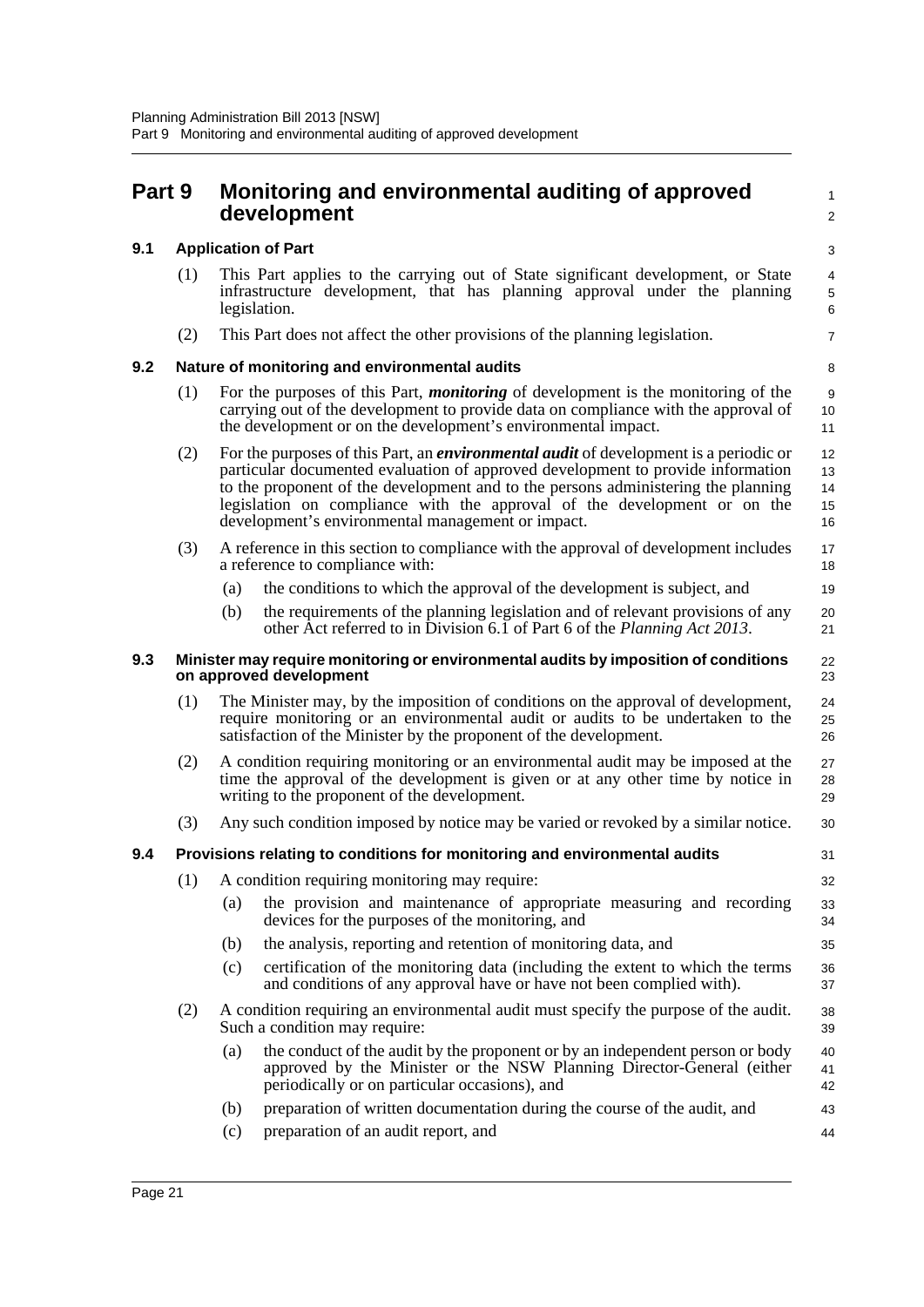# Part 9 Monitoring and environmental auditing of approved development

### 9.1 Application of Part

(1) This Part applies to the carrying out of State significant development, or State infrastructure development, that has planning approval under the planning legislation.

(2) This Part does not affect the other provisions of the planning legislation.

### 9.2 Nature of monitoring and environmental audits

(1) For the purposes of this Part, ***monitoring*** of development is the monitoring of the carrying out of the development to provide data on compliance with the approval of the development or on the development's environmental impact.

(2) For the purposes of this Part, an ***environmental audit*** of development is a periodic or particular documented evaluation of approved development to provide information to the proponent of the development and to the persons administering the planning legislation on compliance with the approval of the development or on the development's environmental management or impact.

(3) A reference in this section to compliance with the approval of development includes a reference to compliance with:

- (a) the conditions to which the approval of the development is subject, and
- (b) the requirements of the planning legislation and of relevant provisions of any other Act referred to in Division 6.1 of Part 6 of the *Planning Act 2013*.

### 9.3 Minister may require monitoring or environmental audits by imposition of conditions on approved development

(1) The Minister may, by the imposition of conditions on the approval of development, require monitoring or an environmental audit or audits to be undertaken to the satisfaction of the Minister by the proponent of the development.

(2) A condition requiring monitoring or an environmental audit may be imposed at the time the approval of the development is given or at any other time by notice in writing to the proponent of the development.

(3) Any such condition imposed by notice may be varied or revoked by a similar notice.

### 9.4 Provisions relating to conditions for monitoring and environmental audits

(1) A condition requiring monitoring may require:

- (a) the provision and maintenance of appropriate measuring and recording devices for the purposes of the monitoring, and
- (b) the analysis, reporting and retention of monitoring data, and
- (c) certification of the monitoring data (including the extent to which the terms and conditions of any approval have or have not been complied with).

(2) A condition requiring an environmental audit must specify the purpose of the audit. Such a condition may require:

- (a) the conduct of the audit by the proponent or by an independent person or body approved by the Minister or the NSW Planning Director-General (either periodically or on particular occasions), and
- (b) preparation of written documentation during the course of the audit, and
- (c) preparation of an audit report, and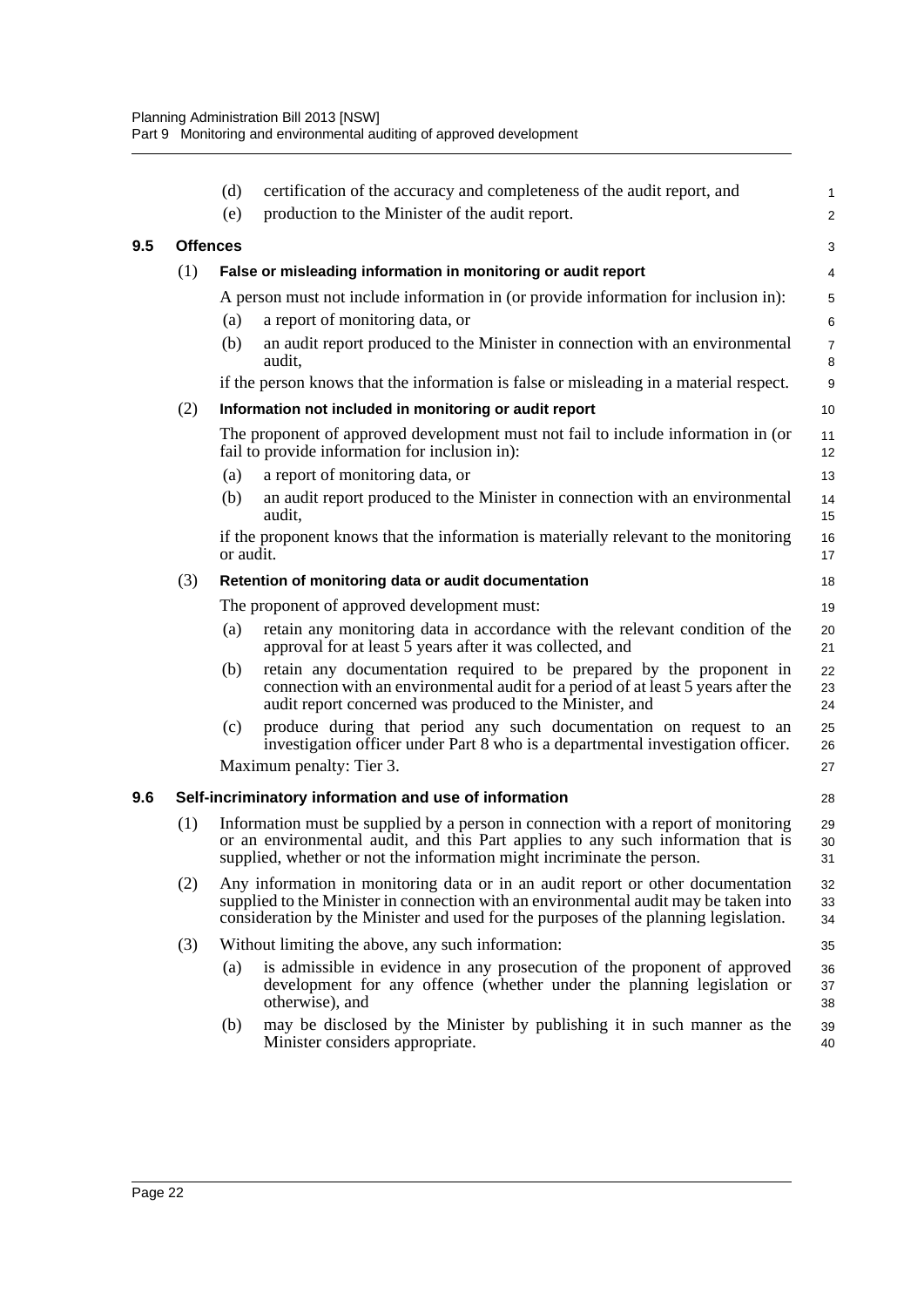(d) certification of the accuracy and completeness of the audit report, and

(e) production to the Minister of the audit report.

**9.5 Offences**

(1) **False or misleading information in monitoring or audit report**

A person must not include information in (or provide information for inclusion in):

(a) a report of monitoring data, or

(b) an audit report produced to the Minister in connection with an environmental audit,

if the person knows that the information is false or misleading in a material respect.

(2) **Information not included in monitoring or audit report**

The proponent of approved development must not fail to include information in (or fail to provide information for inclusion in):

(a) a report of monitoring data, or

(b) an audit report produced to the Minister in connection with an environmental audit,

if the proponent knows that the information is materially relevant to the monitoring or audit.

(3) **Retention of monitoring data or audit documentation**

The proponent of approved development must:

(a) retain any monitoring data in accordance with the relevant condition of the approval for at least 5 years after it was collected, and

(b) retain any documentation required to be prepared by the proponent in connection with an environmental audit for a period of at least 5 years after the audit report concerned was produced to the Minister, and

(c) produce during that period any such documentation on request to an investigation officer under Part 8 who is a departmental investigation officer.

Maximum penalty: Tier 3.

**9.6 Self-incriminatory information and use of information**

(1) Information must be supplied by a person in connection with a report of monitoring or an environmental audit, and this Part applies to any such information that is supplied, whether or not the information might incriminate the person.

(2) Any information in monitoring data or in an audit report or other documentation supplied to the Minister in connection with an environmental audit may be taken into consideration by the Minister and used for the purposes of the planning legislation.

(3) Without limiting the above, any such information:

(a) is admissible in evidence in any prosecution of the proponent of approved development for any offence (whether under the planning legislation or otherwise), and

(b) may be disclosed by the Minister by publishing it in such manner as the Minister considers appropriate.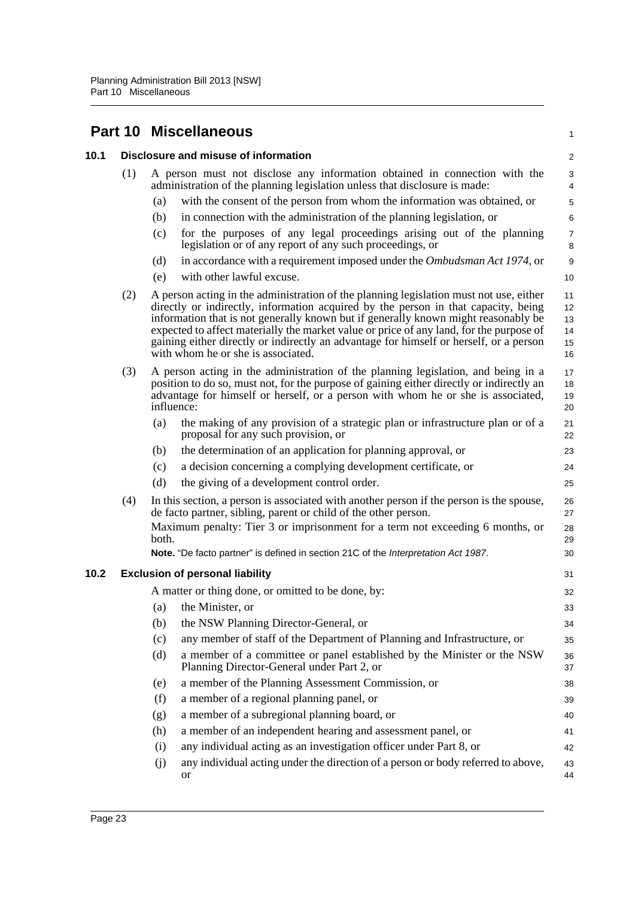# Part 10 Miscellaneous

## 10.1 Disclosure and misuse of information

(1) A person must not disclose any information obtained in connection with the administration of the planning legislation unless that disclosure is made:

- (a) with the consent of the person from whom the information was obtained, or
- (b) in connection with the administration of the planning legislation, or
- (c) for the purposes of any legal proceedings arising out of the planning legislation or of any report of any such proceedings, or
- (d) in accordance with a requirement imposed under the *Ombudsman Act 1974*, or
- (e) with other lawful excuse.

(2) A person acting in the administration of the planning legislation must not use, either directly or indirectly, information acquired by the person in that capacity, being information that is not generally known but if generally known might reasonably be expected to affect materially the market value or price of any land, for the purpose of gaining either directly or indirectly an advantage for himself or herself, or a person with whom he or she is associated.

(3) A person acting in the administration of the planning legislation, and being in a position to do so, must not, for the purpose of gaining either directly or indirectly an advantage for himself or herself, or a person with whom he or she is associated, influence:

- (a) the making of any provision of a strategic plan or infrastructure plan or of a proposal for any such provision, or
- (b) the determination of an application for planning approval, or
- (c) a decision concerning a complying development certificate, or
- (d) the giving of a development control order.

(4) In this section, a person is associated with another person if the person is the spouse, de facto partner, sibling, parent or child of the other person.

Maximum penalty: Tier 3 or imprisonment for a term not exceeding 6 months, or both.

**Note.** "De facto partner" is defined in section 21C of the *Interpretation Act 1987*.

## 10.2 Exclusion of personal liability

A matter or thing done, or omitted to be done, by:

- (a) the Minister, or
- (b) the NSW Planning Director-General, or
- (c) any member of staff of the Department of Planning and Infrastructure, or
- (d) a member of a committee or panel established by the Minister or the NSW Planning Director-General under Part 2, or
- (e) a member of the Planning Assessment Commission, or
- (f) a member of a regional planning panel, or
- (g) a member of a subregional planning board, or
- (h) a member of an independent hearing and assessment panel, or
- (i) any individual acting as an investigation officer under Part 8, or
- (j) any individual acting under the direction of a person or body referred to above, or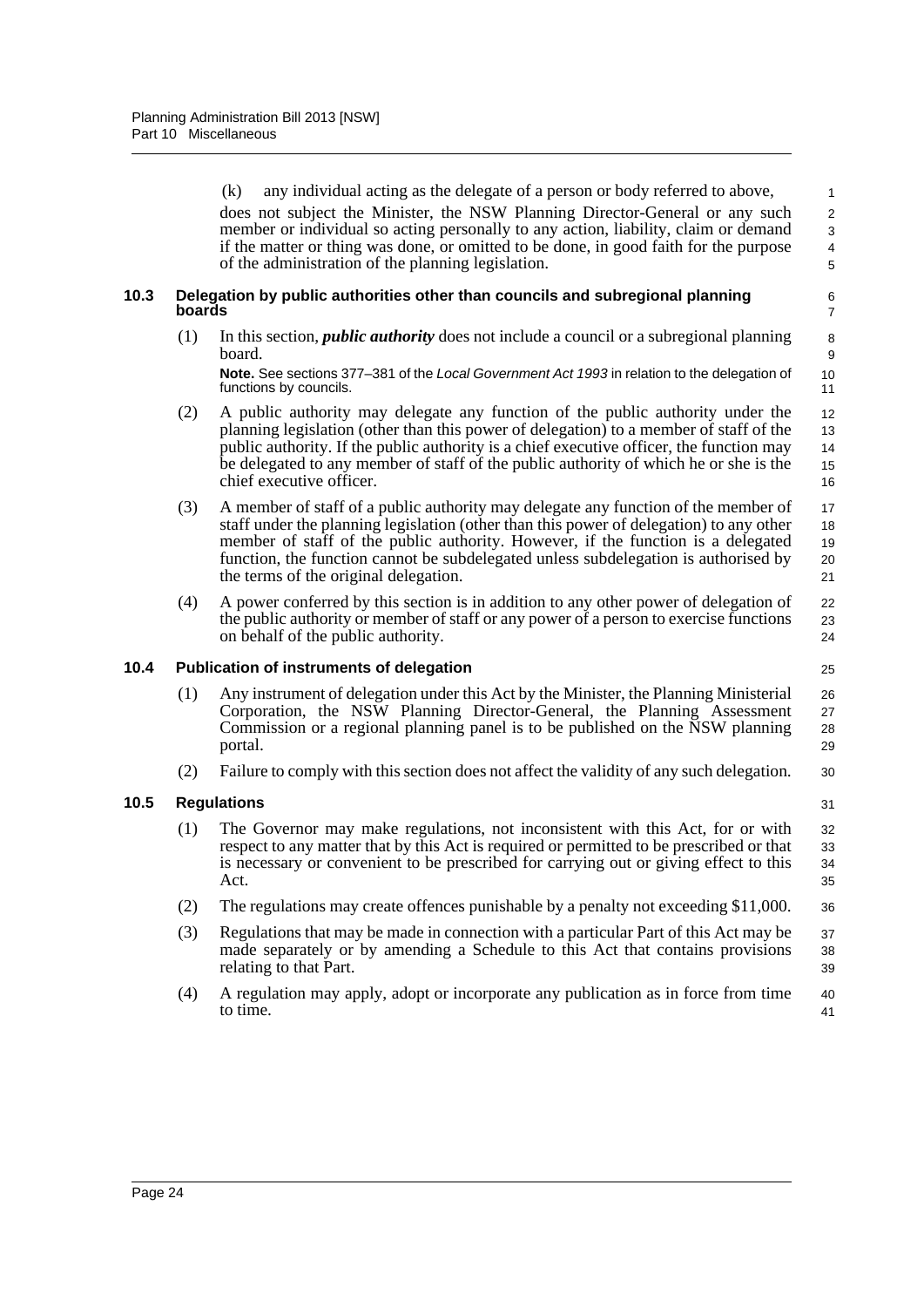(k) any individual acting as the delegate of a person or body referred to above,

does not subject the Minister, the NSW Planning Director-General or any such member or individual so acting personally to any action, liability, claim or demand if the matter or thing was done, or omitted to be done, in good faith for the purpose of the administration of the planning legislation.

### 10.3 Delegation by public authorities other than councils and subregional planning boards

(1) In this section, ***public authority*** does not include a council or a subregional planning board.

**Note.** See sections 377–381 of the *Local Government Act 1993* in relation to the delegation of functions by councils.

(2) A public authority may delegate any function of the public authority under the planning legislation (other than this power of delegation) to a member of staff of the public authority. If the public authority is a chief executive officer, the function may be delegated to any member of staff of the public authority of which he or she is the chief executive officer.

(3) A member of staff of a public authority may delegate any function of the member of staff under the planning legislation (other than this power of delegation) to any other member of staff of the public authority. However, if the function is a delegated function, the function cannot be subdelegated unless subdelegation is authorised by the terms of the original delegation.

(4) A power conferred by this section is in addition to any other power of delegation of the public authority or member of staff or any power of a person to exercise functions on behalf of the public authority.

### 10.4 Publication of instruments of delegation

(1) Any instrument of delegation under this Act by the Minister, the Planning Ministerial Corporation, the NSW Planning Director-General, the Planning Assessment Commission or a regional planning panel is to be published on the NSW planning portal.

(2) Failure to comply with this section does not affect the validity of any such delegation.

### 10.5 Regulations

(1) The Governor may make regulations, not inconsistent with this Act, for or with respect to any matter that by this Act is required or permitted to be prescribed or that is necessary or convenient to be prescribed for carrying out or giving effect to this Act.

(2) The regulations may create offences punishable by a penalty not exceeding $11,000.

(3) Regulations that may be made in connection with a particular Part of this Act may be made separately or by amending a Schedule to this Act that contains provisions relating to that Part.

(4) A regulation may apply, adopt or incorporate any publication as in force from time to time.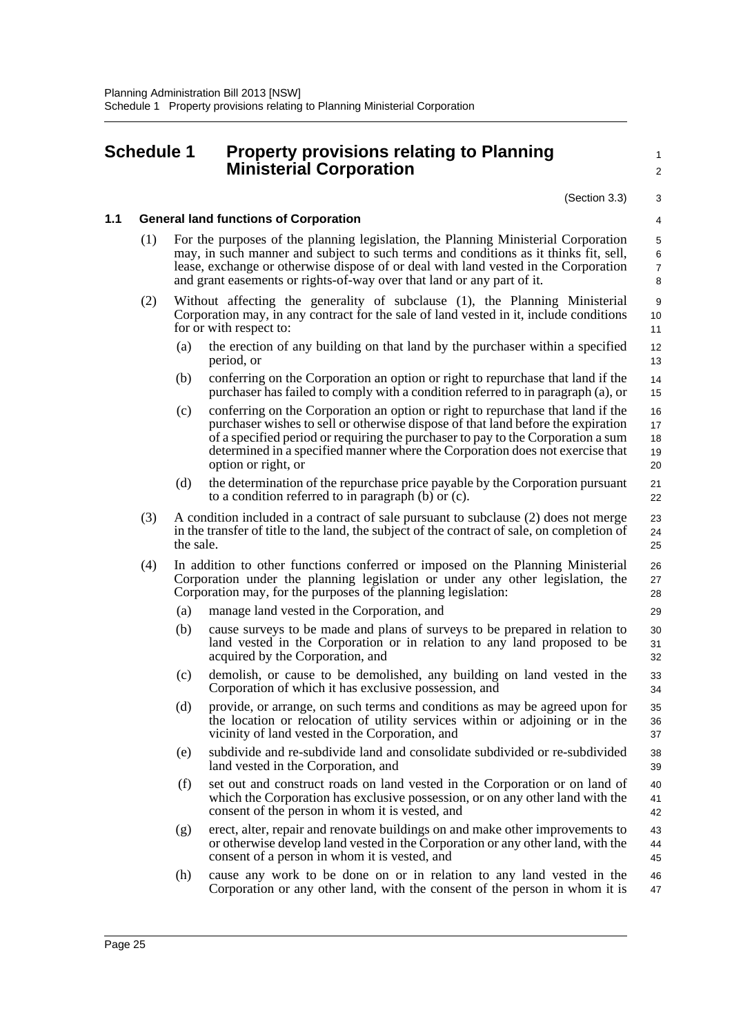# Schedule 1 Property provisions relating to Planning Ministerial Corporation

(Section 3.3)

## 1.1 General land functions of Corporation

(1) For the purposes of the planning legislation, the Planning Ministerial Corporation may, in such manner and subject to such terms and conditions as it thinks fit, sell, lease, exchange or otherwise dispose of or deal with land vested in the Corporation and grant easements or rights-of-way over that land or any part of it.

(2) Without affecting the generality of subclause (1), the Planning Ministerial Corporation may, in any contract for the sale of land vested in it, include conditions for or with respect to:

- (a) the erection of any building on that land by the purchaser within a specified period, or
- (b) conferring on the Corporation an option or right to repurchase that land if the purchaser has failed to comply with a condition referred to in paragraph (a), or
- (c) conferring on the Corporation an option or right to repurchase that land if the purchaser wishes to sell or otherwise dispose of that land before the expiration of a specified period or requiring the purchaser to pay to the Corporation a sum determined in a specified manner where the Corporation does not exercise that option or right, or
- (d) the determination of the repurchase price payable by the Corporation pursuant to a condition referred to in paragraph (b) or (c).

(3) A condition included in a contract of sale pursuant to subclause (2) does not merge in the transfer of title to the land, the subject of the contract of sale, on completion of the sale.

(4) In addition to other functions conferred or imposed on the Planning Ministerial Corporation under the planning legislation or under any other legislation, the Corporation may, for the purposes of the planning legislation:

- (a) manage land vested in the Corporation, and
- (b) cause surveys to be made and plans of surveys to be prepared in relation to land vested in the Corporation or in relation to any land proposed to be acquired by the Corporation, and
- (c) demolish, or cause to be demolished, any building on land vested in the Corporation of which it has exclusive possession, and
- (d) provide, or arrange, on such terms and conditions as may be agreed upon for the location or relocation of utility services within or adjoining or in the vicinity of land vested in the Corporation, and
- (e) subdivide and re-subdivide land and consolidate subdivided or re-subdivided land vested in the Corporation, and
- (f) set out and construct roads on land vested in the Corporation or on land of which the Corporation has exclusive possession, or on any other land with the consent of the person in whom it is vested, and
- (g) erect, alter, repair and renovate buildings on and make other improvements to or otherwise develop land vested in the Corporation or any other land, with the consent of a person in whom it is vested, and
- (h) cause any work to be done on or in relation to any land vested in the Corporation or any other land, with the consent of the person in whom it is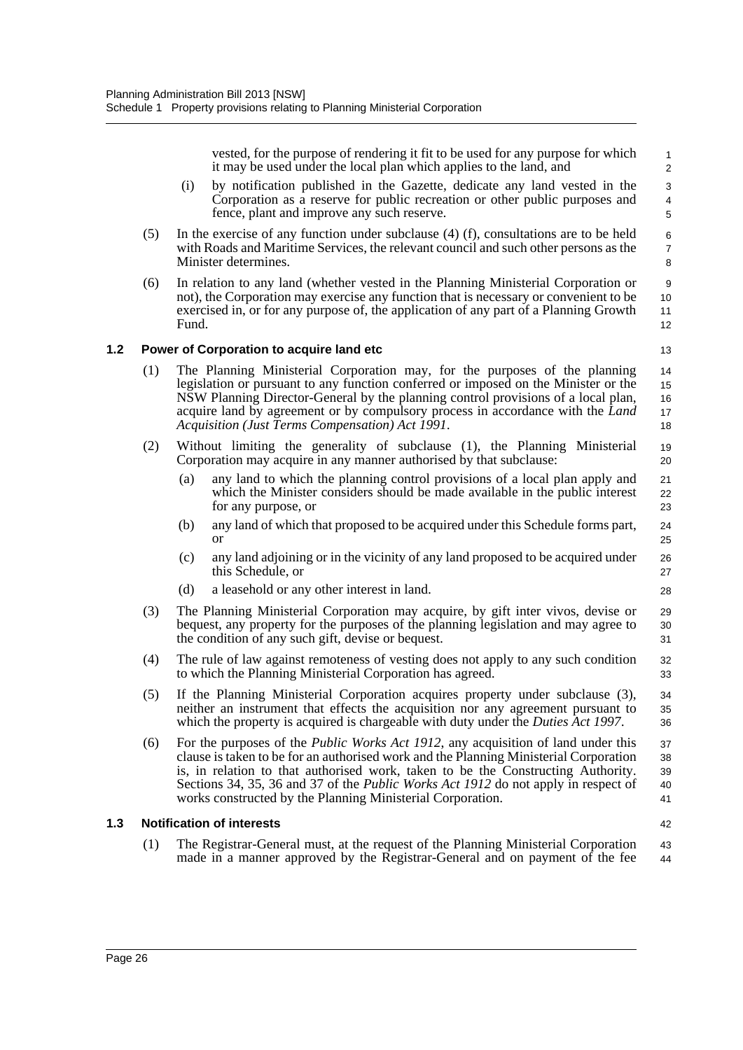vested, for the purpose of rendering it fit to be used for any purpose for which it may be used under the local plan which applies to the land, and

(i) by notification published in the Gazette, dedicate any land vested in the Corporation as a reserve for public recreation or other public purposes and fence, plant and improve any such reserve.

(5) In the exercise of any function under subclause (4) (f), consultations are to be held with Roads and Maritime Services, the relevant council and such other persons as the Minister determines.

(6) In relation to any land (whether vested in the Planning Ministerial Corporation or not), the Corporation may exercise any function that is necessary or convenient to be exercised in, or for any purpose of, the application of any part of a Planning Growth Fund.

### 1.2 Power of Corporation to acquire land etc

(1) The Planning Ministerial Corporation may, for the purposes of the planning legislation or pursuant to any function conferred or imposed on the Minister or the NSW Planning Director-General by the planning control provisions of a local plan, acquire land by agreement or by compulsory process in accordance with the *Land Acquisition (Just Terms Compensation) Act 1991*.

(2) Without limiting the generality of subclause (1), the Planning Ministerial Corporation may acquire in any manner authorised by that subclause:

(a) any land to which the planning control provisions of a local plan apply and which the Minister considers should be made available in the public interest for any purpose, or

(b) any land of which that proposed to be acquired under this Schedule forms part, or

(c) any land adjoining or in the vicinity of any land proposed to be acquired under this Schedule, or

(d) a leasehold or any other interest in land.

(3) The Planning Ministerial Corporation may acquire, by gift inter vivos, devise or bequest, any property for the purposes of the planning legislation and may agree to the condition of any such gift, devise or bequest.

(4) The rule of law against remoteness of vesting does not apply to any such condition to which the Planning Ministerial Corporation has agreed.

(5) If the Planning Ministerial Corporation acquires property under subclause (3), neither an instrument that effects the acquisition nor any agreement pursuant to which the property is acquired is chargeable with duty under the *Duties Act 1997*.

(6) For the purposes of the *Public Works Act 1912*, any acquisition of land under this clause is taken to be for an authorised work and the Planning Ministerial Corporation is, in relation to that authorised work, taken to be the Constructing Authority. Sections 34, 35, 36 and 37 of the *Public Works Act 1912* do not apply in respect of works constructed by the Planning Ministerial Corporation.

### 1.3 Notification of interests

(1) The Registrar-General must, at the request of the Planning Ministerial Corporation made in a manner approved by the Registrar-General and on payment of the fee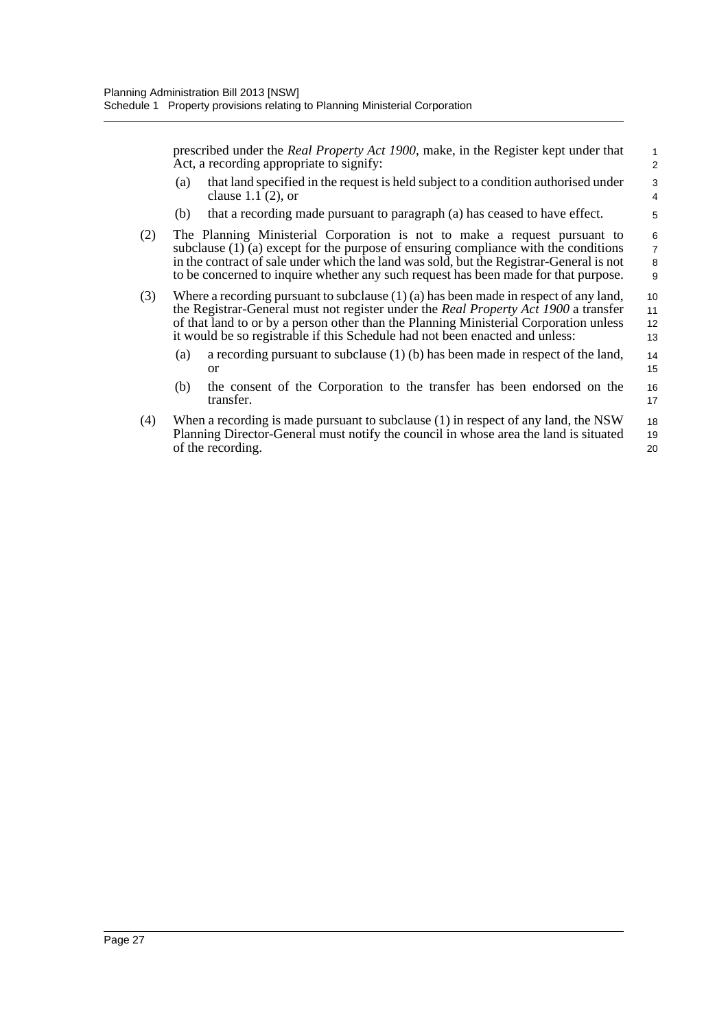prescribed under the *Real Property Act 1900*, make, in the Register kept under that Act, a recording appropriate to signify:

(a) that land specified in the request is held subject to a condition authorised under clause 1.1 (2), or

(b) that a recording made pursuant to paragraph (a) has ceased to have effect.

(2) The Planning Ministerial Corporation is not to make a request pursuant to subclause (1) (a) except for the purpose of ensuring compliance with the conditions in the contract of sale under which the land was sold, but the Registrar-General is not to be concerned to inquire whether any such request has been made for that purpose.

(3) Where a recording pursuant to subclause (1) (a) has been made in respect of any land, the Registrar-General must not register under the *Real Property Act 1900* a transfer of that land to or by a person other than the Planning Ministerial Corporation unless it would be so registrable if this Schedule had not been enacted and unless:

(a) a recording pursuant to subclause (1) (b) has been made in respect of the land, or

(b) the consent of the Corporation to the transfer has been endorsed on the transfer.

(4) When a recording is made pursuant to subclause (1) in respect of any land, the NSW Planning Director-General must notify the council in whose area the land is situated of the recording.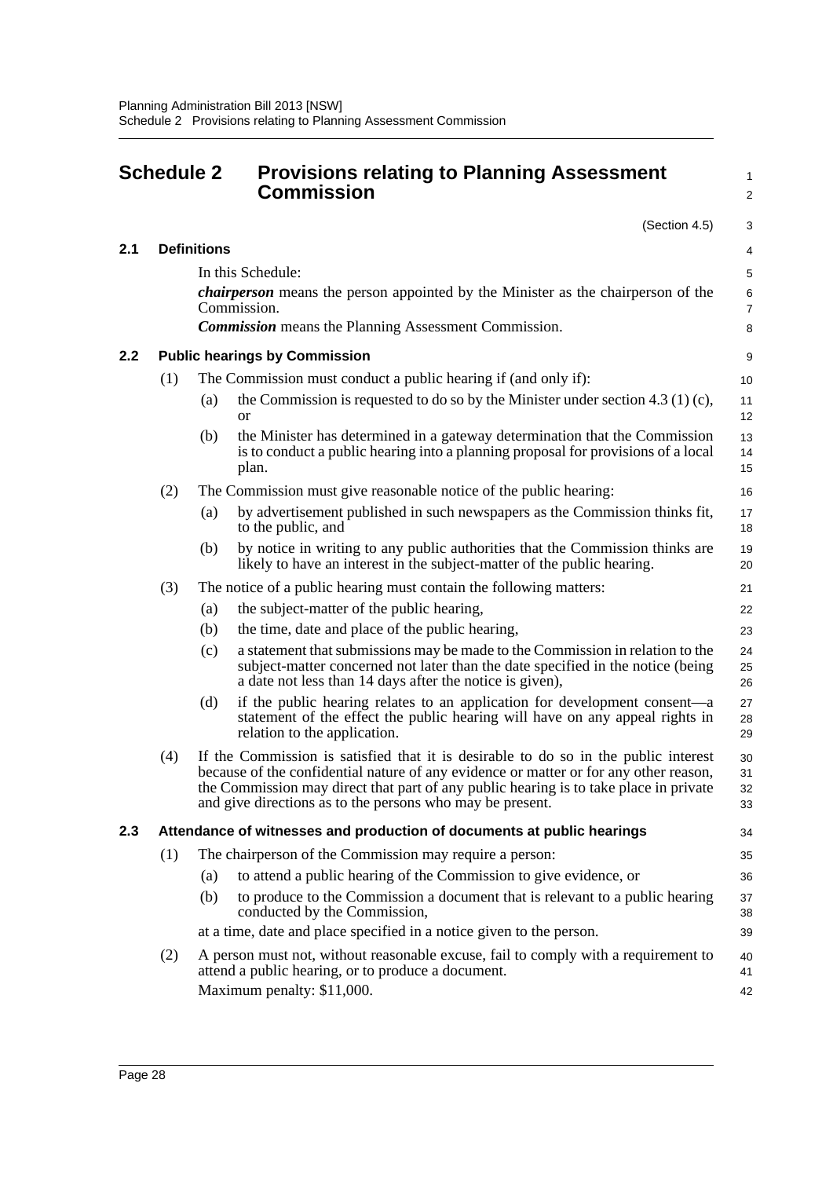# Schedule 2 Provisions relating to Planning Assessment Commission

(Section 4.5)

## 2.1 Definitions

In this Schedule:

***chairperson*** means the person appointed by the Minister as the chairperson of the Commission.

***Commission*** means the Planning Assessment Commission.

## 2.2 Public hearings by Commission

(1) The Commission must conduct a public hearing if (and only if):

(a) the Commission is requested to do so by the Minister under section 4.3 (1) (c), or

(b) the Minister has determined in a gateway determination that the Commission is to conduct a public hearing into a planning proposal for provisions of a local plan.

(2) The Commission must give reasonable notice of the public hearing:

(a) by advertisement published in such newspapers as the Commission thinks fit, to the public, and

(b) by notice in writing to any public authorities that the Commission thinks are likely to have an interest in the subject-matter of the public hearing.

(3) The notice of a public hearing must contain the following matters:

(a) the subject-matter of the public hearing,

(b) the time, date and place of the public hearing,

(c) a statement that submissions may be made to the Commission in relation to the subject-matter concerned not later than the date specified in the notice (being a date not less than 14 days after the notice is given),

(d) if the public hearing relates to an application for development consent—a statement of the effect the public hearing will have on any appeal rights in relation to the application.

(4) If the Commission is satisfied that it is desirable to do so in the public interest because of the confidential nature of any evidence or matter or for any other reason, the Commission may direct that part of any public hearing is to take place in private and give directions as to the persons who may be present.

## 2.3 Attendance of witnesses and production of documents at public hearings

(1) The chairperson of the Commission may require a person:

(a) to attend a public hearing of the Commission to give evidence, or

(b) to produce to the Commission a document that is relevant to a public hearing conducted by the Commission,

at a time, date and place specified in a notice given to the person.

(2) A person must not, without reasonable excuse, fail to comply with a requirement to attend a public hearing, or to produce a document.

Maximum penalty: $11,000.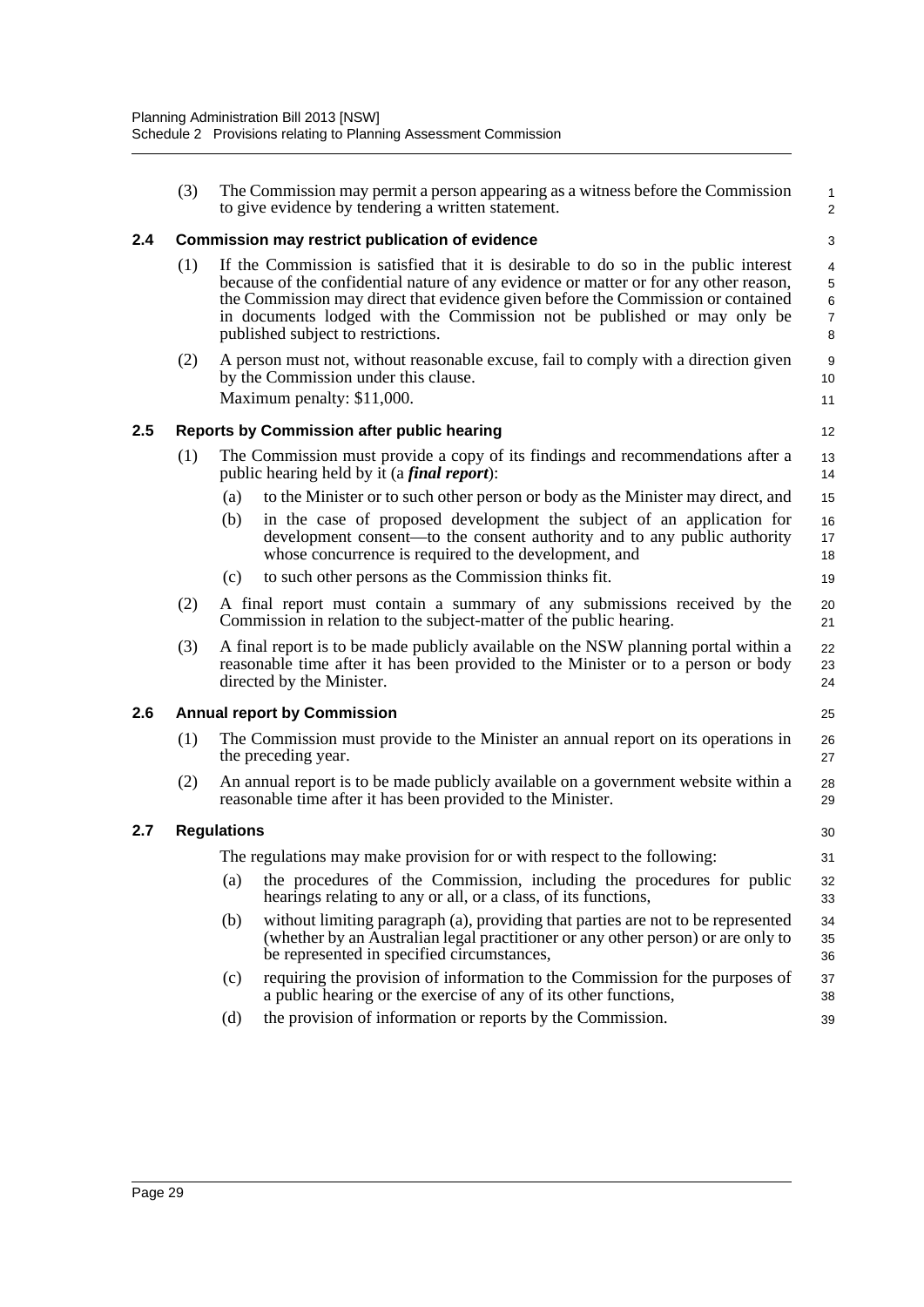(3) The Commission may permit a person appearing as a witness before the Commission to give evidence by tendering a written statement.

### 2.4 Commission may restrict publication of evidence

(1) If the Commission is satisfied that it is desirable to do so in the public interest because of the confidential nature of any evidence or matter or for any other reason, the Commission may direct that evidence given before the Commission or contained in documents lodged with the Commission not be published or may only be published subject to restrictions.

(2) A person must not, without reasonable excuse, fail to comply with a direction given by the Commission under this clause.

Maximum penalty: $11,000.

### 2.5 Reports by Commission after public hearing

(1) The Commission must provide a copy of its findings and recommendations after a public hearing held by it (a ***final report***):

- (a) to the Minister or to such other person or body as the Minister may direct, and
- (b) in the case of proposed development the subject of an application for development consent—to the consent authority and to any public authority whose concurrence is required to the development, and
- (c) to such other persons as the Commission thinks fit.

(2) A final report must contain a summary of any submissions received by the Commission in relation to the subject-matter of the public hearing.

(3) A final report is to be made publicly available on the NSW planning portal within a reasonable time after it has been provided to the Minister or to a person or body directed by the Minister.

### 2.6 Annual report by Commission

(1) The Commission must provide to the Minister an annual report on its operations in the preceding year.

(2) An annual report is to be made publicly available on a government website within a reasonable time after it has been provided to the Minister.

### 2.7 Regulations

The regulations may make provision for or with respect to the following:

- (a) the procedures of the Commission, including the procedures for public hearings relating to any or all, or a class, of its functions,
- (b) without limiting paragraph (a), providing that parties are not to be represented (whether by an Australian legal practitioner or any other person) or are only to be represented in specified circumstances,
- (c) requiring the provision of information to the Commission for the purposes of a public hearing or the exercise of any of its other functions,
- (d) the provision of information or reports by the Commission.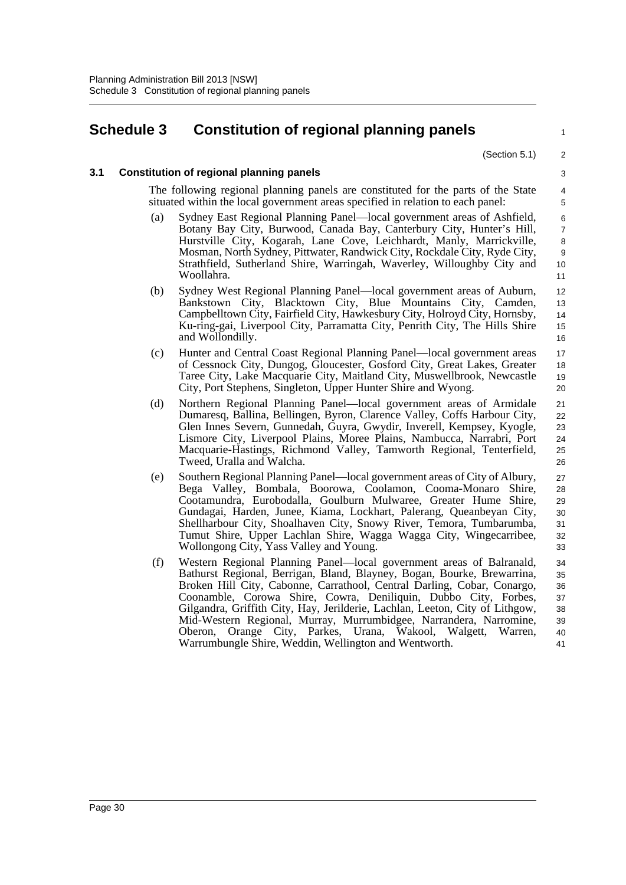# Schedule 3 Constitution of regional planning panels

(Section 5.1)

### 3.1 Constitution of regional planning panels

The following regional planning panels are constituted for the parts of the State situated within the local government areas specified in relation to each panel:

(a) Sydney East Regional Planning Panel—local government areas of Ashfield, Botany Bay City, Burwood, Canada Bay, Canterbury City, Hunter's Hill, Hurstville City, Kogarah, Lane Cove, Leichhardt, Manly, Marrickville, Mosman, North Sydney, Pittwater, Randwick City, Rockdale City, Ryde City, Strathfield, Sutherland Shire, Warringah, Waverley, Willoughby City and Woollahra.

(b) Sydney West Regional Planning Panel—local government areas of Auburn, Bankstown City, Blacktown City, Blue Mountains City, Camden, Campbelltown City, Fairfield City, Hawkesbury City, Holroyd City, Hornsby, Ku-ring-gai, Liverpool City, Parramatta City, Penrith City, The Hills Shire and Wollondilly.

(c) Hunter and Central Coast Regional Planning Panel—local government areas of Cessnock City, Dungog, Gloucester, Gosford City, Great Lakes, Greater Taree City, Lake Macquarie City, Maitland City, Muswellbrook, Newcastle City, Port Stephens, Singleton, Upper Hunter Shire and Wyong.

(d) Northern Regional Planning Panel—local government areas of Armidale Dumaresq, Ballina, Bellingen, Byron, Clarence Valley, Coffs Harbour City, Glen Innes Severn, Gunnedah, Guyra, Gwydir, Inverell, Kempsey, Kyogle, Lismore City, Liverpool Plains, Moree Plains, Nambucca, Narrabri, Port Macquarie-Hastings, Richmond Valley, Tamworth Regional, Tenterfield, Tweed, Uralla and Walcha.

(e) Southern Regional Planning Panel—local government areas of City of Albury, Bega Valley, Bombala, Boorowa, Coolamon, Cooma-Monaro Shire, Cootamundra, Eurobodalla, Goulburn Mulwaree, Greater Hume Shire, Gundagai, Harden, Junee, Kiama, Lockhart, Palerang, Queanbeyan City, Shellharbour City, Shoalhaven City, Snowy River, Temora, Tumbarumba, Tumut Shire, Upper Lachlan Shire, Wagga Wagga City, Wingecarribee, Wollongong City, Yass Valley and Young.

(f) Western Regional Planning Panel—local government areas of Balranald, Bathurst Regional, Berrigan, Bland, Blayney, Bogan, Bourke, Brewarrina, Broken Hill City, Cabonne, Carrathool, Central Darling, Cobar, Conargo, Coonamble, Corowa Shire, Cowra, Deniliquin, Dubbo City, Forbes, Gilgandra, Griffith City, Hay, Jerilderie, Lachlan, Leeton, City of Lithgow, Mid-Western Regional, Murray, Murrumbidgee, Narrandera, Narromine, Oberon, Orange City, Parkes, Urana, Wakool, Walgett, Warren, Warrumbungle Shire, Weddin, Wellington and Wentworth.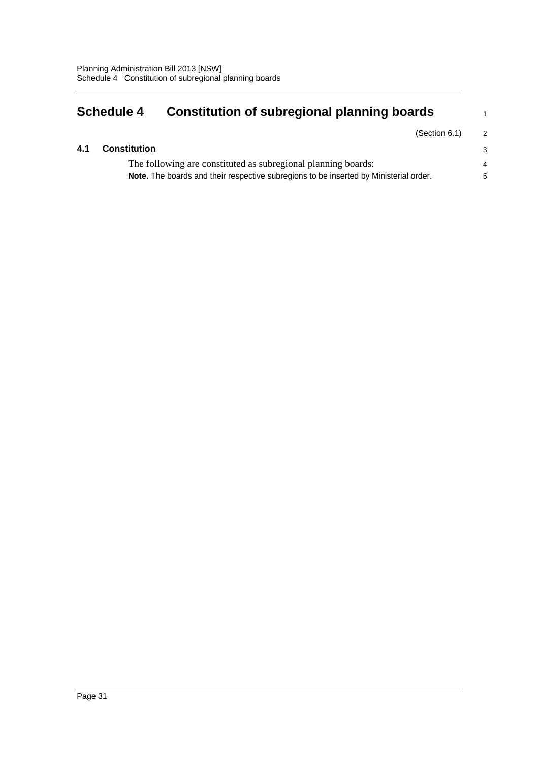# Schedule 4 Constitution of subregional planning boards

(Section 6.1)

## 4.1 Constitution

The following are constituted as subregional planning boards:

**Note.** The boards and their respective subregions to be inserted by Ministerial order.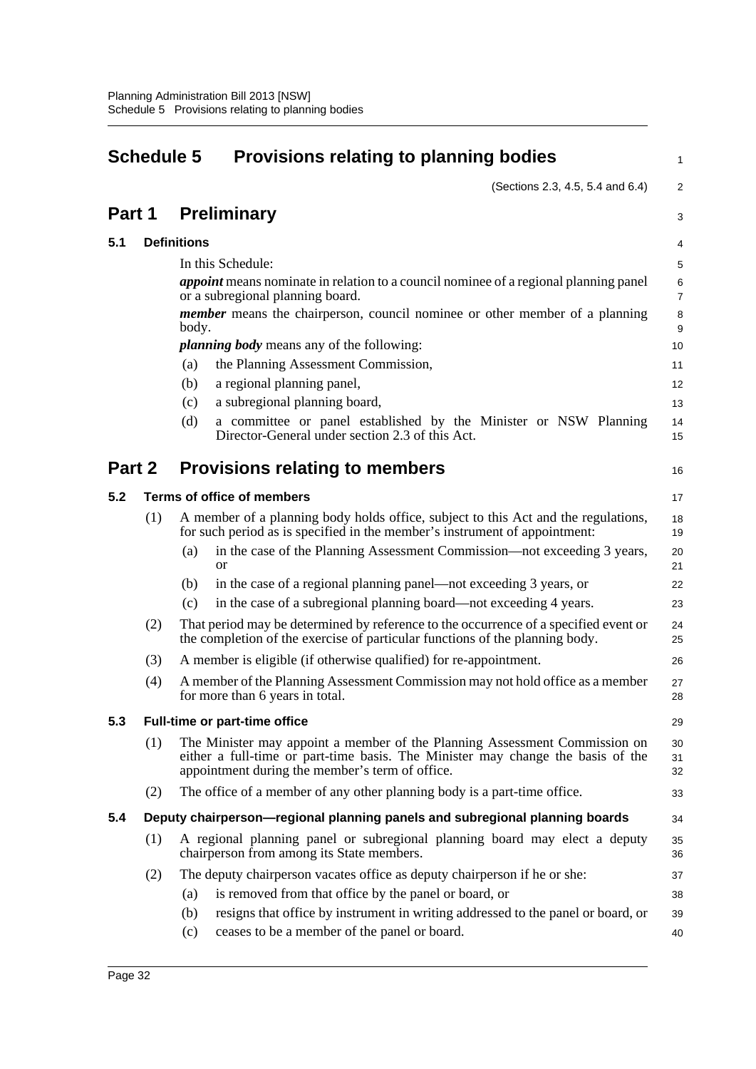# Schedule 5 Provisions relating to planning bodies

(Sections 2.3, 4.5, 5.4 and 6.4)

## Part 1 Preliminary

### 5.1 Definitions

In this Schedule:

***appoint*** means nominate in relation to a council nominee of a regional planning panel or a subregional planning board.

***member*** means the chairperson, council nominee or other member of a planning body.

***planning body*** means any of the following:

(a) the Planning Assessment Commission,

(b) a regional planning panel,

(c) a subregional planning board,

(d) a committee or panel established by the Minister or NSW Planning Director-General under section 2.3 of this Act.

## Part 2 Provisions relating to members

### 5.2 Terms of office of members

(1) A member of a planning body holds office, subject to this Act and the regulations, for such period as is specified in the member's instrument of appointment:

(a) in the case of the Planning Assessment Commission—not exceeding 3 years, or

(b) in the case of a regional planning panel—not exceeding 3 years, or

(c) in the case of a subregional planning board—not exceeding 4 years.

(2) That period may be determined by reference to the occurrence of a specified event or the completion of the exercise of particular functions of the planning body.

(3) A member is eligible (if otherwise qualified) for re-appointment.

(4) A member of the Planning Assessment Commission may not hold office as a member for more than 6 years in total.

### 5.3 Full-time or part-time office

(1) The Minister may appoint a member of the Planning Assessment Commission on either a full-time or part-time basis. The Minister may change the basis of the appointment during the member's term of office.

(2) The office of a member of any other planning body is a part-time office.

### 5.4 Deputy chairperson—regional planning panels and subregional planning boards

(1) A regional planning panel or subregional planning board may elect a deputy chairperson from among its State members.

(2) The deputy chairperson vacates office as deputy chairperson if he or she:

(a) is removed from that office by the panel or board, or

(b) resigns that office by instrument in writing addressed to the panel or board, or

(c) ceases to be a member of the panel or board.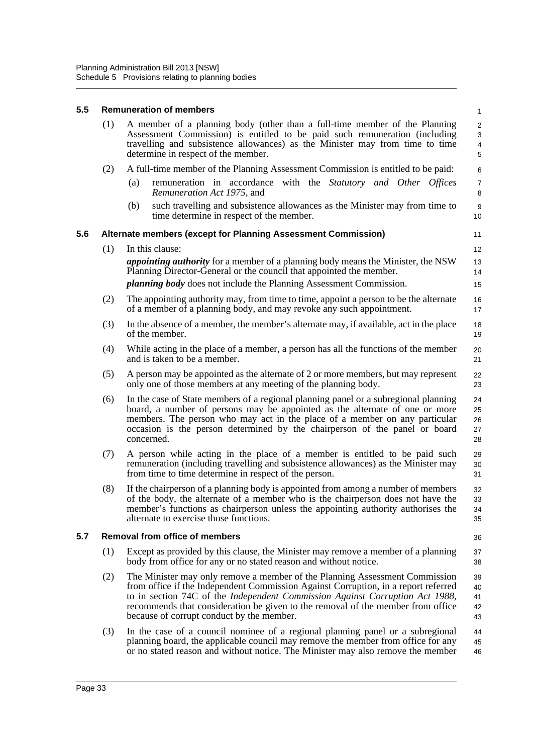### 5.5 Remuneration of members

(1) A member of a planning body (other than a full-time member of the Planning Assessment Commission) is entitled to be paid such remuneration (including travelling and subsistence allowances) as the Minister may from time to time determine in respect of the member.

(2) A full-time member of the Planning Assessment Commission is entitled to be paid:

(a) remuneration in accordance with the *Statutory and Other Offices Remuneration Act 1975*, and

(b) such travelling and subsistence allowances as the Minister may from time to time determine in respect of the member.

### 5.6 Alternate members (except for Planning Assessment Commission)

(1) In this clause:

***appointing authority*** for a member of a planning body means the Minister, the NSW Planning Director-General or the council that appointed the member.

***planning body*** does not include the Planning Assessment Commission.

(2) The appointing authority may, from time to time, appoint a person to be the alternate of a member of a planning body, and may revoke any such appointment.

(3) In the absence of a member, the member's alternate may, if available, act in the place of the member.

(4) While acting in the place of a member, a person has all the functions of the member and is taken to be a member.

(5) A person may be appointed as the alternate of 2 or more members, but may represent only one of those members at any meeting of the planning body.

(6) In the case of State members of a regional planning panel or a subregional planning board, a number of persons may be appointed as the alternate of one or more members. The person who may act in the place of a member on any particular occasion is the person determined by the chairperson of the panel or board concerned.

(7) A person while acting in the place of a member is entitled to be paid such remuneration (including travelling and subsistence allowances) as the Minister may from time to time determine in respect of the person.

(8) If the chairperson of a planning body is appointed from among a number of members of the body, the alternate of a member who is the chairperson does not have the member's functions as chairperson unless the appointing authority authorises the alternate to exercise those functions.

### 5.7 Removal from office of members

(1) Except as provided by this clause, the Minister may remove a member of a planning body from office for any or no stated reason and without notice.

(2) The Minister may only remove a member of the Planning Assessment Commission from office if the Independent Commission Against Corruption, in a report referred to in section 74C of the *Independent Commission Against Corruption Act 1988*, recommends that consideration be given to the removal of the member from office because of corrupt conduct by the member.

(3) In the case of a council nominee of a regional planning panel or a subregional planning board, the applicable council may remove the member from office for any or no stated reason and without notice. The Minister may also remove the member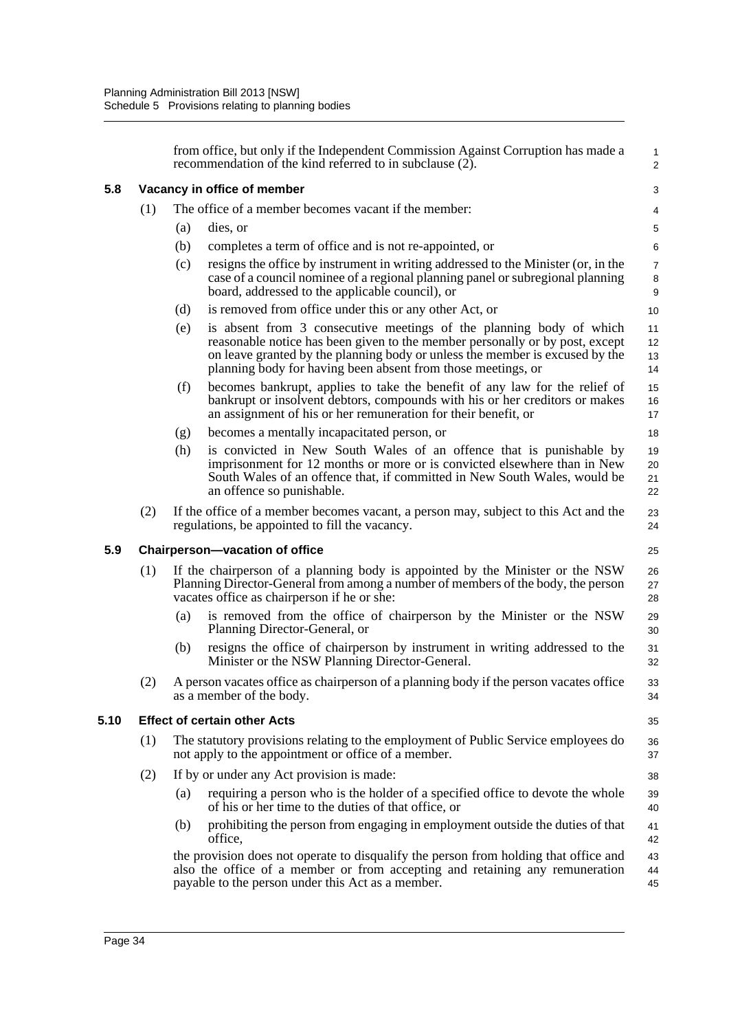from office, but only if the Independent Commission Against Corruption has made a recommendation of the kind referred to in subclause (2).

### 5.8 Vacancy in office of member

(1) The office of a member becomes vacant if the member:

- (a) dies, or
- (b) completes a term of office and is not re-appointed, or
- (c) resigns the office by instrument in writing addressed to the Minister (or, in the case of a council nominee of a regional planning panel or subregional planning board, addressed to the applicable council), or
- (d) is removed from office under this or any other Act, or
- (e) is absent from 3 consecutive meetings of the planning body of which reasonable notice has been given to the member personally or by post, except on leave granted by the planning body or unless the member is excused by the planning body for having been absent from those meetings, or
- (f) becomes bankrupt, applies to take the benefit of any law for the relief of bankrupt or insolvent debtors, compounds with his or her creditors or makes an assignment of his or her remuneration for their benefit, or
- (g) becomes a mentally incapacitated person, or
- (h) is convicted in New South Wales of an offence that is punishable by imprisonment for 12 months or more or is convicted elsewhere than in New South Wales of an offence that, if committed in New South Wales, would be an offence so punishable.

(2) If the office of a member becomes vacant, a person may, subject to this Act and the regulations, be appointed to fill the vacancy.

### 5.9 Chairperson—vacation of office

(1) If the chairperson of a planning body is appointed by the Minister or the NSW Planning Director-General from among a number of members of the body, the person vacates office as chairperson if he or she:

- (a) is removed from the office of chairperson by the Minister or the NSW Planning Director-General, or
- (b) resigns the office of chairperson by instrument in writing addressed to the Minister or the NSW Planning Director-General.

(2) A person vacates office as chairperson of a planning body if the person vacates office as a member of the body.

### 5.10 Effect of certain other Acts

(1) The statutory provisions relating to the employment of Public Service employees do not apply to the appointment or office of a member.

(2) If by or under any Act provision is made:

- (a) requiring a person who is the holder of a specified office to devote the whole of his or her time to the duties of that office, or
- (b) prohibiting the person from engaging in employment outside the duties of that office,

the provision does not operate to disqualify the person from holding that office and also the office of a member or from accepting and retaining any remuneration payable to the person under this Act as a member.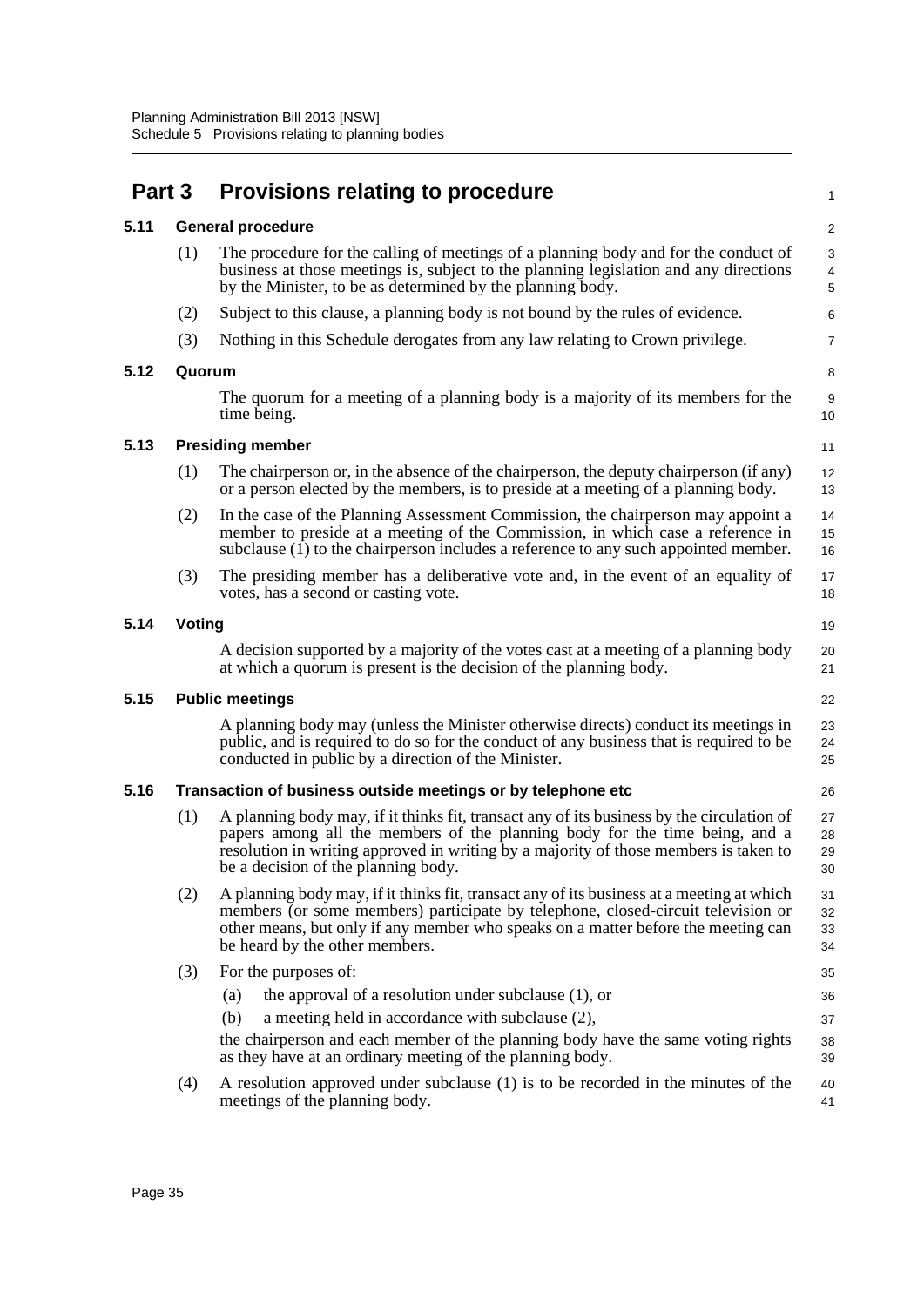## Part 3 Provisions relating to procedure

### 5.11 General procedure

(1) The procedure for the calling of meetings of a planning body and for the conduct of business at those meetings is, subject to the planning legislation and any directions by the Minister, to be as determined by the planning body.

(2) Subject to this clause, a planning body is not bound by the rules of evidence.

(3) Nothing in this Schedule derogates from any law relating to Crown privilege.

### 5.12 Quorum

The quorum for a meeting of a planning body is a majority of its members for the time being.

### 5.13 Presiding member

(1) The chairperson or, in the absence of the chairperson, the deputy chairperson (if any) or a person elected by the members, is to preside at a meeting of a planning body.

(2) In the case of the Planning Assessment Commission, the chairperson may appoint a member to preside at a meeting of the Commission, in which case a reference in subclause (1) to the chairperson includes a reference to any such appointed member.

(3) The presiding member has a deliberative vote and, in the event of an equality of votes, has a second or casting vote.

### 5.14 Voting

A decision supported by a majority of the votes cast at a meeting of a planning body at which a quorum is present is the decision of the planning body.

### 5.15 Public meetings

A planning body may (unless the Minister otherwise directs) conduct its meetings in public, and is required to do so for the conduct of any business that is required to be conducted in public by a direction of the Minister.

### 5.16 Transaction of business outside meetings or by telephone etc

(1) A planning body may, if it thinks fit, transact any of its business by the circulation of papers among all the members of the planning body for the time being, and a resolution in writing approved in writing by a majority of those members is taken to be a decision of the planning body.

(2) A planning body may, if it thinks fit, transact any of its business at a meeting at which members (or some members) participate by telephone, closed-circuit television or other means, but only if any member who speaks on a matter before the meeting can be heard by the other members.

(3) For the purposes of:

(a) the approval of a resolution under subclause (1), or

(b) a meeting held in accordance with subclause (2),

the chairperson and each member of the planning body have the same voting rights as they have at an ordinary meeting of the planning body.

(4) A resolution approved under subclause (1) is to be recorded in the minutes of the meetings of the planning body.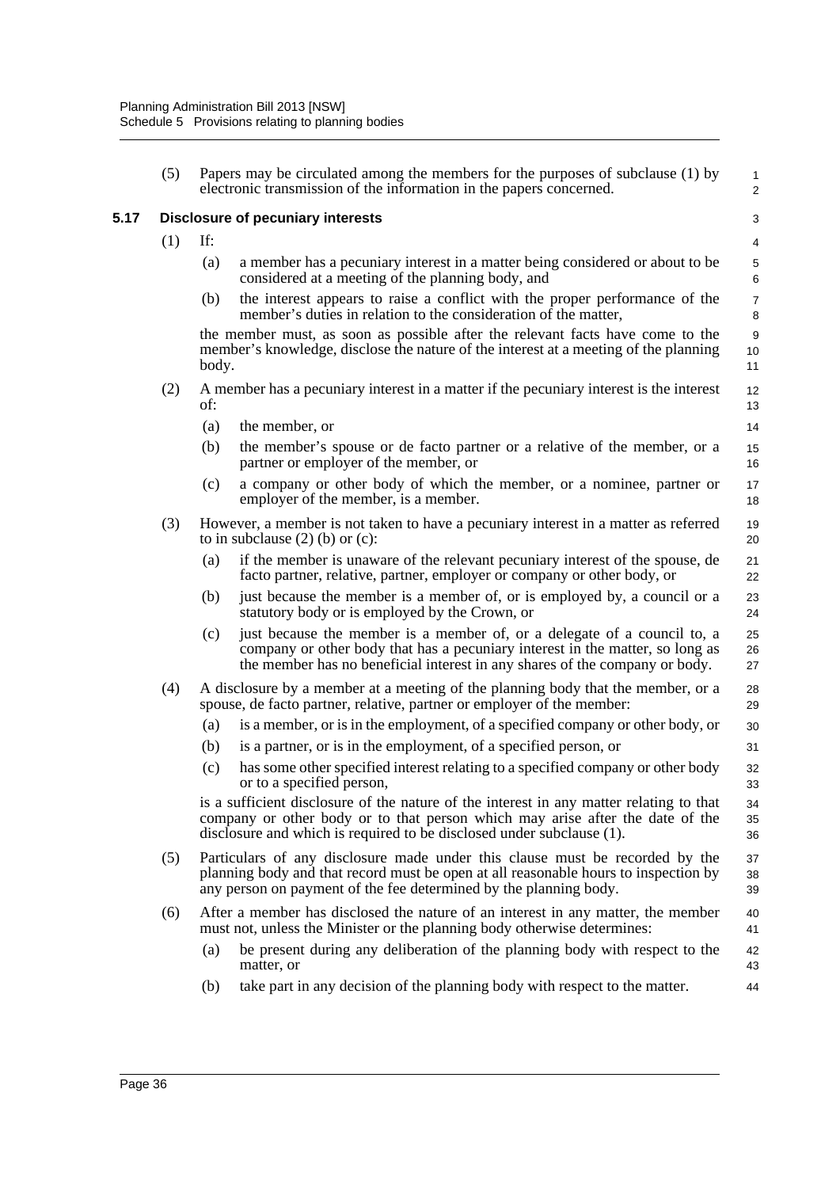(5) Papers may be circulated among the members for the purposes of subclause (1) by electronic transmission of the information in the papers concerned.

### 5.17 Disclosure of pecuniary interests

(1) If:

(a) a member has a pecuniary interest in a matter being considered or about to be considered at a meeting of the planning body, and

(b) the interest appears to raise a conflict with the proper performance of the member's duties in relation to the consideration of the matter,

the member must, as soon as possible after the relevant facts have come to the member's knowledge, disclose the nature of the interest at a meeting of the planning body.

(2) A member has a pecuniary interest in a matter if the pecuniary interest is the interest of:

(a) the member, or

(b) the member's spouse or de facto partner or a relative of the member, or a partner or employer of the member, or

(c) a company or other body of which the member, or a nominee, partner or employer of the member, is a member.

(3) However, a member is not taken to have a pecuniary interest in a matter as referred to in subclause (2) (b) or (c):

(a) if the member is unaware of the relevant pecuniary interest of the spouse, de facto partner, relative, partner, employer or company or other body, or

(b) just because the member is a member of, or is employed by, a council or a statutory body or is employed by the Crown, or

(c) just because the member is a member of, or a delegate of a council to, a company or other body that has a pecuniary interest in the matter, so long as the member has no beneficial interest in any shares of the company or body.

(4) A disclosure by a member at a meeting of the planning body that the member, or a spouse, de facto partner, relative, partner or employer of the member:

(a) is a member, or is in the employment, of a specified company or other body, or

(b) is a partner, or is in the employment, of a specified person, or

(c) has some other specified interest relating to a specified company or other body or to a specified person,

is a sufficient disclosure of the nature of the interest in any matter relating to that company or other body or to that person which may arise after the date of the disclosure and which is required to be disclosed under subclause (1).

(5) Particulars of any disclosure made under this clause must be recorded by the planning body and that record must be open at all reasonable hours to inspection by any person on payment of the fee determined by the planning body.

(6) After a member has disclosed the nature of an interest in any matter, the member must not, unless the Minister or the planning body otherwise determines:

(a) be present during any deliberation of the planning body with respect to the matter, or

(b) take part in any decision of the planning body with respect to the matter.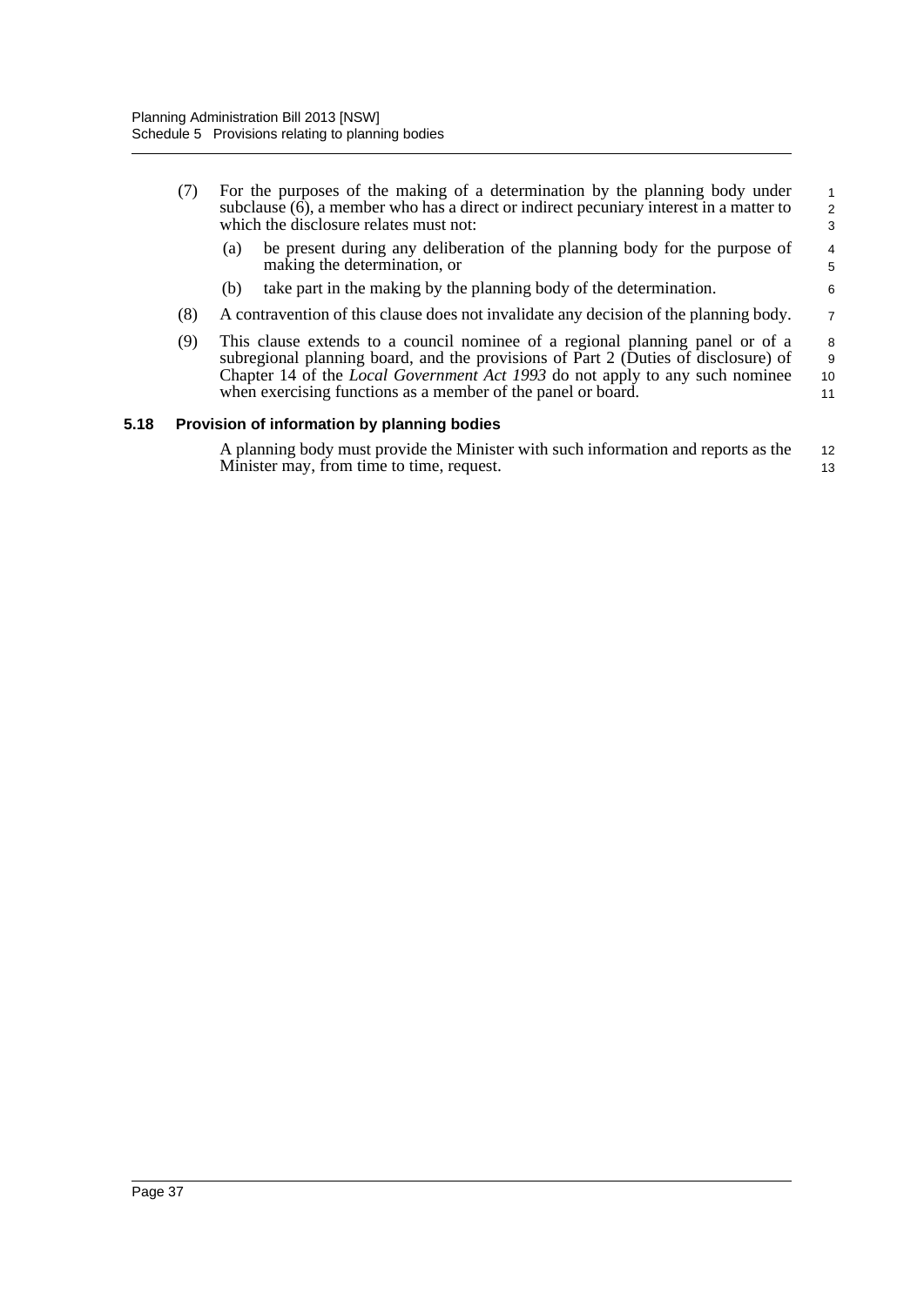(7) For the purposes of the making of a determination by the planning body under subclause (6), a member who has a direct or indirect pecuniary interest in a matter to which the disclosure relates must not:

(a) be present during any deliberation of the planning body for the purpose of making the determination, or

(b) take part in the making by the planning body of the determination.

(8) A contravention of this clause does not invalidate any decision of the planning body.

(9) This clause extends to a council nominee of a regional planning panel or of a subregional planning board, and the provisions of Part 2 (Duties of disclosure) of Chapter 14 of the *Local Government Act 1993* do not apply to any such nominee when exercising functions as a member of the panel or board.

### 5.18 Provision of information by planning bodies

A planning body must provide the Minister with such information and reports as the Minister may, from time to time, request.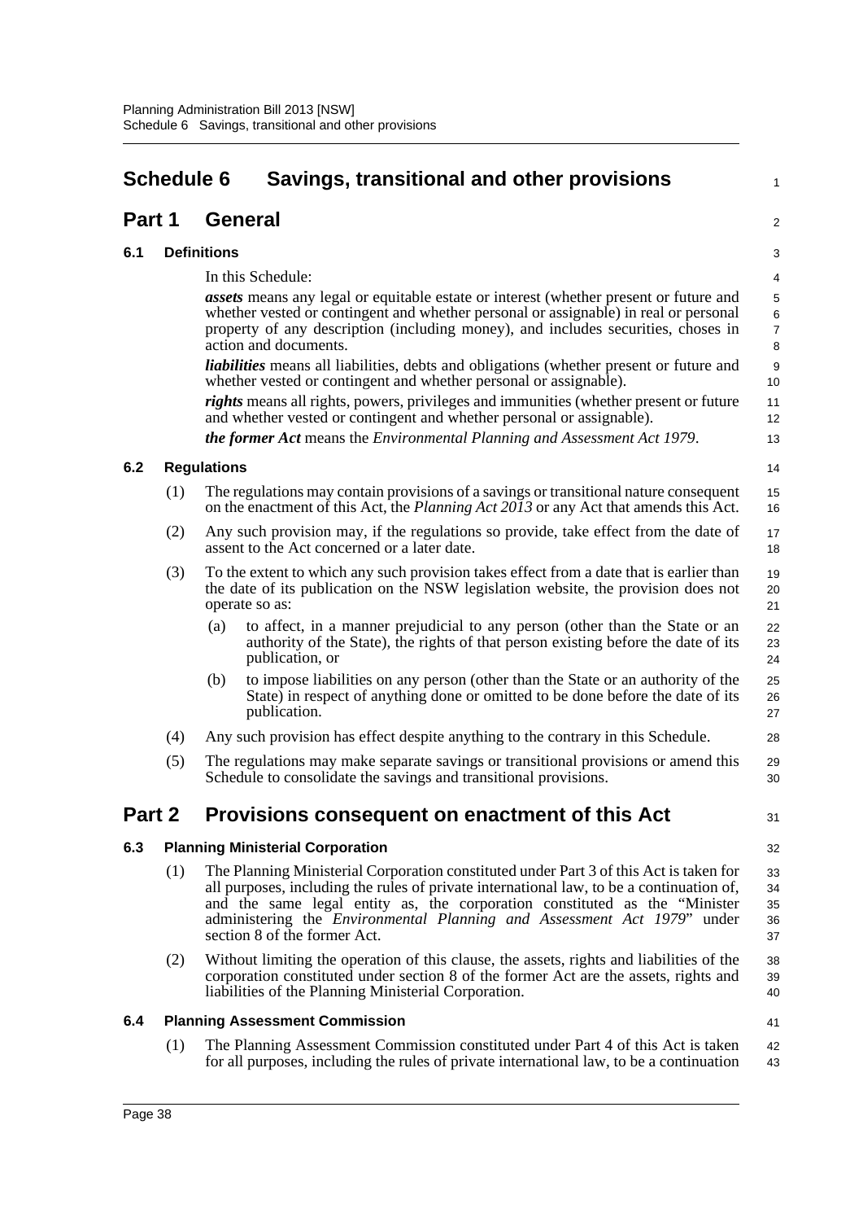# Schedule 6 Savings, transitional and other provisions

## Part 1 General

### 6.1 Definitions

In this Schedule:

***assets*** means any legal or equitable estate or interest (whether present or future and whether vested or contingent and whether personal or assignable) in real or personal property of any description (including money), and includes securities, choses in action and documents.

***liabilities*** means all liabilities, debts and obligations (whether present or future and whether vested or contingent and whether personal or assignable).

***rights*** means all rights, powers, privileges and immunities (whether present or future and whether vested or contingent and whether personal or assignable).

***the former Act*** means the *Environmental Planning and Assessment Act 1979*.

### 6.2 Regulations

(1) The regulations may contain provisions of a savings or transitional nature consequent on the enactment of this Act, the *Planning Act 2013* or any Act that amends this Act.

(2) Any such provision may, if the regulations so provide, take effect from the date of assent to the Act concerned or a later date.

(3) To the extent to which any such provision takes effect from a date that is earlier than the date of its publication on the NSW legislation website, the provision does not operate so as:

- (a) to affect, in a manner prejudicial to any person (other than the State or an authority of the State), the rights of that person existing before the date of its publication, or
- (b) to impose liabilities on any person (other than the State or an authority of the State) in respect of anything done or omitted to be done before the date of its publication.

(4) Any such provision has effect despite anything to the contrary in this Schedule.

(5) The regulations may make separate savings or transitional provisions or amend this Schedule to consolidate the savings and transitional provisions.

## Part 2 Provisions consequent on enactment of this Act

### 6.3 Planning Ministerial Corporation

(1) The Planning Ministerial Corporation constituted under Part 3 of this Act is taken for all purposes, including the rules of private international law, to be a continuation of, and the same legal entity as, the corporation constituted as the "Minister administering the *Environmental Planning and Assessment Act 1979*" under section 8 of the former Act.

(2) Without limiting the operation of this clause, the assets, rights and liabilities of the corporation constituted under section 8 of the former Act are the assets, rights and liabilities of the Planning Ministerial Corporation.

### 6.4 Planning Assessment Commission

(1) The Planning Assessment Commission constituted under Part 4 of this Act is taken for all purposes, including the rules of private international law, to be a continuation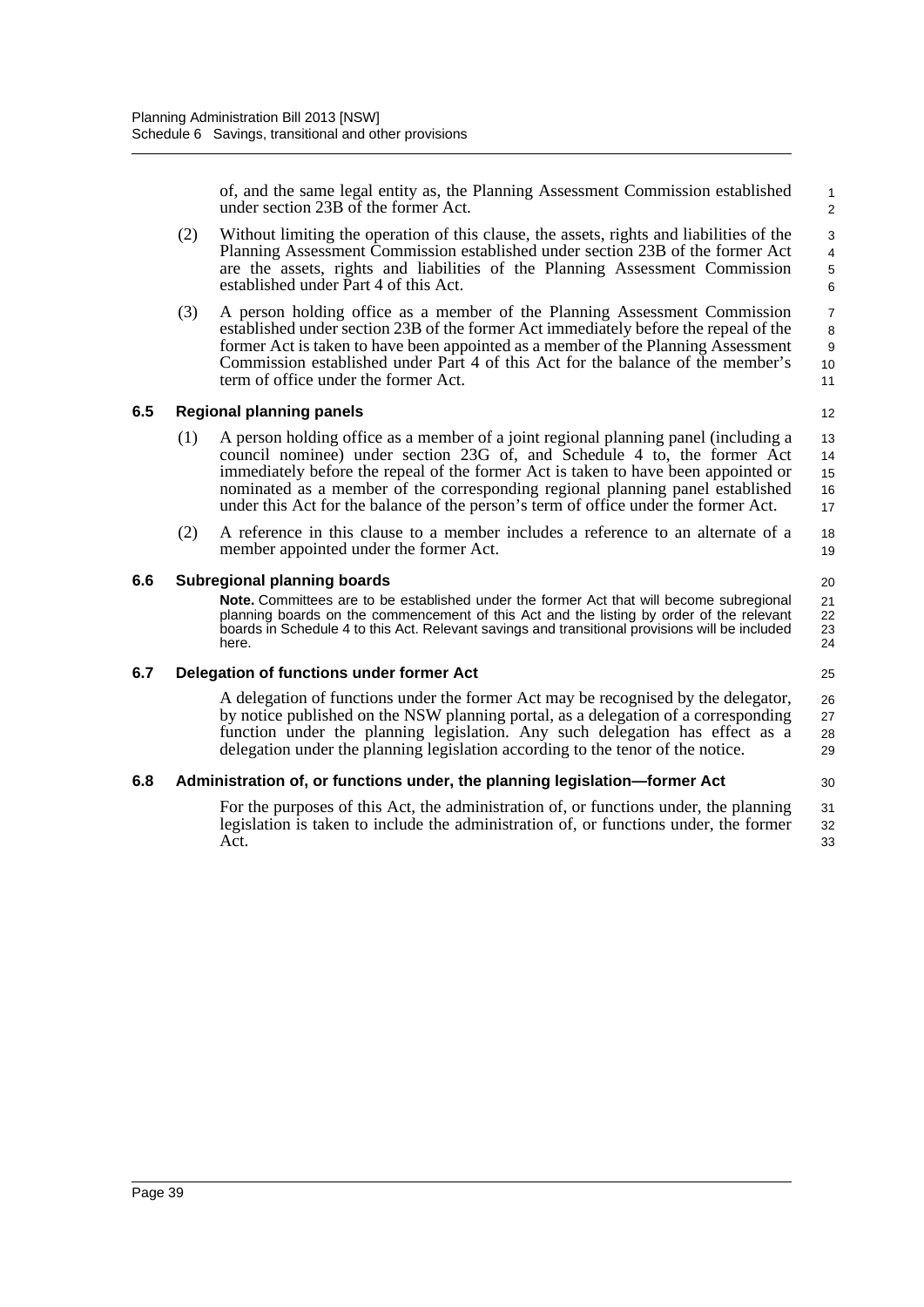of, and the same legal entity as, the Planning Assessment Commission established under section 23B of the former Act.

(2) Without limiting the operation of this clause, the assets, rights and liabilities of the Planning Assessment Commission established under section 23B of the former Act are the assets, rights and liabilities of the Planning Assessment Commission established under Part 4 of this Act.

(3) A person holding office as a member of the Planning Assessment Commission established under section 23B of the former Act immediately before the repeal of the former Act is taken to have been appointed as a member of the Planning Assessment Commission established under Part 4 of this Act for the balance of the member's term of office under the former Act.

### 6.5 Regional planning panels

(1) A person holding office as a member of a joint regional planning panel (including a council nominee) under section 23G of, and Schedule 4 to, the former Act immediately before the repeal of the former Act is taken to have been appointed or nominated as a member of the corresponding regional planning panel established under this Act for the balance of the person's term of office under the former Act.

(2) A reference in this clause to a member includes a reference to an alternate of a member appointed under the former Act.

### 6.6 Subregional planning boards

**Note.** Committees are to be established under the former Act that will become subregional planning boards on the commencement of this Act and the listing by order of the relevant boards in Schedule 4 to this Act. Relevant savings and transitional provisions will be included here.

### 6.7 Delegation of functions under former Act

A delegation of functions under the former Act may be recognised by the delegator, by notice published on the NSW planning portal, as a delegation of a corresponding function under the planning legislation. Any such delegation has effect as a delegation under the planning legislation according to the tenor of the notice.

### 6.8 Administration of, or functions under, the planning legislation—former Act

For the purposes of this Act, the administration of, or functions under, the planning legislation is taken to include the administration of, or functions under, the former Act.